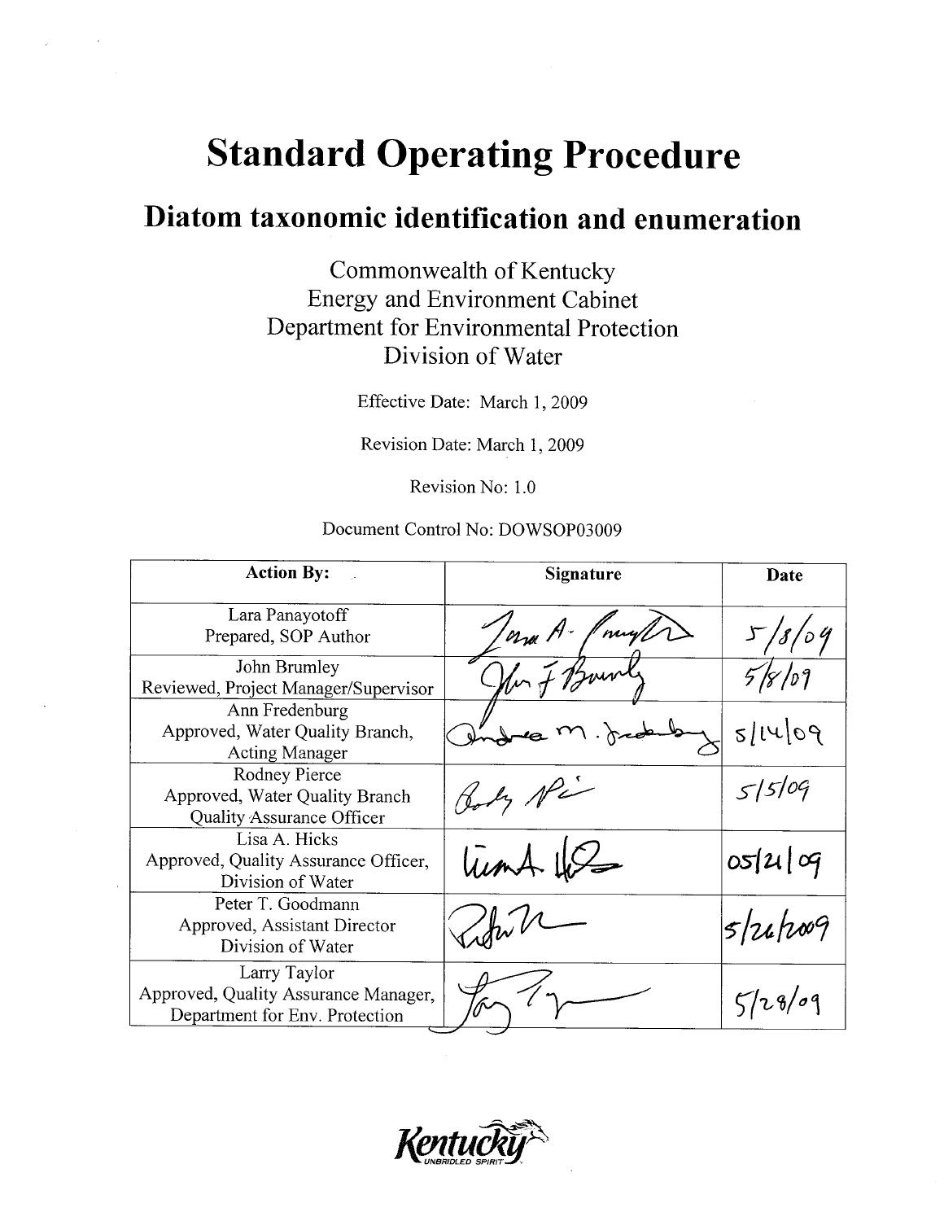# Standard Operating Procedure

## Diatom taxonomic identification and enumeration

Commonwealth of Kentucky
Energy and Environment Cabinet
Department for Environmental Protection
Division of Water

Effective Date: March 1, 2009

Revision Date: March 1, 2009

Revision No: 1.0

Document Control No: DOWSOP03009

| Action By: | Signature | Date |
|---|---|---|
| Lara Panayotoff<br>Prepared, SOP Author | | 5/8/09 |
| John Brumley<br>Reviewed, Project Manager/Supervisor | | 5/8/09 |
| Ann Fredenburg<br>Approved, Water Quality Branch, Acting Manager | | 5/14/09 |
| Rodney Pierce<br>Approved, Water Quality Branch Quality Assurance Officer | | 5/5/09 |
| Lisa A. Hicks<br>Approved, Quality Assurance Officer, Division of Water | | 05/21/09 |
| Peter T. Goodmann<br>Approved, Assistant Director Division of Water | | 5/26/2009 |
| Larry Taylor<br>Approved, Quality Assurance Manager, Department for Env. Protection | | 5/28/09 |

Kentucky
UNBRIDLED SPIRIT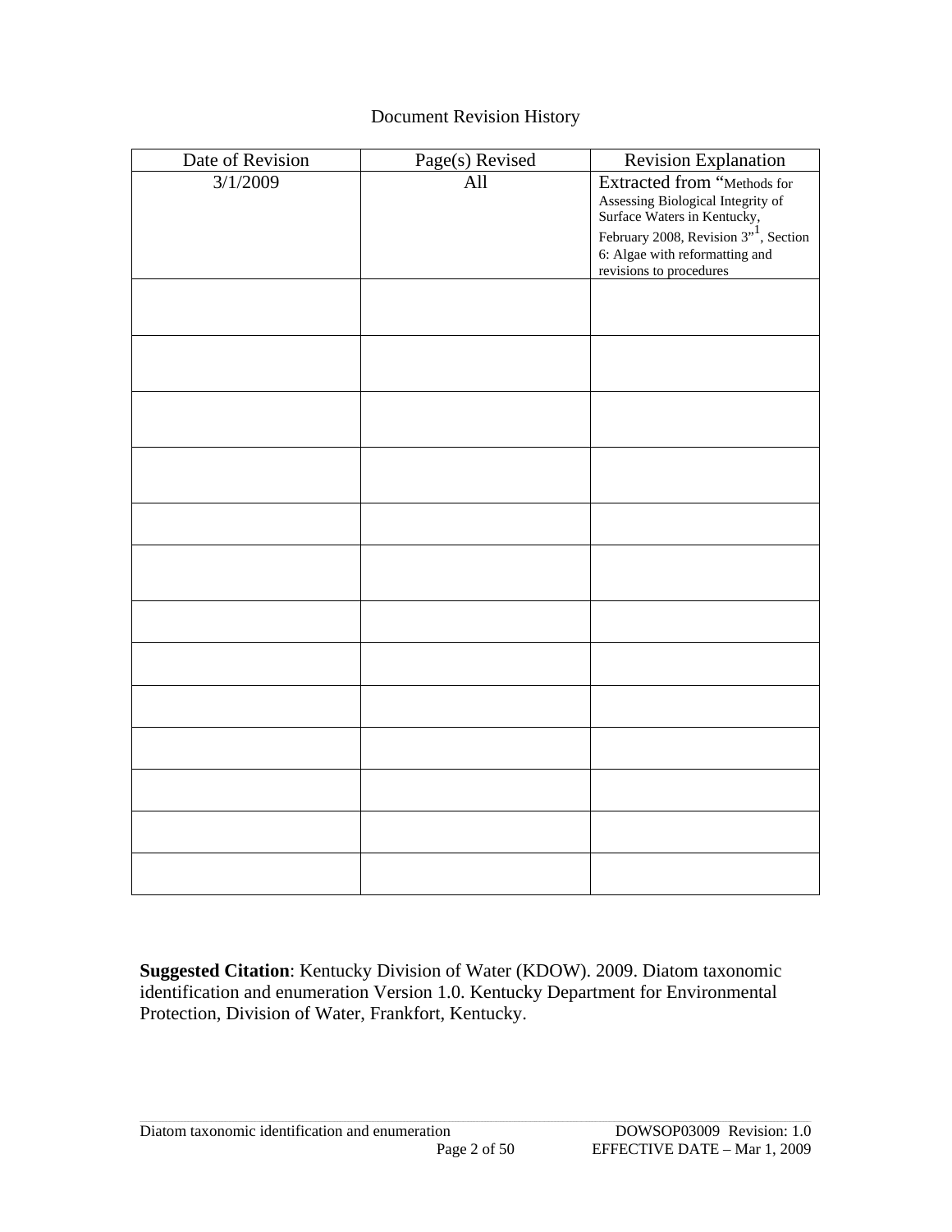Document Revision History

| Date of Revision | Page(s) Revised | Revision Explanation |
| --- | --- | --- |
| 3/1/2009 | All | Extracted from "Methods for Assessing Biological Integrity of Surface Waters in Kentucky, February 2008, Revision 3"[1], Section 6: Algae with reformatting and revisions to procedures |
| | | |
| | | |
| | | |
| | | |
| | | |
| | | |
| | | |
| | | |
| | | |
| | | |
| | | |
| | | |
| | | |

**Suggested Citation**: Kentucky Division of Water (KDOW). 2009. Diatom taxonomic identification and enumeration Version 1.0. Kentucky Department for Environmental Protection, Division of Water, Frankfort, Kentucky.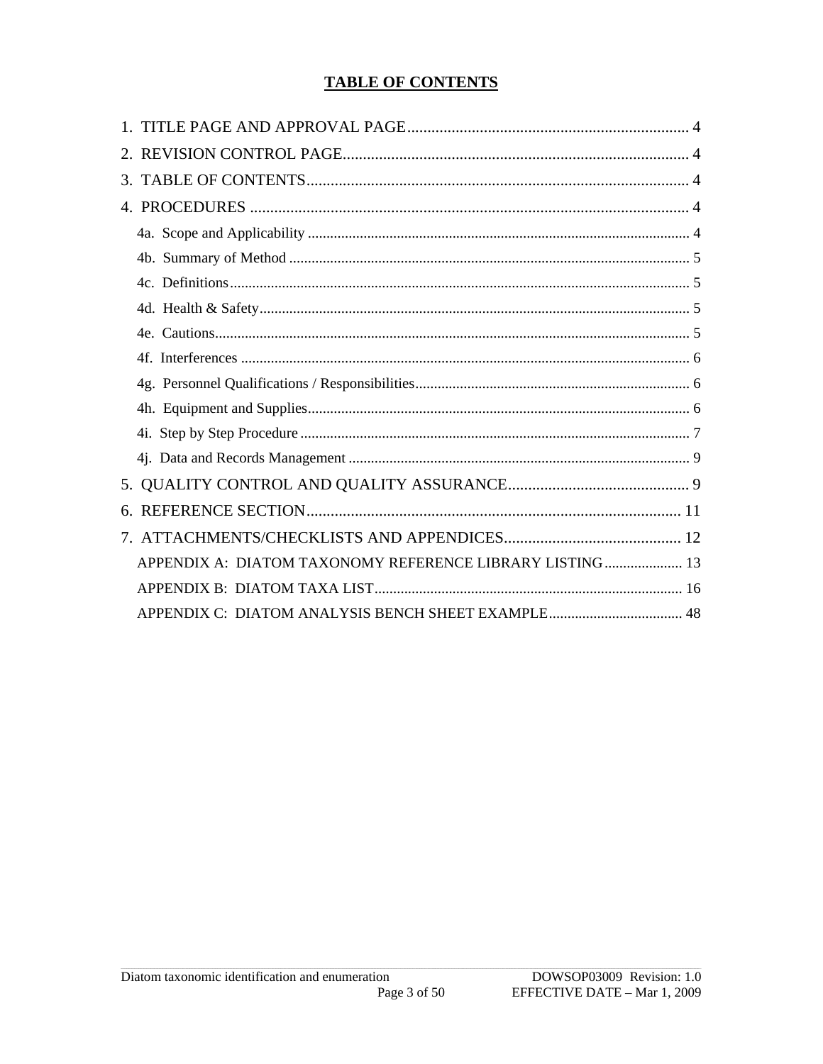# TABLE OF CONTENTS

1. TITLE PAGE AND APPROVAL PAGE ..................................................................... 4
2. REVISION CONTROL PAGE ..................................................................................... 4
3. TABLE OF CONTENTS .............................................................................................. 4
4. PROCEDURES ............................................................................................................ 4
   - 4a. Scope and Applicability ........................................................................................ 4
   - 4b. Summary of Method .............................................................................................. 5
   - 4c. Definitions ............................................................................................................ 5
   - 4d. Health & Safety ..................................................................................................... 5
   - 4e. Cautions ................................................................................................................ 5
   - 4f. Interferences .......................................................................................................... 6
   - 4g. Personnel Qualifications / Responsibilities .......................................................... 6
   - 4h. Equipment and Supplies ....................................................................................... 6
   - 4i. Step by Step Procedure .......................................................................................... 7
   - 4j. Data and Records Management ............................................................................ 9
5. QUALITY CONTROL AND QUALITY ASSURANCE ............................................. 9
6. REFERENCE SECTION ............................................................................................ 11
7. ATTACHMENTS/CHECKLISTS AND APPENDICES ............................................ 12
   - APPENDIX A: DIATOM TAXONOMY REFERENCE LIBRARY LISTING ..................... 13
   - APPENDIX B: DIATOM TAXA LIST .................................................................................. 16
   - APPENDIX C: DIATOM ANALYSIS BENCH SHEET EXAMPLE .................................... 48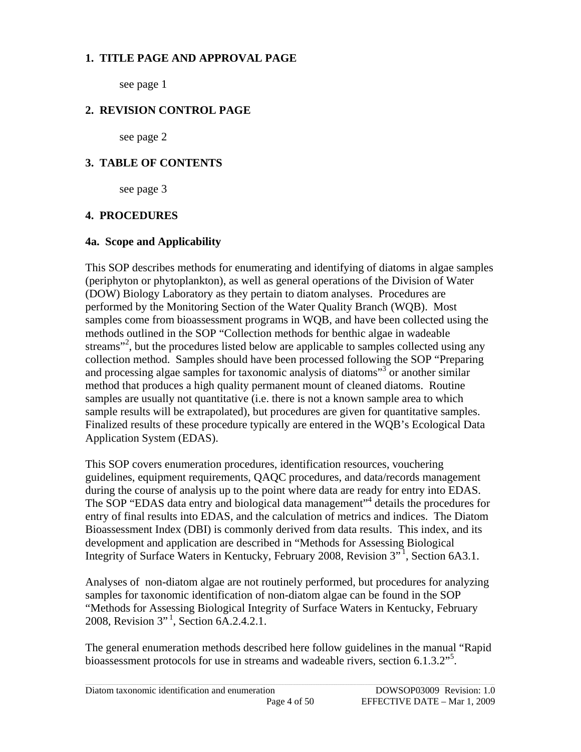## 1. TITLE PAGE AND APPROVAL PAGE

see page 1

## 2. REVISION CONTROL PAGE

see page 2

## 3. TABLE OF CONTENTS

see page 3

## 4. PROCEDURES

### 4a. Scope and Applicability

This SOP describes methods for enumerating and identifying of diatoms in algae samples (periphyton or phytoplankton), as well as general operations of the Division of Water (DOW) Biology Laboratory as they pertain to diatom analyses. Procedures are performed by the Monitoring Section of the Water Quality Branch (WQB). Most samples come from bioassessment programs in WQB, and have been collected using the methods outlined in the SOP "Collection methods for benthic algae in wadeable streams"[2], but the procedures listed below are applicable to samples collected using any collection method. Samples should have been processed following the SOP "Preparing and processing algae samples for taxonomic analysis of diatoms"[3] or another similar method that produces a high quality permanent mount of cleaned diatoms. Routine samples are usually not quantitative (i.e. there is not a known sample area to which sample results will be extrapolated), but procedures are given for quantitative samples. Finalized results of these procedure typically are entered in the WQB's Ecological Data Application System (EDAS).

This SOP covers enumeration procedures, identification resources, vouchering guidelines, equipment requirements, QAQC procedures, and data/records management during the course of analysis up to the point where data are ready for entry into EDAS. The SOP "EDAS data entry and biological data management"[4] details the procedures for entry of final results into EDAS, and the calculation of metrics and indices. The Diatom Bioassessment Index (DBI) is commonly derived from data results. This index, and its development and application are described in "Methods for Assessing Biological Integrity of Surface Waters in Kentucky, February 2008, Revision 3"[1], Section 6A3.1.

Analyses of non-diatom algae are not routinely performed, but procedures for analyzing samples for taxonomic identification of non-diatom algae can be found in the SOP "Methods for Assessing Biological Integrity of Surface Waters in Kentucky, February 2008, Revision 3"[1], Section 6A.2.4.2.1.

The general enumeration methods described here follow guidelines in the manual "Rapid bioassessment protocols for use in streams and wadeable rivers, section 6.1.3.2"[5].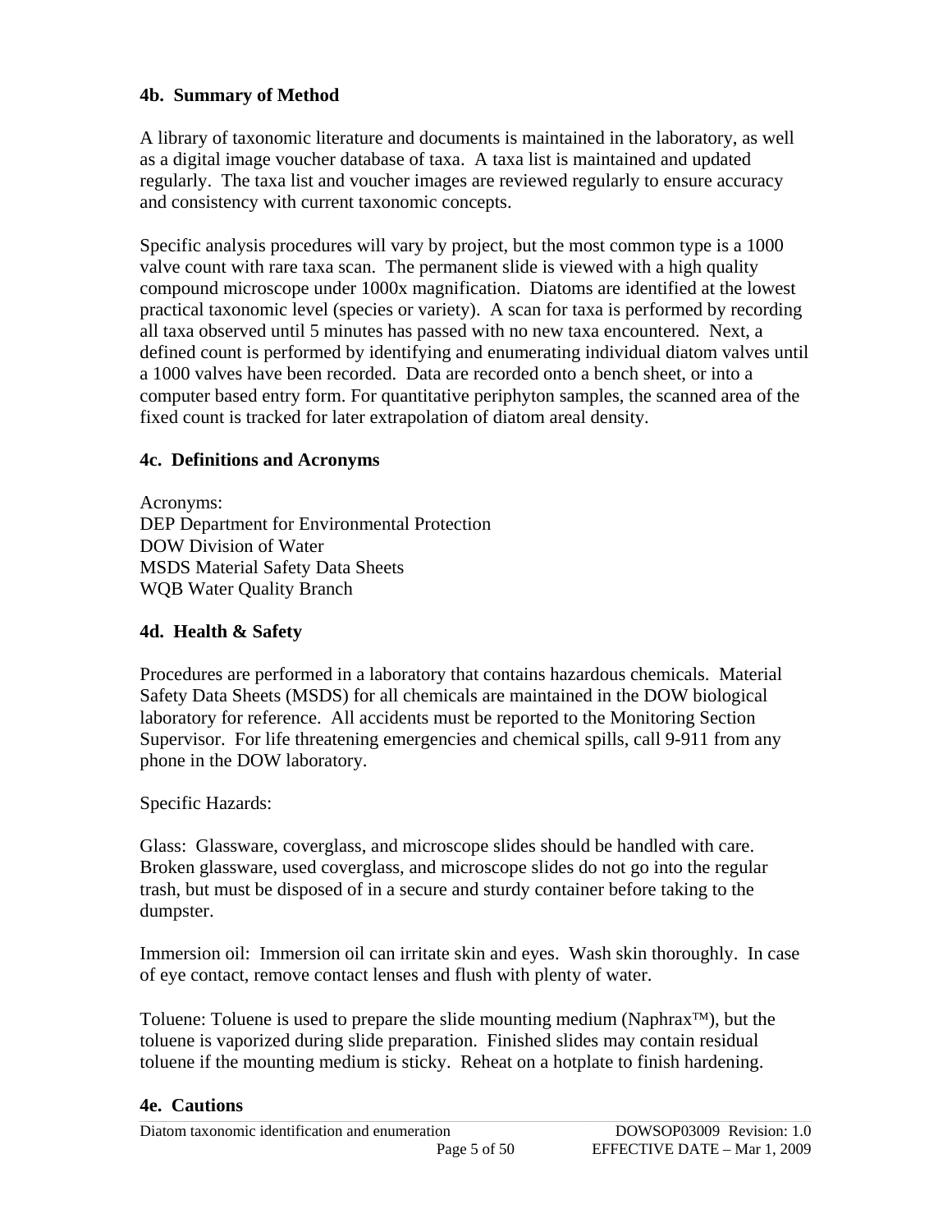### 4b. Summary of Method

A library of taxonomic literature and documents is maintained in the laboratory, as well as a digital image voucher database of taxa. A taxa list is maintained and updated regularly. The taxa list and voucher images are reviewed regularly to ensure accuracy and consistency with current taxonomic concepts.

Specific analysis procedures will vary by project, but the most common type is a 1000 valve count with rare taxa scan. The permanent slide is viewed with a high quality compound microscope under 1000x magnification. Diatoms are identified at the lowest practical taxonomic level (species or variety). A scan for taxa is performed by recording all taxa observed until 5 minutes has passed with no new taxa encountered. Next, a defined count is performed by identifying and enumerating individual diatom valves until a 1000 valves have been recorded. Data are recorded onto a bench sheet, or into a computer based entry form. For quantitative periphyton samples, the scanned area of the fixed count is tracked for later extrapolation of diatom areal density.

### 4c. Definitions and Acronyms

Acronyms:
DEP Department for Environmental Protection
DOW Division of Water
MSDS Material Safety Data Sheets
WQB Water Quality Branch

### 4d. Health & Safety

Procedures are performed in a laboratory that contains hazardous chemicals. Material Safety Data Sheets (MSDS) for all chemicals are maintained in the DOW biological laboratory for reference. All accidents must be reported to the Monitoring Section Supervisor. For life threatening emergencies and chemical spills, call 9-911 from any phone in the DOW laboratory.

Specific Hazards:

Glass: Glassware, coverglass, and microscope slides should be handled with care. Broken glassware, used coverglass, and microscope slides do not go into the regular trash, but must be disposed of in a secure and sturdy container before taking to the dumpster.

Immersion oil: Immersion oil can irritate skin and eyes. Wash skin thoroughly. In case of eye contact, remove contact lenses and flush with plenty of water.

Toluene: Toluene is used to prepare the slide mounting medium (Naphrax™), but the toluene is vaporized during slide preparation. Finished slides may contain residual toluene if the mounting medium is sticky. Reheat on a hotplate to finish hardening.

### 4e. Cautions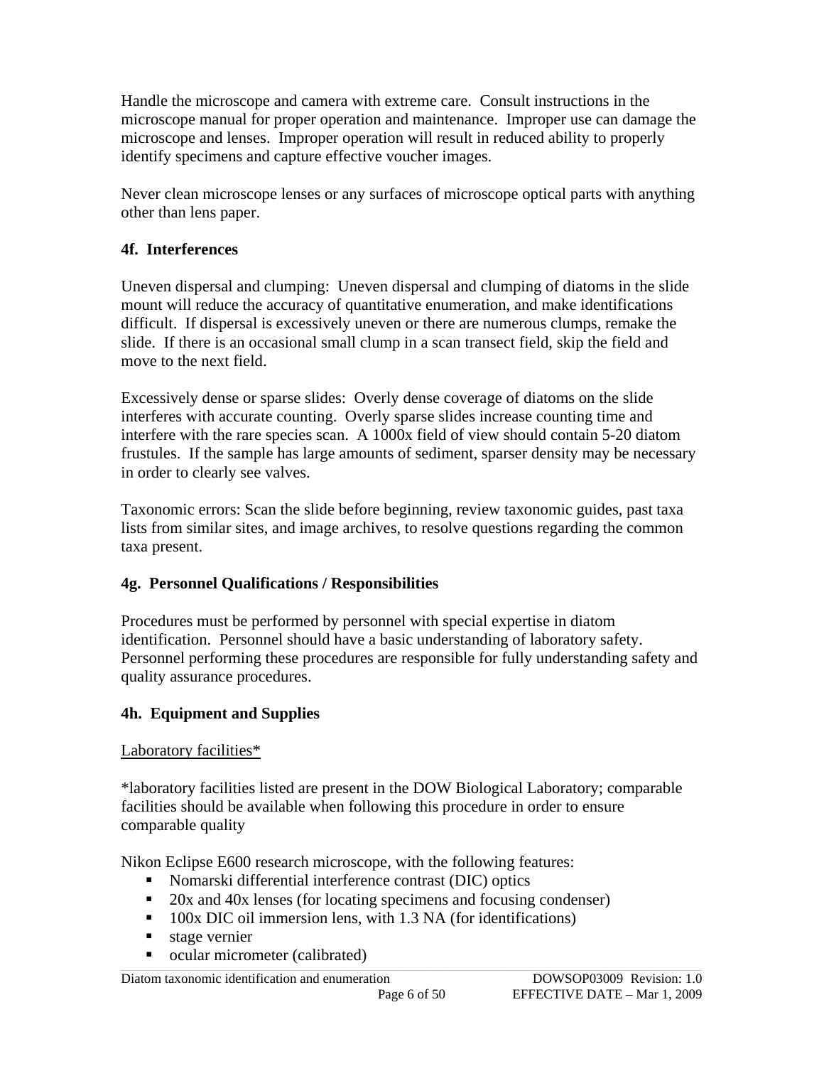Handle the microscope and camera with extreme care. Consult instructions in the microscope manual for proper operation and maintenance. Improper use can damage the microscope and lenses. Improper operation will result in reduced ability to properly identify specimens and capture effective voucher images.

Never clean microscope lenses or any surfaces of microscope optical parts with anything other than lens paper.

## 4f. Interferences

Uneven dispersal and clumping: Uneven dispersal and clumping of diatoms in the slide mount will reduce the accuracy of quantitative enumeration, and make identifications difficult. If dispersal is excessively uneven or there are numerous clumps, remake the slide. If there is an occasional small clump in a scan transect field, skip the field and move to the next field.

Excessively dense or sparse slides: Overly dense coverage of diatoms on the slide interferes with accurate counting. Overly sparse slides increase counting time and interfere with the rare species scan. A 1000x field of view should contain 5-20 diatom frustules. If the sample has large amounts of sediment, sparser density may be necessary in order to clearly see valves.

Taxonomic errors: Scan the slide before beginning, review taxonomic guides, past taxa lists from similar sites, and image archives, to resolve questions regarding the common taxa present.

## 4g. Personnel Qualifications / Responsibilities

Procedures must be performed by personnel with special expertise in diatom identification. Personnel should have a basic understanding of laboratory safety. Personnel performing these procedures are responsible for fully understanding safety and quality assurance procedures.

## 4h. Equipment and Supplies

<u>Laboratory facilities*</u>

*laboratory facilities listed are present in the DOW Biological Laboratory; comparable facilities should be available when following this procedure in order to ensure comparable quality

Nikon Eclipse E600 research microscope, with the following features:

- Nomarski differential interference contrast (DIC) optics
- 20x and 40x lenses (for locating specimens and focusing condenser)
- 100x DIC oil immersion lens, with 1.3 NA (for identifications)
- stage vernier
- ocular micrometer (calibrated)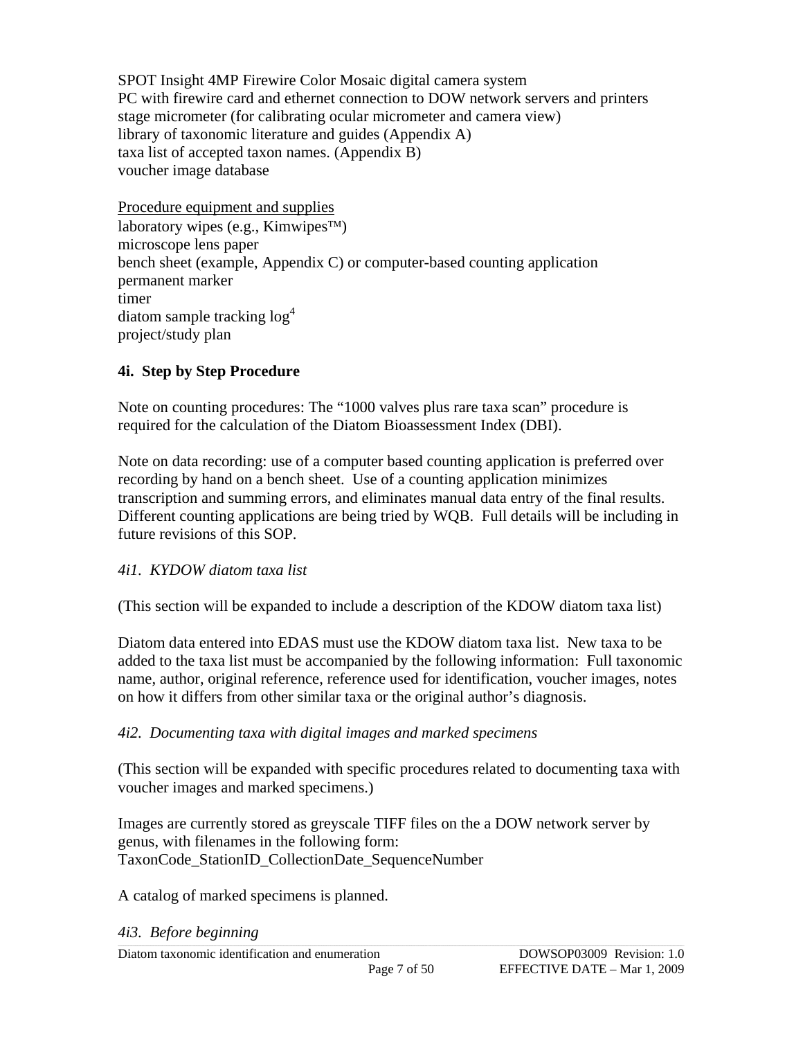SPOT Insight 4MP Firewire Color Mosaic digital camera system
PC with firewire card and ethernet connection to DOW network servers and printers
stage micrometer (for calibrating ocular micrometer and camera view)
library of taxonomic literature and guides (Appendix A)
taxa list of accepted taxon names. (Appendix B)
voucher image database

Procedure equipment and supplies
laboratory wipes (e.g., Kimwipes™)
microscope lens paper
bench sheet (example, Appendix C) or computer-based counting application
permanent marker
timer
diatom sample tracking log[4]
project/study plan

**4i. Step by Step Procedure**

Note on counting procedures: The “1000 valves plus rare taxa scan” procedure is required for the calculation of the Diatom Bioassessment Index (DBI).

Note on data recording: use of a computer based counting application is preferred over recording by hand on a bench sheet. Use of a counting application minimizes transcription and summing errors, and eliminates manual data entry of the final results. Different counting applications are being tried by WQB. Full details will be including in future revisions of this SOP.

*4i1. KYDOW diatom taxa list*

(This section will be expanded to include a description of the KDOW diatom taxa list)

Diatom data entered into EDAS must use the KDOW diatom taxa list. New taxa to be added to the taxa list must be accompanied by the following information: Full taxonomic name, author, original reference, reference used for identification, voucher images, notes on how it differs from other similar taxa or the original author’s diagnosis.

*4i2. Documenting taxa with digital images and marked specimens*

(This section will be expanded with specific procedures related to documenting taxa with voucher images and marked specimens.)

Images are currently stored as greyscale TIFF files on the a DOW network server by genus, with filenames in the following form:
TaxonCode_StationID_CollectionDate_SequenceNumber

A catalog of marked specimens is planned.

*4i3. Before beginning*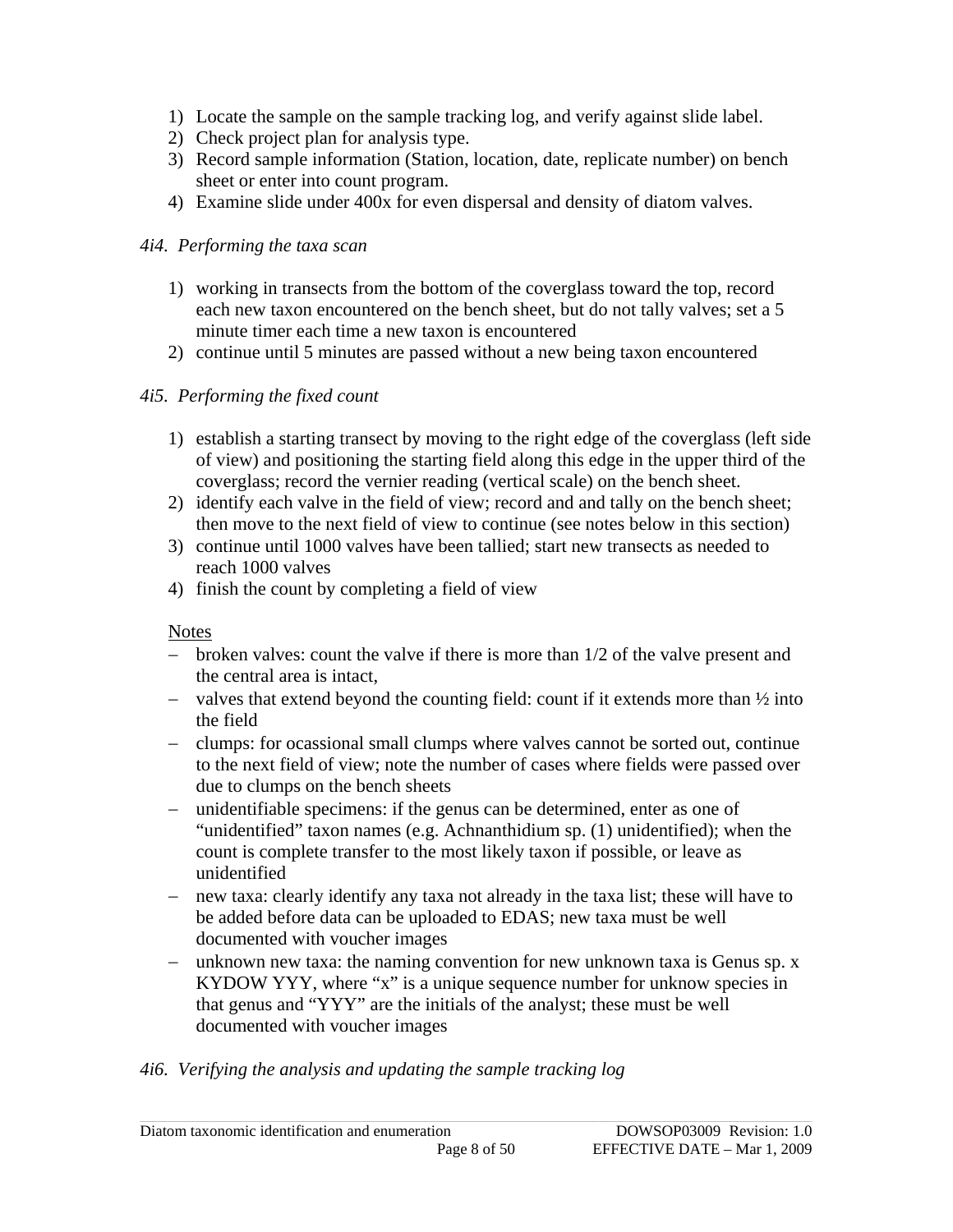1) Locate the sample on the sample tracking log, and verify against slide label.
2) Check project plan for analysis type.
3) Record sample information (Station, location, date, replicate number) on bench sheet or enter into count program.
4) Examine slide under 400x for even dispersal and density of diatom valves.

*4i4. Performing the taxa scan*

1) working in transects from the bottom of the coverglass toward the top, record each new taxon encountered on the bench sheet, but do not tally valves; set a 5 minute timer each time a new taxon is encountered
2) continue until 5 minutes are passed without a new being taxon encountered

*4i5. Performing the fixed count*

1) establish a starting transect by moving to the right edge of the coverglass (left side of view) and positioning the starting field along this edge in the upper third of the coverglass; record the vernier reading (vertical scale) on the bench sheet.
2) identify each valve in the field of view; record and and tally on the bench sheet; then move to the next field of view to continue (see notes below in this section)
3) continue until 1000 valves have been tallied; start new transects as needed to reach 1000 valves
4) finish the count by completing a field of view

Notes

- broken valves: count the valve if there is more than 1/2 of the valve present and the central area is intact,
- valves that extend beyond the counting field: count if it extends more than ½ into the field
- clumps: for ocassional small clumps where valves cannot be sorted out, continue to the next field of view; note the number of cases where fields were passed over due to clumps on the bench sheets
- unidentifiable specimens: if the genus can be determined, enter as one of "unidentified" taxon names (e.g. Achnanthidium sp. (1) unidentified); when the count is complete transfer to the most likely taxon if possible, or leave as unidentified
- new taxa: clearly identify any taxa not already in the taxa list; these will have to be added before data can be uploaded to EDAS; new taxa must be well documented with voucher images
- unknown new taxa: the naming convention for new unknown taxa is Genus sp. x KYDOW YYY, where "x" is a unique sequence number for unknow species in that genus and "YYY" are the initials of the analyst; these must be well documented with voucher images

*4i6. Verifying the analysis and updating the sample tracking log*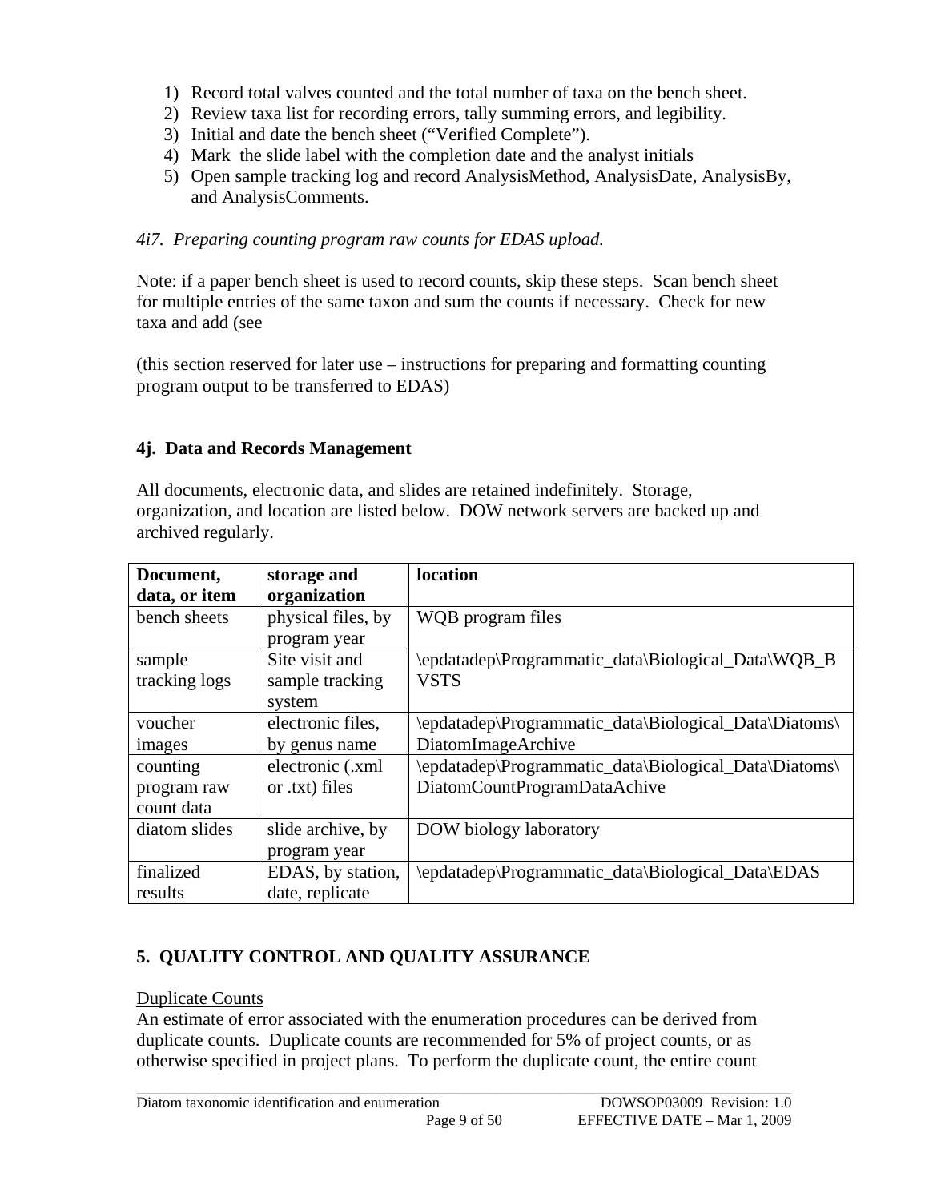1) Record total valves counted and the total number of taxa on the bench sheet.
2) Review taxa list for recording errors, tally summing errors, and legibility.
3) Initial and date the bench sheet ("Verified Complete").
4) Mark the slide label with the completion date and the analyst initials
5) Open sample tracking log and record AnalysisMethod, AnalysisDate, AnalysisBy, and AnalysisComments.

*4i7. Preparing counting program raw counts for EDAS upload.*

Note: if a paper bench sheet is used to record counts, skip these steps. Scan bench sheet for multiple entries of the same taxon and sum the counts if necessary. Check for new taxa and add (see

(this section reserved for later use – instructions for preparing and formatting counting program output to be transferred to EDAS)

### 4j. Data and Records Management

All documents, electronic data, and slides are retained indefinitely. Storage, organization, and location are listed below. DOW network servers are backed up and archived regularly.

| Document, data, or item | storage and organization | location |
|---|---|---|
| bench sheets | physical files, by program year | WQB program files |
| sample tracking logs | Site visit and sample tracking system | \epdatadep\Programmatic_data\Biological_Data\WQB_BVSTS |
| voucher images | electronic files, by genus name | \epdatadep\Programmatic_data\Biological_Data\Diatoms\DiatomImageArchive |
| counting program raw count data | electronic (.xml or .txt) files | \epdatadep\Programmatic_data\Biological_Data\Diatoms\DiatomCountProgramDataAchive |
| diatom slides | slide archive, by program year | DOW biology laboratory |
| finalized results | EDAS, by station, date, replicate | \epdatadep\Programmatic_data\Biological_Data\EDAS |

## 5. QUALITY CONTROL AND QUALITY ASSURANCE

Duplicate Counts

An estimate of error associated with the enumeration procedures can be derived from duplicate counts. Duplicate counts are recommended for 5% of project counts, or as otherwise specified in project plans. To perform the duplicate count, the entire count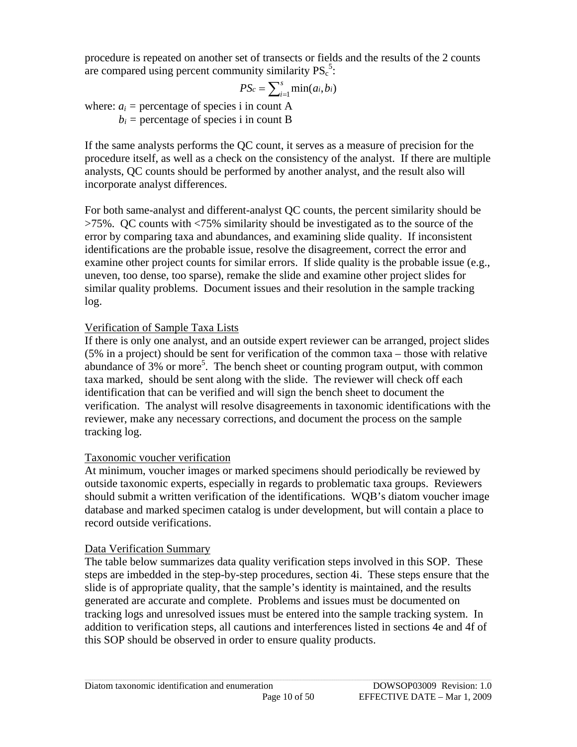procedure is repeated on another set of transects or fields and the results of the 2 counts are compared using percent community similarity $PS_c$[5]:

$$PS_c = \sum_{i=1}^{s} \min(a_i, b_i)$$

where: $a_i$ = percentage of species i in count A
$b_i$ = percentage of species i in count B

If the same analysts performs the QC count, it serves as a measure of precision for the procedure itself, as well as a check on the consistency of the analyst. If there are multiple analysts, QC counts should be performed by another analyst, and the result also will incorporate analyst differences.

For both same-analyst and different-analyst QC counts, the percent similarity should be >75%. QC counts with <75% similarity should be investigated as to the source of the error by comparing taxa and abundances, and examining slide quality. If inconsistent identifications are the probable issue, resolve the disagreement, correct the error and examine other project counts for similar errors. If slide quality is the probable issue (e.g., uneven, too dense, too sparse), remake the slide and examine other project slides for similar quality problems. Document issues and their resolution in the sample tracking log.

Verification of Sample Taxa Lists

If there is only one analyst, and an outside expert reviewer can be arranged, project slides (5% in a project) should be sent for verification of the common taxa – those with relative abundance of 3% or more[5]. The bench sheet or counting program output, with common taxa marked, should be sent along with the slide. The reviewer will check off each identification that can be verified and will sign the bench sheet to document the verification. The analyst will resolve disagreements in taxonomic identifications with the reviewer, make any necessary corrections, and document the process on the sample tracking log.

Taxonomic voucher verification

At minimum, voucher images or marked specimens should periodically be reviewed by outside taxonomic experts, especially in regards to problematic taxa groups. Reviewers should submit a written verification of the identifications. WQB's diatom voucher image database and marked specimen catalog is under development, but will contain a place to record outside verifications.

Data Verification Summary

The table below summarizes data quality verification steps involved in this SOP. These steps are imbedded in the step-by-step procedures, section 4i. These steps ensure that the slide is of appropriate quality, that the sample's identity is maintained, and the results generated are accurate and complete. Problems and issues must be documented on tracking logs and unresolved issues must be entered into the sample tracking system. In addition to verification steps, all cautions and interferences listed in sections 4e and 4f of this SOP should be observed in order to ensure quality products.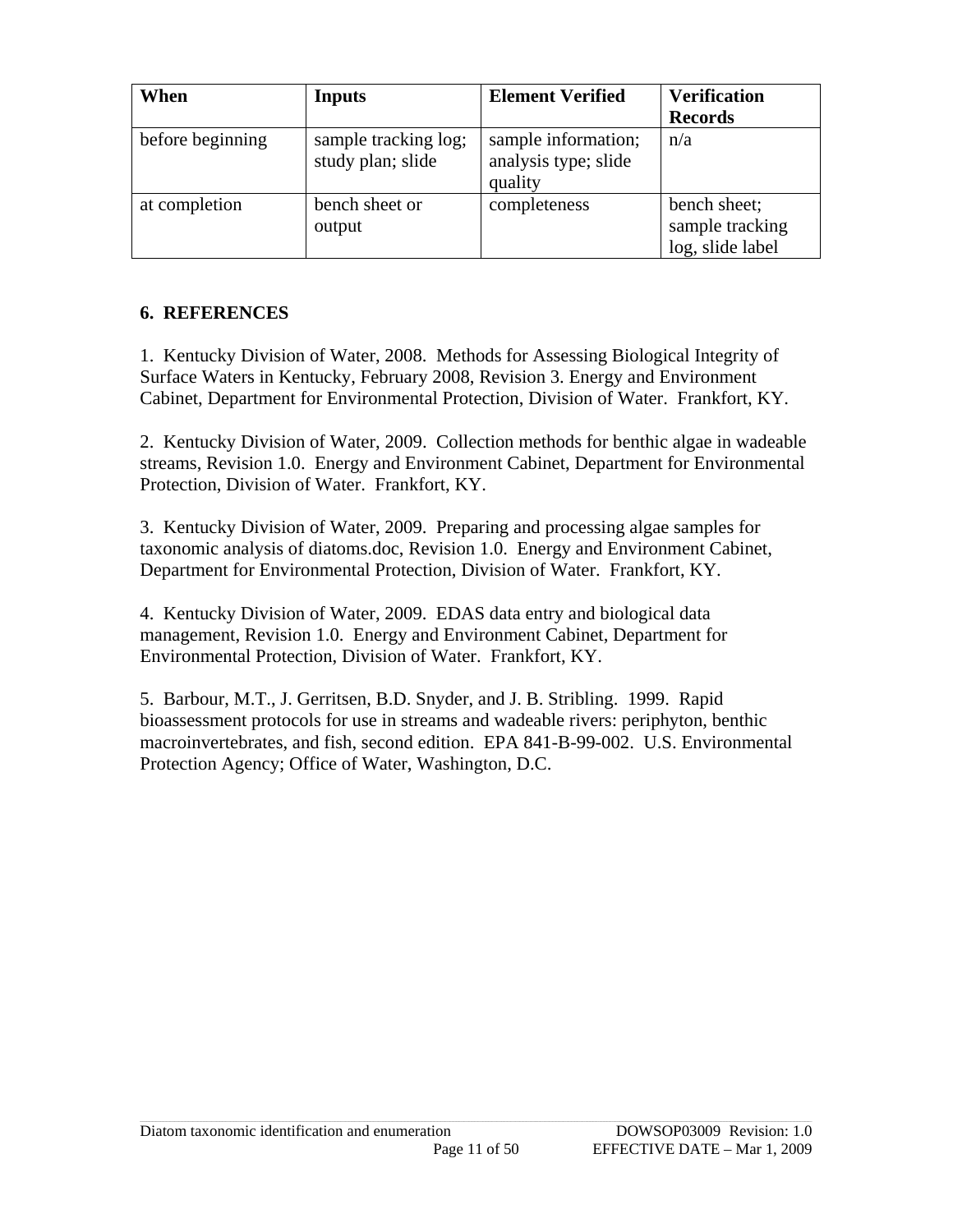| When | Inputs | Element Verified | Verification Records |
|---|---|---|---|
| before beginning | sample tracking log; study plan; slide | sample information; analysis type; slide quality | n/a |
| at completion | bench sheet or output | completeness | bench sheet; sample tracking log, slide label |

## 6. REFERENCES

1. Kentucky Division of Water, 2008. Methods for Assessing Biological Integrity of Surface Waters in Kentucky, February 2008, Revision 3. Energy and Environment Cabinet, Department for Environmental Protection, Division of Water. Frankfort, KY.

2. Kentucky Division of Water, 2009. Collection methods for benthic algae in wadeable streams, Revision 1.0. Energy and Environment Cabinet, Department for Environmental Protection, Division of Water. Frankfort, KY.

3. Kentucky Division of Water, 2009. Preparing and processing algae samples for taxonomic analysis of diatoms.doc, Revision 1.0. Energy and Environment Cabinet, Department for Environmental Protection, Division of Water. Frankfort, KY.

4. Kentucky Division of Water, 2009. EDAS data entry and biological data management, Revision 1.0. Energy and Environment Cabinet, Department for Environmental Protection, Division of Water. Frankfort, KY.

5. Barbour, M.T., J. Gerritsen, B.D. Snyder, and J. B. Stribling. 1999. Rapid bioassessment protocols for use in streams and wadeable rivers: periphyton, benthic macroinvertebrates, and fish, second edition. EPA 841-B-99-002. U.S. Environmental Protection Agency; Office of Water, Washington, D.C.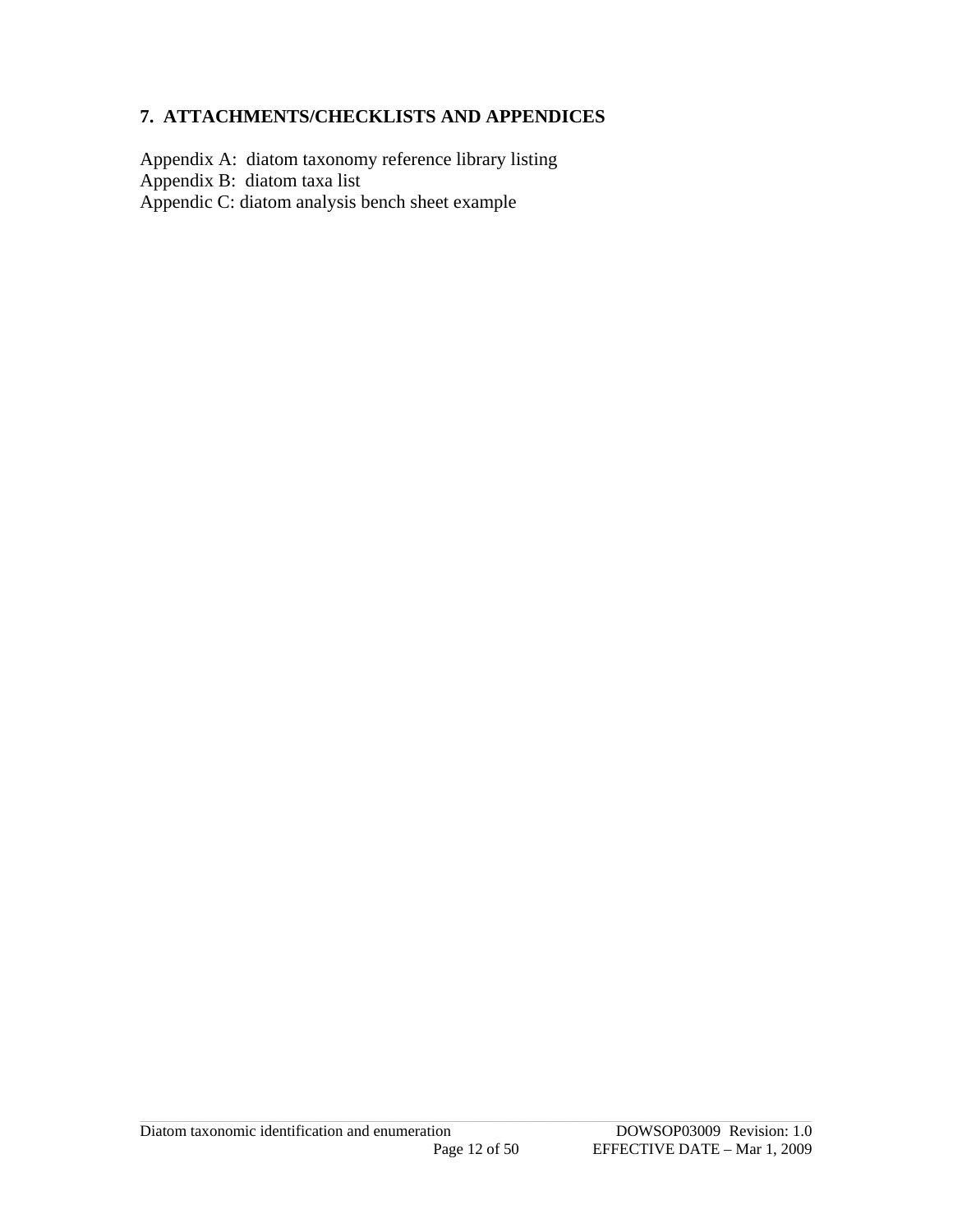## 7. ATTACHMENTS/CHECKLISTS AND APPENDICES

Appendix A: diatom taxonomy reference library listing
Appendix B: diatom taxa list
Appendic C: diatom analysis bench sheet example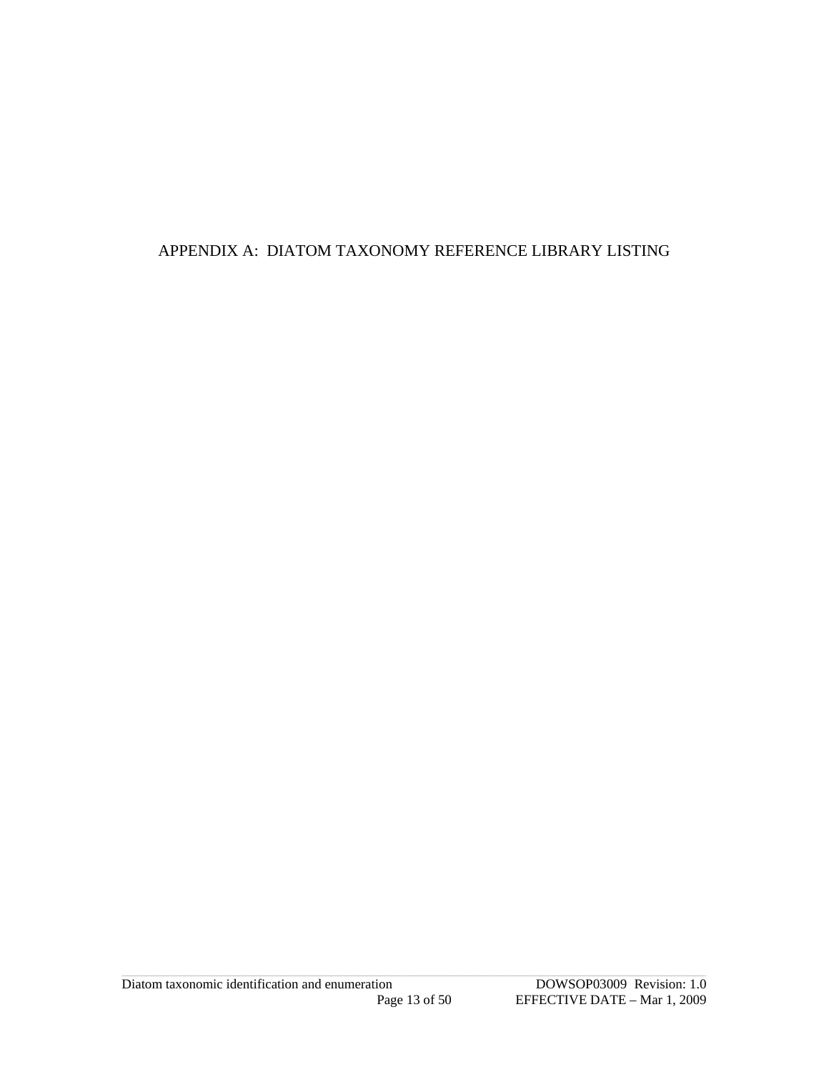# APPENDIX A: DIATOM TAXONOMY REFERENCE LIBRARY LISTING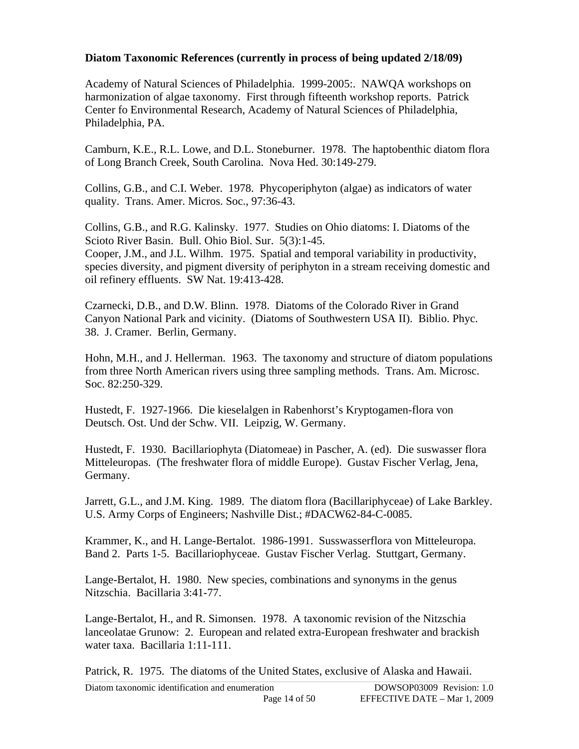**Diatom Taxonomic References (currently in process of being updated 2/18/09)**

Academy of Natural Sciences of Philadelphia. 1999-2005:. NAWQA workshops on harmonization of algae taxonomy. First through fifteenth workshop reports. Patrick Center fo Environmental Research, Academy of Natural Sciences of Philadelphia, Philadelphia, PA.

Camburn, K.E., R.L. Lowe, and D.L. Stoneburner. 1978. The haptobenthic diatom flora of Long Branch Creek, South Carolina. Nova Hed. 30:149-279.

Collins, G.B., and C.I. Weber. 1978. Phycoperiphyton (algae) as indicators of water quality. Trans. Amer. Micros. Soc., 97:36-43.

Collins, G.B., and R.G. Kalinsky. 1977. Studies on Ohio diatoms: I. Diatoms of the Scioto River Basin. Bull. Ohio Biol. Sur. 5(3):1-45.
Cooper, J.M., and J.L. Wilhm. 1975. Spatial and temporal variability in productivity, species diversity, and pigment diversity of periphyton in a stream receiving domestic and oil refinery effluents. SW Nat. 19:413-428.

Czarnecki, D.B., and D.W. Blinn. 1978. Diatoms of the Colorado River in Grand Canyon National Park and vicinity. (Diatoms of Southwestern USA II). Biblio. Phyc. 38. J. Cramer. Berlin, Germany.

Hohn, M.H., and J. Hellerman. 1963. The taxonomy and structure of diatom populations from three North American rivers using three sampling methods. Trans. Am. Microsc. Soc. 82:250-329.

Hustedt, F. 1927-1966. Die kieselalgen in Rabenhorst's Kryptogamen-flora von Deutsch. Ost. Und der Schw. VII. Leipzig, W. Germany.

Hustedt, F. 1930. Bacillariophyta (Diatomeae) in Pascher, A. (ed). Die suswasser flora Mitteleuropas. (The freshwater flora of middle Europe). Gustav Fischer Verlag, Jena, Germany.

Jarrett, G.L., and J.M. King. 1989. The diatom flora (Bacillariphyceae) of Lake Barkley. U.S. Army Corps of Engineers; Nashville Dist.; #DACW62-84-C-0085.

Krammer, K., and H. Lange-Bertalot. 1986-1991. Susswasserflora von Mitteleuropa. Band 2. Parts 1-5. Bacillariophyceae. Gustav Fischer Verlag. Stuttgart, Germany.

Lange-Bertalot, H. 1980. New species, combinations and synonyms in the genus Nitzschia. Bacillaria 3:41-77.

Lange-Bertalot, H., and R. Simonsen. 1978. A taxonomic revision of the Nitzschia lanceolatae Grunow: 2. European and related extra-European freshwater and brackish water taxa. Bacillaria 1:11-111.

Patrick, R. 1975. The diatoms of the United States, exclusive of Alaska and Hawaii.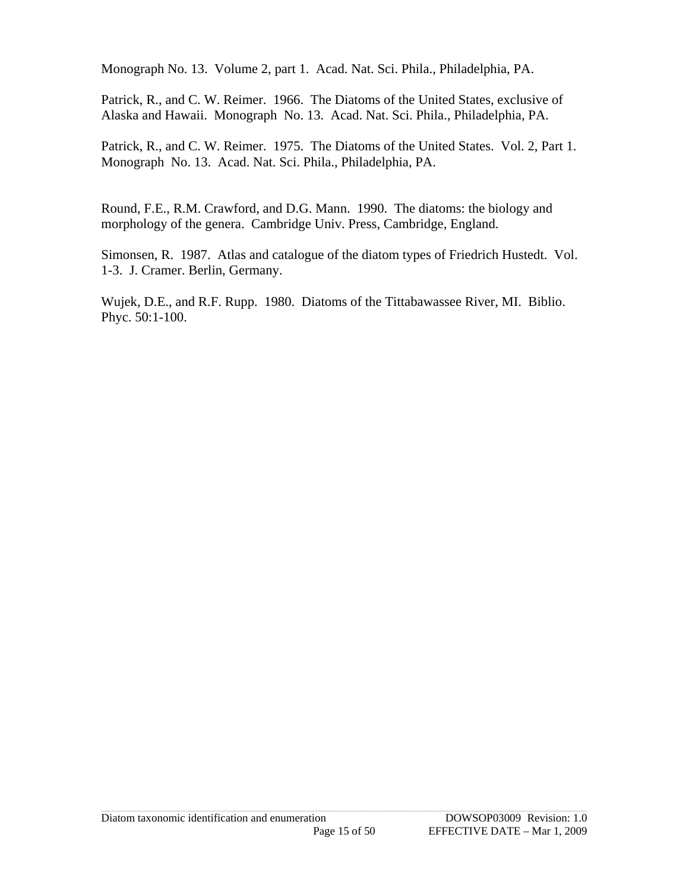Monograph No. 13. Volume 2, part 1. Acad. Nat. Sci. Phila., Philadelphia, PA.

Patrick, R., and C. W. Reimer. 1966. The Diatoms of the United States, exclusive of Alaska and Hawaii. Monograph No. 13. Acad. Nat. Sci. Phila., Philadelphia, PA.

Patrick, R., and C. W. Reimer. 1975. The Diatoms of the United States. Vol. 2, Part 1. Monograph No. 13. Acad. Nat. Sci. Phila., Philadelphia, PA.

Round, F.E., R.M. Crawford, and D.G. Mann. 1990. The diatoms: the biology and morphology of the genera. Cambridge Univ. Press, Cambridge, England.

Simonsen, R. 1987. Atlas and catalogue of the diatom types of Friedrich Hustedt. Vol. 1-3. J. Cramer. Berlin, Germany.

Wujek, D.E., and R.F. Rupp. 1980. Diatoms of the Tittabawassee River, MI. Biblio. Phyc. 50:1-100.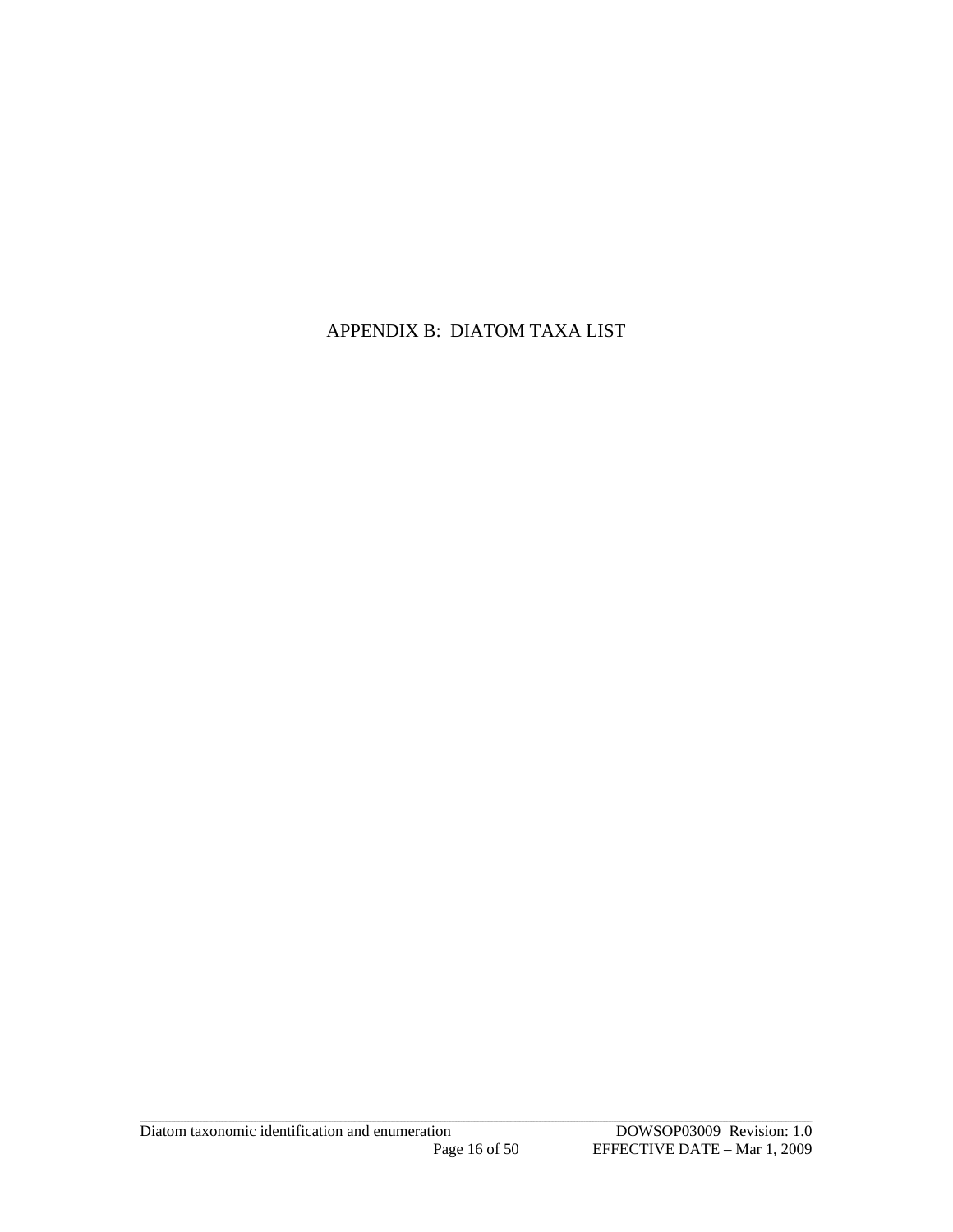# APPENDIX B: DIATOM TAXA LIST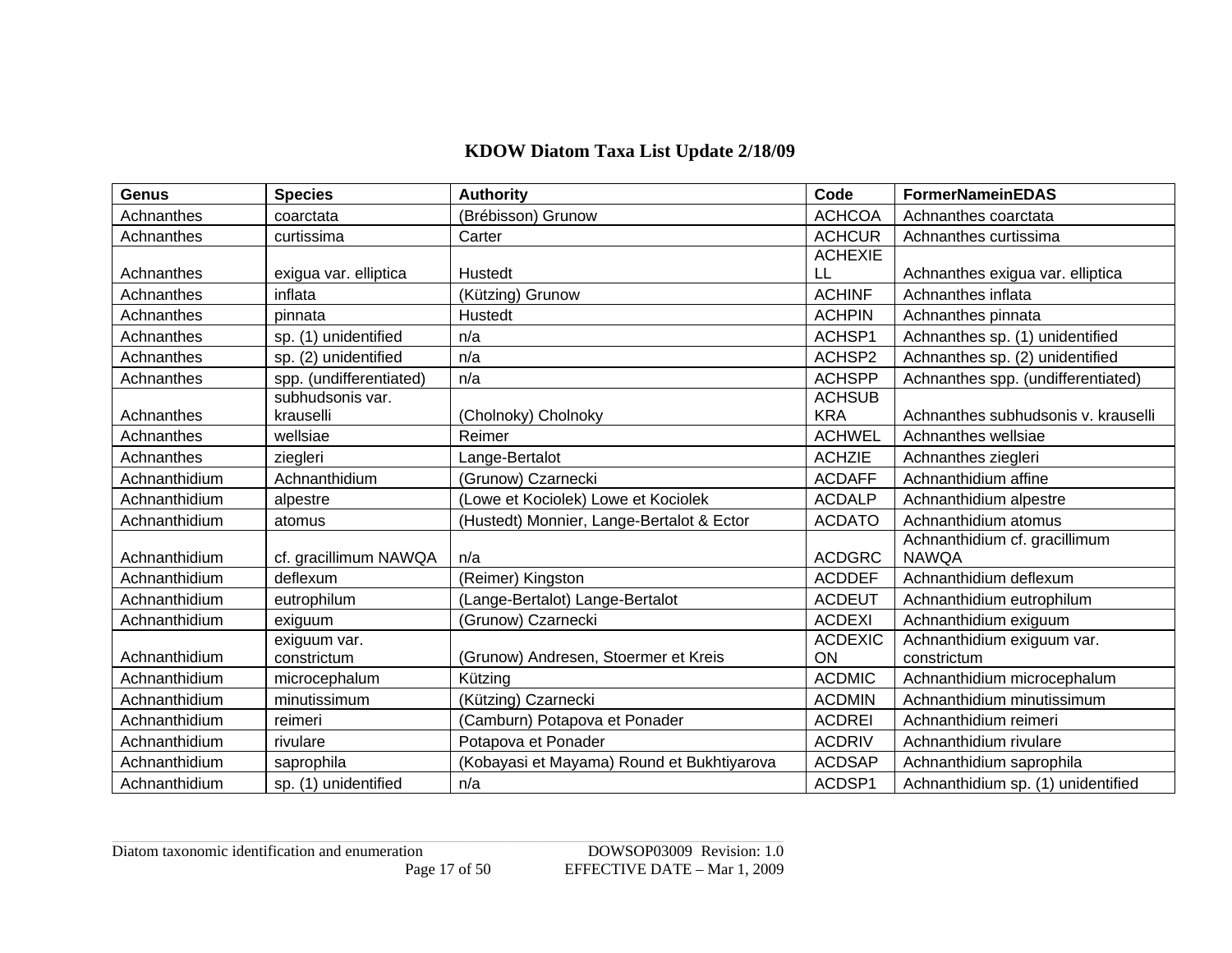# KDOW Diatom Taxa List Update 2/18/09

| Genus | Species | Authority | Code | FormerNameinEDAS |
|---|---|---|---|---|
| Achnanthes | coarctata | (Brébisson) Grunow | ACHCOA | Achnanthes coarctata |
| Achnanthes | curtissima | Carter | ACHCUR | Achnanthes curtissima |
| Achnanthes | exigua var. elliptica | Hustedt | ACHEXIELL | Achnanthes exigua var. elliptica |
| Achnanthes | inflata | (Kützing) Grunow | ACHINF | Achnanthes inflata |
| Achnanthes | pinnata | Hustedt | ACHPIN | Achnanthes pinnata |
| Achnanthes | sp. (1) unidentified | n/a | ACHSP1 | Achnanthes sp. (1) unidentified |
| Achnanthes | sp. (2) unidentified | n/a | ACHSP2 | Achnanthes sp. (2) unidentified |
| Achnanthes | spp. (undifferentiated) | n/a | ACHSPP | Achnanthes spp. (undifferentiated) |
| Achnanthes | subhudsonis var. krauselli | (Cholnoky) Cholnoky | ACHSUBKRA | Achnanthes subhudsonis v. krauselli |
| Achnanthes | wellsiae | Reimer | ACHWEL | Achnanthes wellsiae |
| Achnanthes | ziegleri | Lange-Bertalot | ACHZIE | Achnanthes ziegleri |
| Achnanthidium | Achnanthidium | (Grunow) Czarnecki | ACDAFF | Achnanthidium affine |
| Achnanthidium | alpestre | (Lowe et Kociolek) Lowe et Kociolek | ACDALP | Achnanthidium alpestre |
| Achnanthidium | atomus | (Hustedt) Monnier, Lange-Bertalot & Ector | ACDATO | Achnanthidium atomus |
| Achnanthidium | cf. gracillimum NAWQA | n/a | ACDGRC | Achnanthidium cf. gracillimum NAWQA |
| Achnanthidium | deflexum | (Reimer) Kingston | ACDDEF | Achnanthidium deflexum |
| Achnanthidium | eutrophilum | (Lange-Bertalot) Lange-Bertalot | ACDEUT | Achnanthidium eutrophilum |
| Achnanthidium | exiguum | (Grunow) Czarnecki | ACDEXI | Achnanthidium exiguum |
| Achnanthidium | exiguum var. constrictum | (Grunow) Andresen, Stoermer et Kreis | ACDEXICON | Achnanthidium exiguum var. constrictum |
| Achnanthidium | microcephalum | Kützing | ACDMIC | Achnanthidium microcephalum |
| Achnanthidium | minutissimum | (Kützing) Czarnecki | ACDMIN | Achnanthidium minutissimum |
| Achnanthidium | reimeri | (Camburn) Potapova et Ponader | ACDREI | Achnanthidium reimeri |
| Achnanthidium | rivulare | Potapova et Ponader | ACDRIV | Achnanthidium rivulare |
| Achnanthidium | saprophila | (Kobayasi et Mayama) Round et Bukhtiyarova | ACDSAP | Achnanthidium saprophila |
| Achnanthidium | sp. (1) unidentified | n/a | ACDSP1 | Achnanthidium sp. (1) unidentified |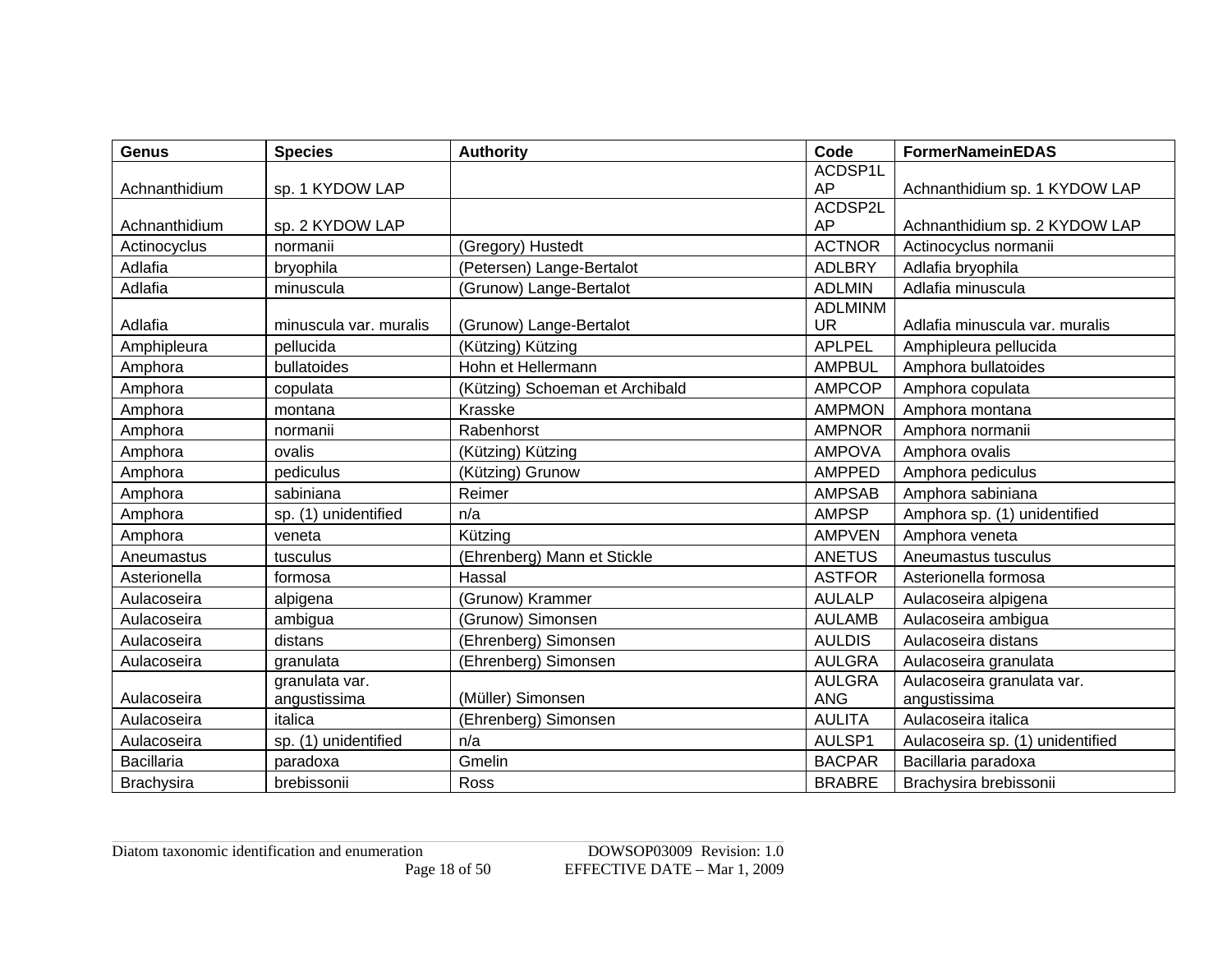| Genus | Species | Authority | Code | FormerNameinEDAS |
|---|---|---|---|---|
| Achnanthidium | sp. 1 KYDOW LAP | | ACDSP1LAP | Achnanthidium sp. 1 KYDOW LAP |
| Achnanthidium | sp. 2 KYDOW LAP | | ACDSP2LAP | Achnanthidium sp. 2 KYDOW LAP |
| Actinocyclus | normanii | (Gregory) Hustedt | ACTNOR | Actinocyclus normanii |
| Adlafia | bryophila | (Petersen) Lange-Bertalot | ADLBRY | Adlafia bryophila |
| Adlafia | minuscula | (Grunow) Lange-Bertalot | ADLMIN | Adlafia minuscula |
| Adlafia | minuscula var. muralis | (Grunow) Lange-Bertalot | ADLMINMUR | Adlafia minuscula var. muralis |
| Amphipleura | pellucida | (Kützing) Kützing | APLPEL | Amphipleura pellucida |
| Amphora | bullatoides | Hohn et Hellermann | AMPBUL | Amphora bullatoides |
| Amphora | copulata | (Kützing) Schoeman et Archibald | AMPCOP | Amphora copulata |
| Amphora | montana | Krasske | AMPMON | Amphora montana |
| Amphora | normanii | Rabenhorst | AMPNOR | Amphora normanii |
| Amphora | ovalis | (Kützing) Kützing | AMPOVA | Amphora ovalis |
| Amphora | pediculus | (Kützing) Grunow | AMPPED | Amphora pediculus |
| Amphora | sabiniana | Reimer | AMPSAB | Amphora sabiniana |
| Amphora | sp. (1) unidentified | n/a | AMPSP | Amphora sp. (1) unidentified |
| Amphora | veneta | Kützing | AMPVEN | Amphora veneta |
| Aneumastus | tusculus | (Ehrenberg) Mann et Stickle | ANETUS | Aneumastus tusculus |
| Asterionella | formosa | Hassal | ASTFOR | Asterionella formosa |
| Aulacoseira | alpigena | (Grunow) Krammer | AULALP | Aulacoseira alpigena |
| Aulacoseira | ambigua | (Grunow) Simonsen | AULAMB | Aulacoseira ambigua |
| Aulacoseira | distans | (Ehrenberg) Simonsen | AULDIS | Aulacoseira distans |
| Aulacoseira | granulata | (Ehrenberg) Simonsen | AULGRA | Aulacoseira granulata |
| Aulacoseira | granulata var. angustissima | (Müller) Simonsen | AULGRAANG | Aulacoseira granulata var. angustissima |
| Aulacoseira | italica | (Ehrenberg) Simonsen | AULITA | Aulacoseira italica |
| Aulacoseira | sp. (1) unidentified | n/a | AULSP1 | Aulacoseira sp. (1) unidentified |
| Bacillaria | paradoxa | Gmelin | BACPAR | Bacillaria paradoxa |
| Brachysira | brebissonii | Ross | BRABRE | Brachysira brebissonii |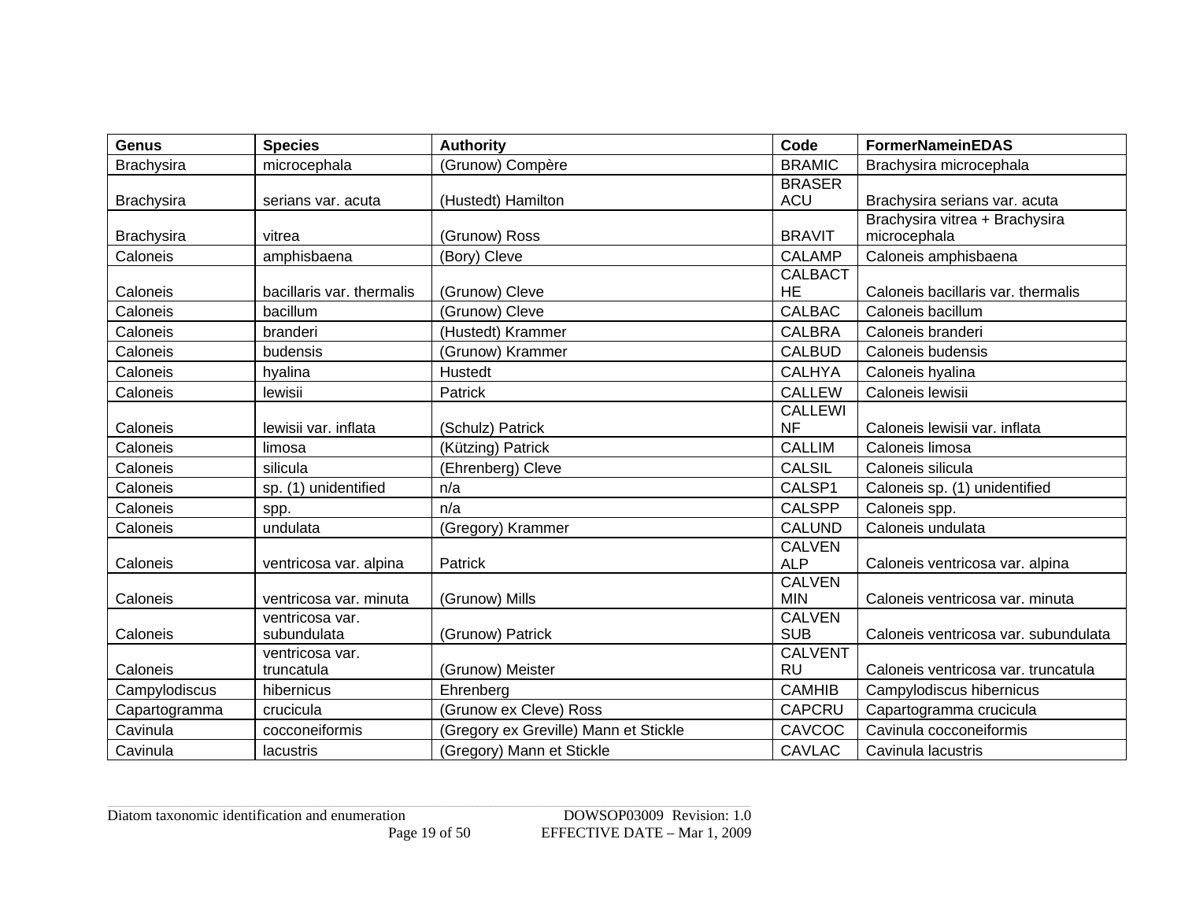| Genus | Species | Authority | Code | FormerNameinEDAS |
|---|---|---|---|---|
| Brachysira | microcephala | (Grunow) Compère | BRAMIC | Brachysira microcephala |
| Brachysira | serians var. acuta | (Hustedt) Hamilton | BRASERACU | Brachysira serians var. acuta |
| Brachysira | vitrea | (Grunow) Ross | BRAVIT | Brachysira vitrea + Brachysira microcephala |
| Caloneis | amphisbaena | (Bory) Cleve | CALAMP | Caloneis amphisbaena |
| Caloneis | bacillaris var. thermalis | (Grunow) Cleve | CALBACTHE | Caloneis bacillaris var. thermalis |
| Caloneis | bacillum | (Grunow) Cleve | CALBAC | Caloneis bacillum |
| Caloneis | branderi | (Hustedt) Krammer | CALBRA | Caloneis branderi |
| Caloneis | budensis | (Grunow) Krammer | CALBUD | Caloneis budensis |
| Caloneis | hyalina | Hustedt | CALHYA | Caloneis hyalina |
| Caloneis | lewisii | Patrick | CALLEW | Caloneis lewisii |
| Caloneis | lewisii var. inflata | (Schulz) Patrick | CALLEWINF | Caloneis lewisii var. inflata |
| Caloneis | limosa | (Kützing) Patrick | CALLIM | Caloneis limosa |
| Caloneis | silicula | (Ehrenberg) Cleve | CALSIL | Caloneis silicula |
| Caloneis | sp. (1) unidentified | n/a | CALSP1 | Caloneis sp. (1) unidentified |
| Caloneis | spp. | n/a | CALSPP | Caloneis spp. |
| Caloneis | undulata | (Gregory) Krammer | CALUND | Caloneis undulata |
| Caloneis | ventricosa var. alpina | Patrick | CALVENALP | Caloneis ventricosa var. alpina |
| Caloneis | ventricosa var. minuta | (Grunow) Mills | CALVENMIN | Caloneis ventricosa var. minuta |
| Caloneis | ventricosa var. subundulata | (Grunow) Patrick | CALVENSUB | Caloneis ventricosa var. subundulata |
| Caloneis | ventricosa var. truncatula | (Grunow) Meister | CALVENTRU | Caloneis ventricosa var. truncatula |
| Campylodiscus | hibernicus | Ehrenberg | CAMHIB | Campylodiscus hibernicus |
| Capartogramma | crucicula | (Grunow ex Cleve) Ross | CAPCRU | Capartogramma crucicula |
| Cavinula | cocconeiformis | (Gregory ex Greville) Mann et Stickle | CAVCOC | Cavinula cocconeiformis |
| Cavinula | lacustris | (Gregory) Mann et Stickle | CAVLAC | Cavinula lacustris |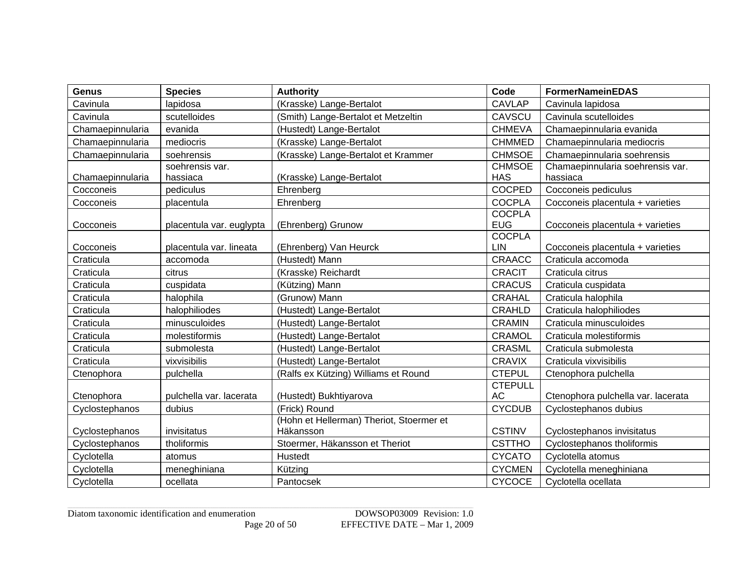| Genus | Species | Authority | Code | FormerNameinEDAS |
|---|---|---|---|---|
| Cavinula | lapidosa | (Krasske) Lange-Bertalot | CAVLAP | Cavinula lapidosa |
| Cavinula | scutelloides | (Smith) Lange-Bertalot et Metzeltin | CAVSCU | Cavinula scutelloides |
| Chamaepinnularia | evanida | (Hustedt) Lange-Bertalot | CHMEVA | Chamaepinnularia evanida |
| Chamaepinnularia | mediocris | (Krasske) Lange-Bertalot | CHMMED | Chamaepinnularia mediocris |
| Chamaepinnularia | soehrensis | (Krasske) Lange-Bertalot et Krammer | CHMSOE | Chamaepinnularia soehrensis |
| Chamaepinnularia | soehrensis var. hassiaca | (Krasske) Lange-Bertalot | CHMSOEHAS | Chamaepinnularia soehrensis var. hassiaca |
| Cocconeis | pediculus | Ehrenberg | COCPED | Cocconeis pediculus |
| Cocconeis | placentula | Ehrenberg | COCPLA | Cocconeis placentula + varieties |
| Cocconeis | placentula var. euglypta | (Ehrenberg) Grunow | COCPLAEUG | Cocconeis placentula + varieties |
| Cocconeis | placentula var. lineata | (Ehrenberg) Van Heurck | COCPLALIN | Cocconeis placentula + varieties |
| Craticula | accomoda | (Hustedt) Mann | CRAACC | Craticula accomoda |
| Craticula | citrus | (Krasske) Reichardt | CRACIT | Craticula citrus |
| Craticula | cuspidata | (Kützing) Mann | CRACUS | Craticula cuspidata |
| Craticula | halophila | (Grunow) Mann | CRAHAL | Craticula halophila |
| Craticula | halophiliodes | (Hustedt) Lange-Bertalot | CRAHLD | Craticula halophiliodes |
| Craticula | minusculoides | (Hustedt) Lange-Bertalot | CRAMIN | Craticula minusculoides |
| Craticula | molestiformis | (Hustedt) Lange-Bertalot | CRAMOL | Craticula molestiformis |
| Craticula | submolesta | (Hustedt) Lange-Bertalot | CRASML | Craticula submolesta |
| Craticula | vixvisibilis | (Hustedt) Lange-Bertalot | CRAVIX | Craticula vixvisibilis |
| Ctenophora | pulchella | (Ralfs ex Kützing) Williams et Round | CTEPUL | Ctenophora pulchella |
| Ctenophora | pulchella var. lacerata | (Hustedt) Bukhtiyarova | CTEPULLAC | Ctenophora pulchella var. lacerata |
| Cyclostephanos | dubius | (Frick) Round | CYCDUB | Cyclostephanos dubius |
| Cyclostephanos | invisitatus | (Hohn et Hellerman) Theriot, Stoermer et Häkansson | CSTINV | Cyclostephanos invisitatus |
| Cyclostephanos | tholiformis | Stoermer, Häkansson et Theriot | CSTTHO | Cyclostephanos tholiformis |
| Cyclotella | atomus | Hustedt | CYCATO | Cyclotella atomus |
| Cyclotella | meneghiniana | Kützing | CYCMEN | Cyclotella meneghiniana |
| Cyclotella | ocellata | Pantocsek | CYCOCE | Cyclotella ocellata |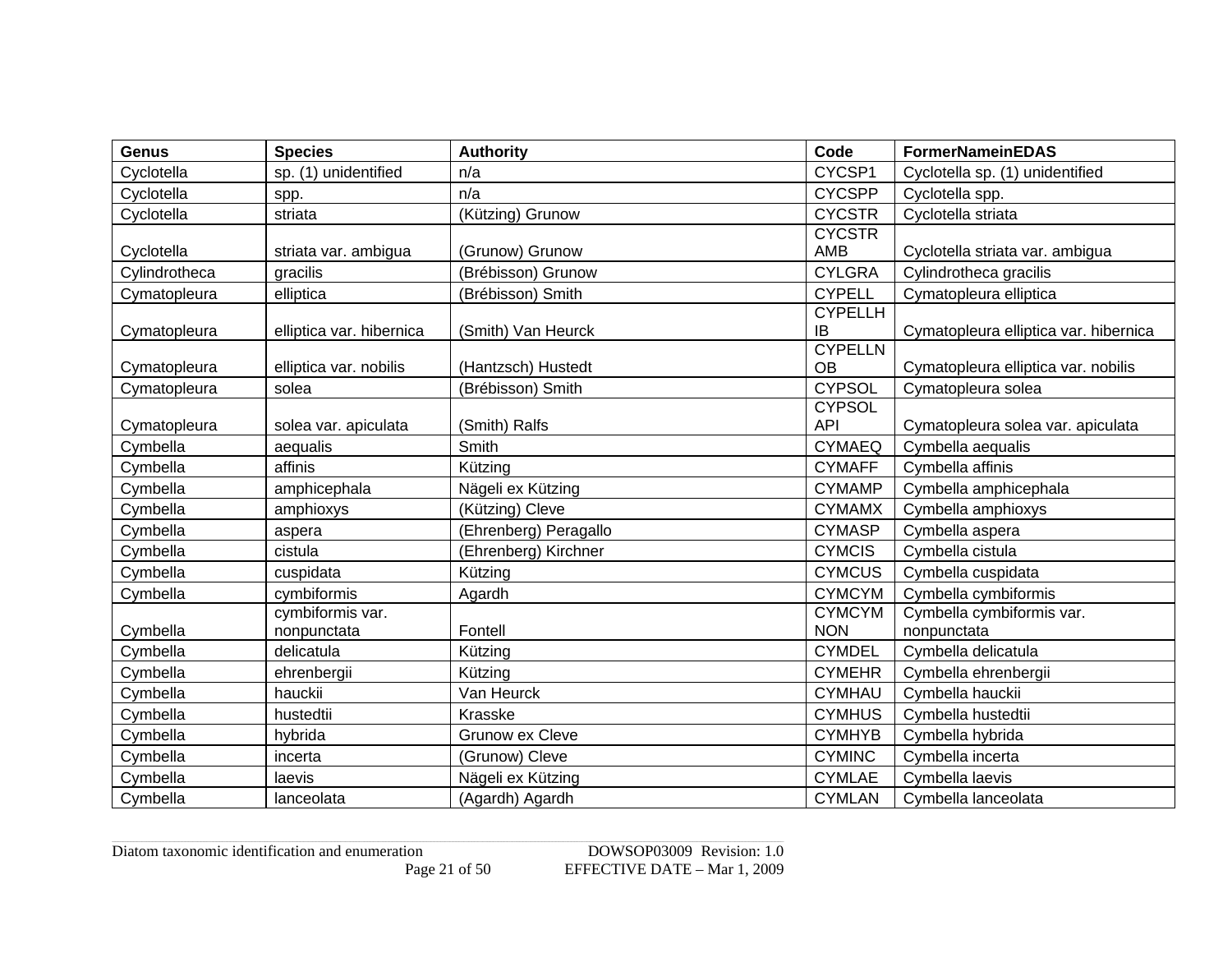| Genus | Species | Authority | Code | FormerNameinEDAS |
|---|---|---|---|---|
| Cyclotella | sp. (1) unidentified | n/a | CYCSP1 | Cyclotella sp. (1) unidentified |
| Cyclotella | spp. | n/a | CYCSPP | Cyclotella spp. |
| Cyclotella | striata | (Kützing) Grunow | CYCSTR | Cyclotella striata |
| Cyclotella | striata var. ambigua | (Grunow) Grunow | CYCSTRAMB | Cyclotella striata var. ambigua |
| Cylindrotheca | gracilis | (Brébisson) Grunow | CYLGRA | Cylindrotheca gracilis |
| Cymatopleura | elliptica | (Brébisson) Smith | CYPELL | Cymatopleura elliptica |
| Cymatopleura | elliptica var. hibernica | (Smith) Van Heurck | CYPELLHIB | Cymatopleura elliptica var. hibernica |
| Cymatopleura | elliptica var. nobilis | (Hantzsch) Hustedt | CYPELLNOB | Cymatopleura elliptica var. nobilis |
| Cymatopleura | solea | (Brébisson) Smith | CYPSOL | Cymatopleura solea |
| Cymatopleura | solea var. apiculata | (Smith) Ralfs | CYPSOLAPI | Cymatopleura solea var. apiculata |
| Cymbella | aequalis | Smith | CYMAEQ | Cymbella aequalis |
| Cymbella | affinis | Kützing | CYMAFF | Cymbella affinis |
| Cymbella | amphicephala | Nägeli ex Kützing | CYMAMP | Cymbella amphicephala |
| Cymbella | amphioxys | (Kützing) Cleve | CYMAMX | Cymbella amphioxys |
| Cymbella | aspera | (Ehrenberg) Peragallo | CYMASP | Cymbella aspera |
| Cymbella | cistula | (Ehrenberg) Kirchner | CYMCIS | Cymbella cistula |
| Cymbella | cuspidata | Kützing | CYMCUS | Cymbella cuspidata |
| Cymbella | cymbiformis | Agardh | CYMCYM | Cymbella cymbiformis |
| Cymbella | cymbiformis var. nonpunctata | Fontell | CYMCYMNON | Cymbella cymbiformis var. nonpunctata |
| Cymbella | delicatula | Kützing | CYMDEL | Cymbella delicatula |
| Cymbella | ehrenbergii | Kützing | CYMEHR | Cymbella ehrenbergii |
| Cymbella | hauckii | Van Heurck | CYMHAU | Cymbella hauckii |
| Cymbella | hustedtii | Krasske | CYMHUS | Cymbella hustedtii |
| Cymbella | hybrida | Grunow ex Cleve | CYMHYB | Cymbella hybrida |
| Cymbella | incerta | (Grunow) Cleve | CYMINC | Cymbella incerta |
| Cymbella | laevis | Nägeli ex Kützing | CYMLAE | Cymbella laevis |
| Cymbella | lanceolata | (Agardh) Agardh | CYMLAN | Cymbella lanceolata |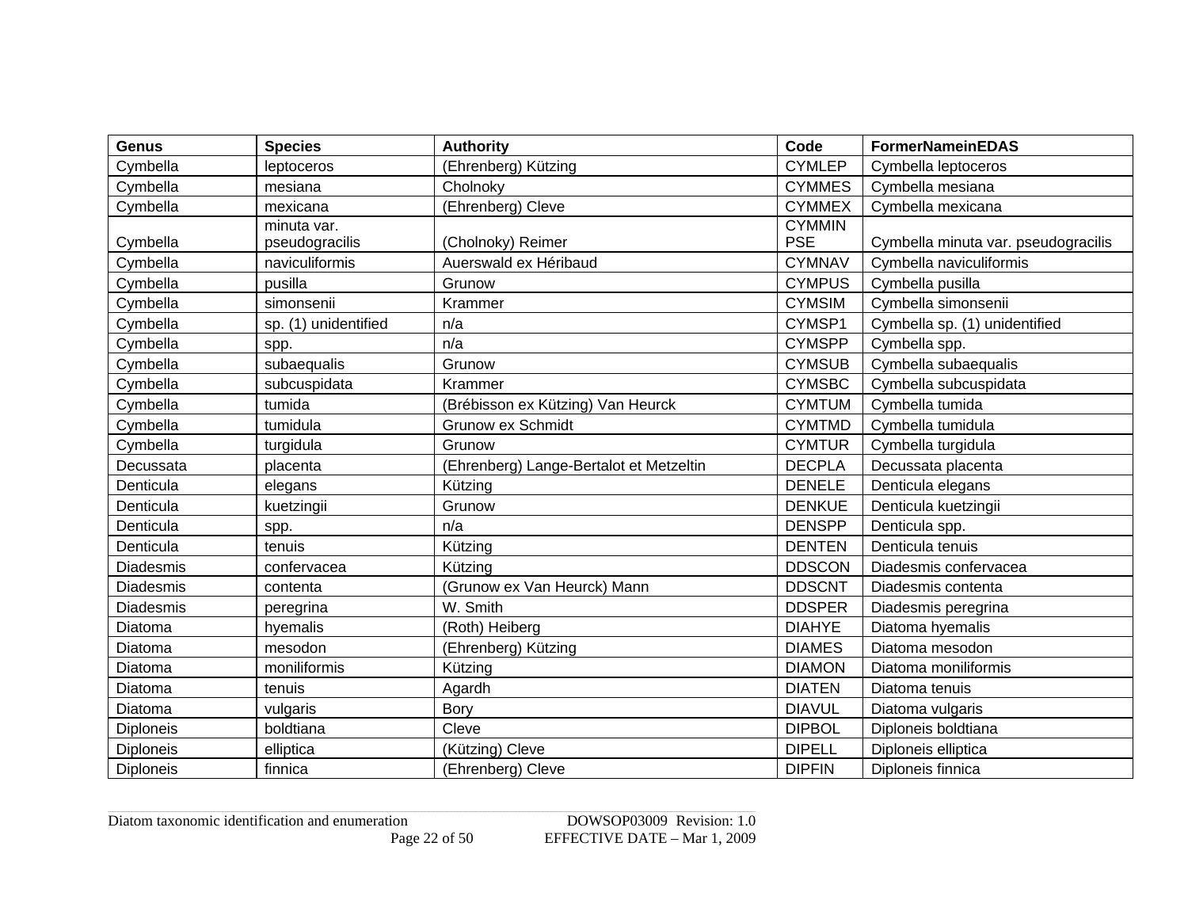| Genus | Species | Authority | Code | FormerNameinEDAS |
| --- | --- | --- | --- | --- |
| Cymbella | leptoceros | (Ehrenberg) Kützing | CYMLEP | Cymbella leptoceros |
| Cymbella | mesiana | Cholnoky | CYMMES | Cymbella mesiana |
| Cymbella | mexicana | (Ehrenberg) Cleve | CYMMEX | Cymbella mexicana |
| Cymbella | minuta var. pseudogracilis | (Cholnoky) Reimer | CYMMINPSE | Cymbella minuta var. pseudogracilis |
| Cymbella | naviculiformis | Auerswald ex Héribaud | CYMNAV | Cymbella naviculiformis |
| Cymbella | pusilla | Grunow | CYMPUS | Cymbella pusilla |
| Cymbella | simonsenii | Krammer | CYMSIM | Cymbella simonsenii |
| Cymbella | sp. (1) unidentified | n/a | CYMSP1 | Cymbella sp. (1) unidentified |
| Cymbella | spp. | n/a | CYMSPP | Cymbella spp. |
| Cymbella | subaequalis | Grunow | CYMSUB | Cymbella subaequalis |
| Cymbella | subcuspidata | Krammer | CYMSBC | Cymbella subcuspidata |
| Cymbella | tumida | (Brébisson ex Kützing) Van Heurck | CYMTUM | Cymbella tumida |
| Cymbella | tumidula | Grunow ex Schmidt | CYMTMD | Cymbella tumidula |
| Cymbella | turgidula | Grunow | CYMTUR | Cymbella turgidula |
| Decussata | placenta | (Ehrenberg) Lange-Bertalot et Metzeltin | DECPLA | Decussata placenta |
| Denticula | elegans | Kützing | DENELE | Denticula elegans |
| Denticula | kuetzingii | Grunow | DENKUE | Denticula kuetzingii |
| Denticula | spp. | n/a | DENSPP | Denticula spp. |
| Denticula | tenuis | Kützing | DENTEN | Denticula tenuis |
| Diadesmis | confervacea | Kützing | DDSCON | Diadesmis confervacea |
| Diadesmis | contenta | (Grunow ex Van Heurck) Mann | DDSCNT | Diadesmis contenta |
| Diadesmis | peregrina | W. Smith | DDSPER | Diadesmis peregrina |
| Diatoma | hyemalis | (Roth) Heiberg | DIAHYE | Diatoma hyemalis |
| Diatoma | mesodon | (Ehrenberg) Kützing | DIAMES | Diatoma mesodon |
| Diatoma | moniliformis | Kützing | DIAMON | Diatoma moniliformis |
| Diatoma | tenuis | Agardh | DIATEN | Diatoma tenuis |
| Diatoma | vulgaris | Bory | DIAVUL | Diatoma vulgaris |
| Diploneis | boldtiana | Cleve | DIPBOL | Diploneis boldtiana |
| Diploneis | elliptica | (Kützing) Cleve | DIPELL | Diploneis elliptica |
| Diploneis | finnica | (Ehrenberg) Cleve | DIPFIN | Diploneis finnica |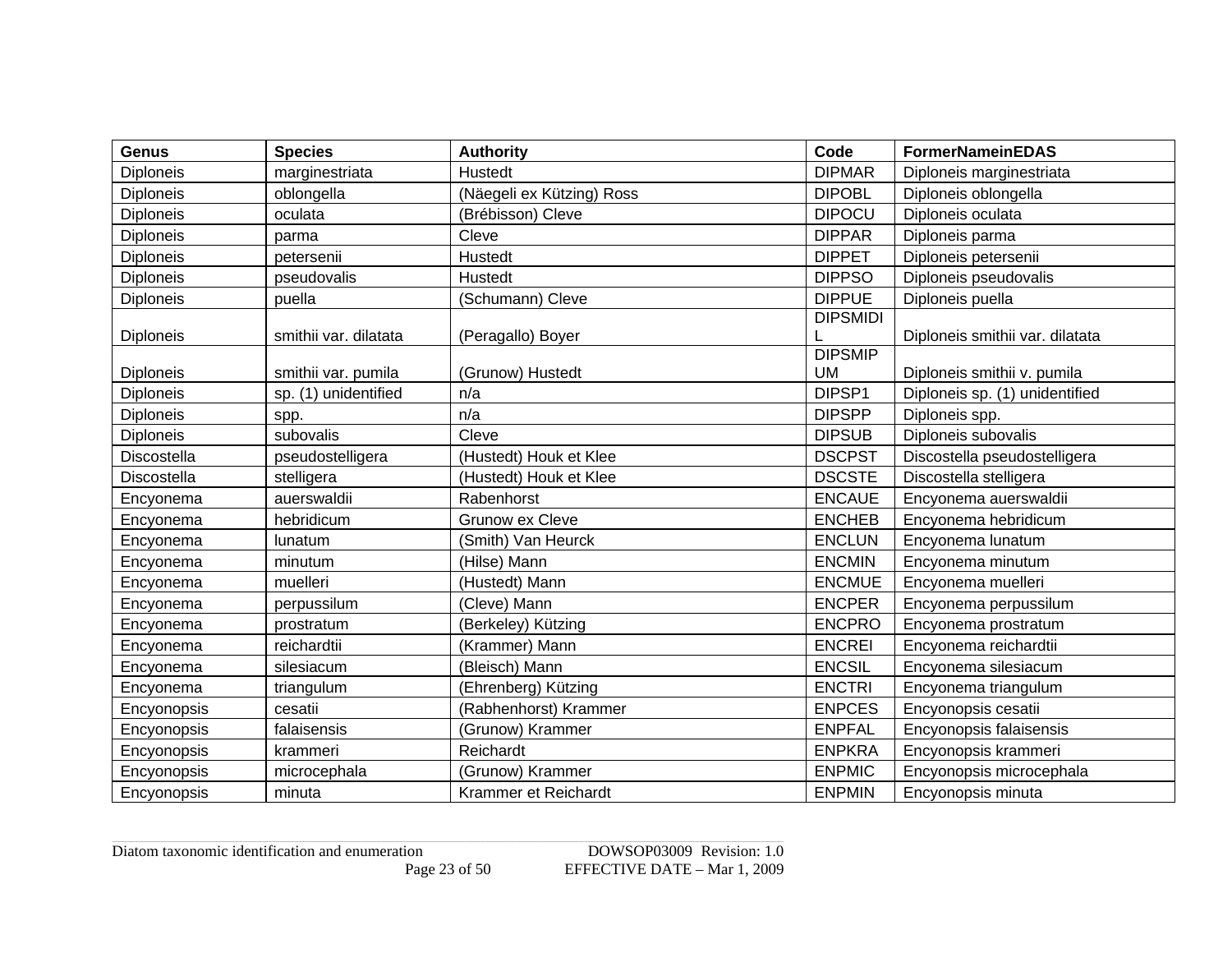| Genus | Species | Authority | Code | FormerNameinEDAS |
|---|---|---|---|---|
| Diploneis | marginestriata | Hustedt | DIPMAR | Diploneis marginestriata |
| Diploneis | oblongella | (Näegeli ex Kützing) Ross | DIPOBL | Diploneis oblongella |
| Diploneis | oculata | (Brébisson) Cleve | DIPOCU | Diploneis oculata |
| Diploneis | parma | Cleve | DIPPAR | Diploneis parma |
| Diploneis | petersenii | Hustedt | DIPPET | Diploneis petersenii |
| Diploneis | pseudovalis | Hustedt | DIPPSO | Diploneis pseudovalis |
| Diploneis | puella | (Schumann) Cleve | DIPPUE | Diploneis puella |
| Diploneis | smithii var. dilatata | (Peragallo) Boyer | DIPSMIDIL | Diploneis smithii var. dilatata |
| Diploneis | smithii var. pumila | (Grunow) Hustedt | DIPSMIPUM | Diploneis smithii v. pumila |
| Diploneis | sp. (1) unidentified | n/a | DIPSP1 | Diploneis sp. (1) unidentified |
| Diploneis | spp. | n/a | DIPSPP | Diploneis spp. |
| Diploneis | subovalis | Cleve | DIPSUB | Diploneis subovalis |
| Discostella | pseudostelligera | (Hustedt) Houk et Klee | DSCPST | Discostella pseudostelligera |
| Discostella | stelligera | (Hustedt) Houk et Klee | DSCSTE | Discostella stelligera |
| Encyonema | auerswaldii | Rabenhorst | ENCAUE | Encyonema auerswaldii |
| Encyonema | hebridicum | Grunow ex Cleve | ENCHEB | Encyonema hebridicum |
| Encyonema | lunatum | (Smith) Van Heurck | ENCLUN | Encyonema lunatum |
| Encyonema | minutum | (Hilse) Mann | ENCMIN | Encyonema minutum |
| Encyonema | muelleri | (Hustedt) Mann | ENCMUE | Encyonema muelleri |
| Encyonema | perpussilum | (Cleve) Mann | ENCPER | Encyonema perpussilum |
| Encyonema | prostratum | (Berkeley) Kützing | ENCPRO | Encyonema prostratum |
| Encyonema | reichardtii | (Krammer) Mann | ENCREI | Encyonema reichardtii |
| Encyonema | silesiacum | (Bleisch) Mann | ENCSIL | Encyonema silesiacum |
| Encyonema | triangulum | (Ehrenberg) Kützing | ENCTRI | Encyonema triangulum |
| Encyonopsis | cesatii | (Rabhenhorst) Krammer | ENPCES | Encyonopsis cesatii |
| Encyonopsis | falaisensis | (Grunow) Krammer | ENPFAL | Encyonopsis falaisensis |
| Encyonopsis | krammeri | Reichardt | ENPKRA | Encyonopsis krammeri |
| Encyonopsis | microcephala | (Grunow) Krammer | ENPMIC | Encyonopsis microcephala |
| Encyonopsis | minuta | Krammer et Reichardt | ENPMIN | Encyonopsis minuta |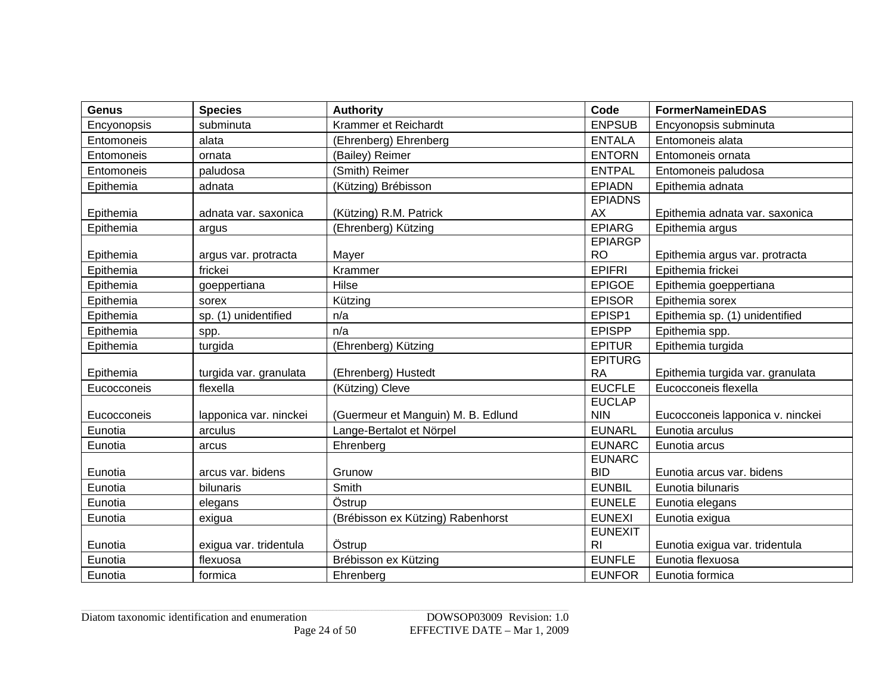| Genus | Species | Authority | Code | FormerNameinEDAS |
|---|---|---|---|---|
| Encyonopsis | subminuta | Krammer et Reichardt | ENPSUB | Encyonopsis subminuta |
| Entomoneis | alata | (Ehrenberg) Ehrenberg | ENTALA | Entomoneis alata |
| Entomoneis | ornata | (Bailey) Reimer | ENTORN | Entomoneis ornata |
| Entomoneis | paludosa | (Smith) Reimer | ENTPAL | Entomoneis paludosa |
| Epithemia | adnata | (Kützing) Brébisson | EPIADN | Epithemia adnata |
| Epithemia | adnata var. saxonica | (Kützing) R.M. Patrick | EPIADNSAX | Epithemia adnata var. saxonica |
| Epithemia | argus | (Ehrenberg) Kützing | EPIARG | Epithemia argus |
| Epithemia | argus var. protracta | Mayer | EPIARGPRO | Epithemia argus var. protracta |
| Epithemia | frickei | Krammer | EPIFRI | Epithemia frickei |
| Epithemia | goeppertiana | Hilse | EPIGOE | Epithemia goeppertiana |
| Epithemia | sorex | Kützing | EPISOR | Epithemia sorex |
| Epithemia | sp. (1) unidentified | n/a | EPISP1 | Epithemia sp. (1) unidentified |
| Epithemia | spp. | n/a | EPISPP | Epithemia spp. |
| Epithemia | turgida | (Ehrenberg) Kützing | EPITUR | Epithemia turgida |
| Epithemia | turgida var. granulata | (Ehrenberg) Hustedt | EPITURGRA | Epithemia turgida var. granulata |
| Eucocconeis | flexella | (Kützing) Cleve | EUCFLE | Eucocconeis flexella |
| Eucocconeis | lapponica var. ninckei | (Guermeur et Manguin) M. B. Edlund | EUCLAPNIN | Eucocconeis lapponica v. ninckei |
| Eunotia | arculus | Lange-Bertalot et Nörpel | EUNARL | Eunotia arculus |
| Eunotia | arcus | Ehrenberg | EUNARC | Eunotia arcus |
| Eunotia | arcus var. bidens | Grunow | EUNARCBID | Eunotia arcus var. bidens |
| Eunotia | bilunaris | Smith | EUNBIL | Eunotia bilunaris |
| Eunotia | elegans | Östrup | EUNELE | Eunotia elegans |
| Eunotia | exigua | (Brébisson ex Kützing) Rabenhorst | EUNEXI | Eunotia exigua |
| Eunotia | exigua var. tridentula | Östrup | EUNEXITRI | Eunotia exigua var. tridentula |
| Eunotia | flexuosa | Brébisson ex Kützing | EUNFLE | Eunotia flexuosa |
| Eunotia | formica | Ehrenberg | EUNFOR | Eunotia formica |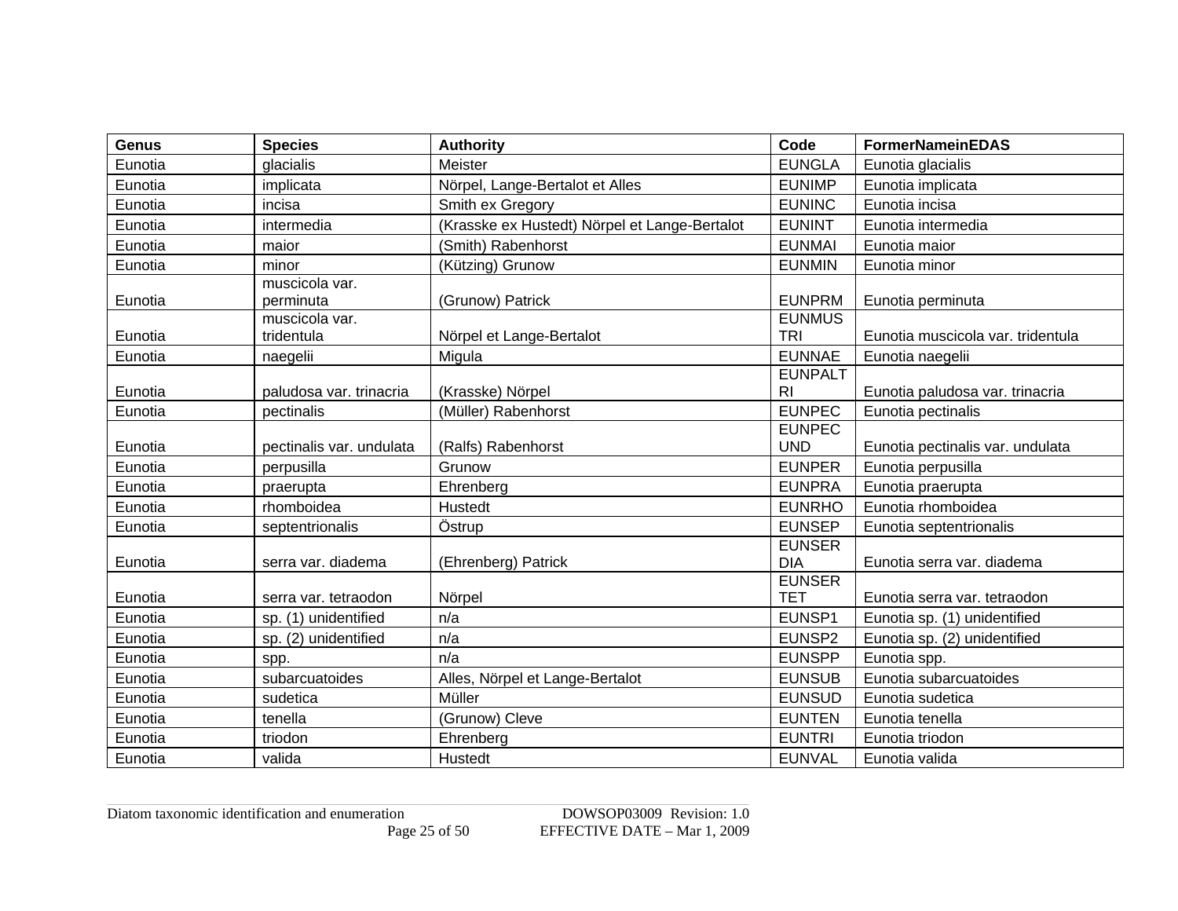| Genus | Species | Authority | Code | FormerNameinEDAS |
| --- | --- | --- | --- | --- |
| Eunotia | glacialis | Meister | EUNGLA | Eunotia glacialis |
| Eunotia | implicata | Nörpel, Lange-Bertalot et Alles | EUNIMP | Eunotia implicata |
| Eunotia | incisa | Smith ex Gregory | EUNINC | Eunotia incisa |
| Eunotia | intermedia | (Krasske ex Hustedt) Nörpel et Lange-Bertalot | EUNINT | Eunotia intermedia |
| Eunotia | maior | (Smith) Rabenhorst | EUNMAI | Eunotia maior |
| Eunotia | minor | (Kützing) Grunow | EUNMIN | Eunotia minor |
| Eunotia | muscicola var. perminuta | (Grunow) Patrick | EUNPRM | Eunotia perminuta |
| Eunotia | muscicola var. tridentula | Nörpel et Lange-Bertalot | EUNMUSTRI | Eunotia muscicola var. tridentula |
| Eunotia | naegelii | Migula | EUNNAE | Eunotia naegelii |
| Eunotia | paludosa var. trinacria | (Krasske) Nörpel | EUNPALTRI | Eunotia paludosa var. trinacria |
| Eunotia | pectinalis | (Müller) Rabenhorst | EUNPEC | Eunotia pectinalis |
| Eunotia | pectinalis var. undulata | (Ralfs) Rabenhorst | EUNPECUND | Eunotia pectinalis var. undulata |
| Eunotia | perpusilla | Grunow | EUNPER | Eunotia perpusilla |
| Eunotia | praerupta | Ehrenberg | EUNPRA | Eunotia praerupta |
| Eunotia | rhomboidea | Hustedt | EUNRHO | Eunotia rhomboidea |
| Eunotia | septentrionalis | Östrup | EUNSEP | Eunotia septentrionalis |
| Eunotia | serra var. diadema | (Ehrenberg) Patrick | EUNSERDIA | Eunotia serra var. diadema |
| Eunotia | serra var. tetraodon | Nörpel | EUNSERTET | Eunotia serra var. tetraodon |
| Eunotia | sp. (1) unidentified | n/a | EUNSP1 | Eunotia sp. (1) unidentified |
| Eunotia | sp. (2) unidentified | n/a | EUNSP2 | Eunotia sp. (2) unidentified |
| Eunotia | spp. | n/a | EUNSPP | Eunotia spp. |
| Eunotia | subarcuatoides | Alles, Nörpel et Lange-Bertalot | EUNSUB | Eunotia subarcuatoides |
| Eunotia | sudetica | Müller | EUNSUD | Eunotia sudetica |
| Eunotia | tenella | (Grunow) Cleve | EUNTEN | Eunotia tenella |
| Eunotia | triodon | Ehrenberg | EUNTRI | Eunotia triodon |
| Eunotia | valida | Hustedt | EUNVAL | Eunotia valida |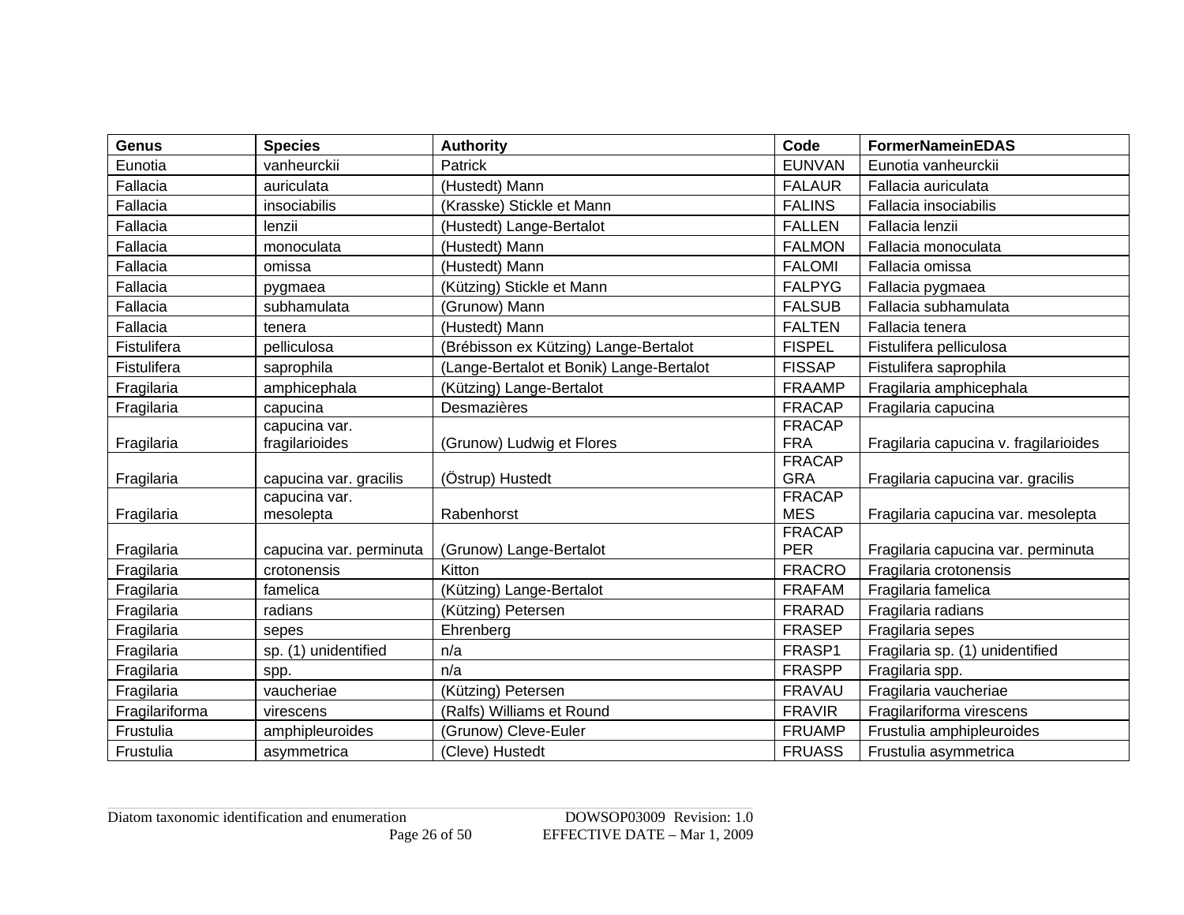| Genus | Species | Authority | Code | FormerNameinEDAS |
|---|---|---|---|---|
| Eunotia | vanheurckii | Patrick | EUNVAN | Eunotia vanheurckii |
| Fallacia | auriculata | (Hustedt) Mann | FALAUR | Fallacia auriculata |
| Fallacia | insociabilis | (Krasske) Stickle et Mann | FALINS | Fallacia insociabilis |
| Fallacia | lenzii | (Hustedt) Lange-Bertalot | FALLEN | Fallacia lenzii |
| Fallacia | monoculata | (Hustedt) Mann | FALMON | Fallacia monoculata |
| Fallacia | omissa | (Hustedt) Mann | FALOMI | Fallacia omissa |
| Fallacia | pygmaea | (Kützing) Stickle et Mann | FALPYG | Fallacia pygmaea |
| Fallacia | subhamulata | (Grunow) Mann | FALSUB | Fallacia subhamulata |
| Fallacia | tenera | (Hustedt) Mann | FALTEN | Fallacia tenera |
| Fistulifera | pelliculosa | (Brébisson ex Kützing) Lange-Bertalot | FISPEL | Fistulifera pelliculosa |
| Fistulifera | saprophila | (Lange-Bertalot et Bonik) Lange-Bertalot | FISSAP | Fistulifera saprophila |
| Fragilaria | amphicephala | (Kützing) Lange-Bertalot | FRAAMP | Fragilaria amphicephala |
| Fragilaria | capucina | Desmazières | FRACAP | Fragilaria capucina |
| Fragilaria | capucina var. fragilarioides | (Grunow) Ludwig et Flores | FRACAPFRA | Fragilaria capucina v. fragilarioides |
| Fragilaria | capucina var. gracilis | (Östrup) Hustedt | FRACAPGRA | Fragilaria capucina var. gracilis |
| Fragilaria | capucina var. mesolepta | Rabenhorst | FRACAPMES | Fragilaria capucina var. mesolepta |
| Fragilaria | capucina var. perminuta | (Grunow) Lange-Bertalot | FRACAPPER | Fragilaria capucina var. perminuta |
| Fragilaria | crotonensis | Kitton | FRACRO | Fragilaria crotonensis |
| Fragilaria | famelica | (Kützing) Lange-Bertalot | FRAFAM | Fragilaria famelica |
| Fragilaria | radians | (Kützing) Petersen | FRARAD | Fragilaria radians |
| Fragilaria | sepes | Ehrenberg | FRASEP | Fragilaria sepes |
| Fragilaria | sp. (1) unidentified | n/a | FRASP1 | Fragilaria sp. (1) unidentified |
| Fragilaria | spp. | n/a | FRASPP | Fragilaria spp. |
| Fragilaria | vaucheriae | (Kützing) Petersen | FRAVAU | Fragilaria vaucheriae |
| Fragilariforma | virescens | (Ralfs) Williams et Round | FRAVIR | Fragilariforma virescens |
| Frustulia | amphipleuroides | (Grunow) Cleve-Euler | FRUAMP | Frustulia amphipleuroides |
| Frustulia | asymmetrica | (Cleve) Hustedt | FRUASS | Frustulia asymmetrica |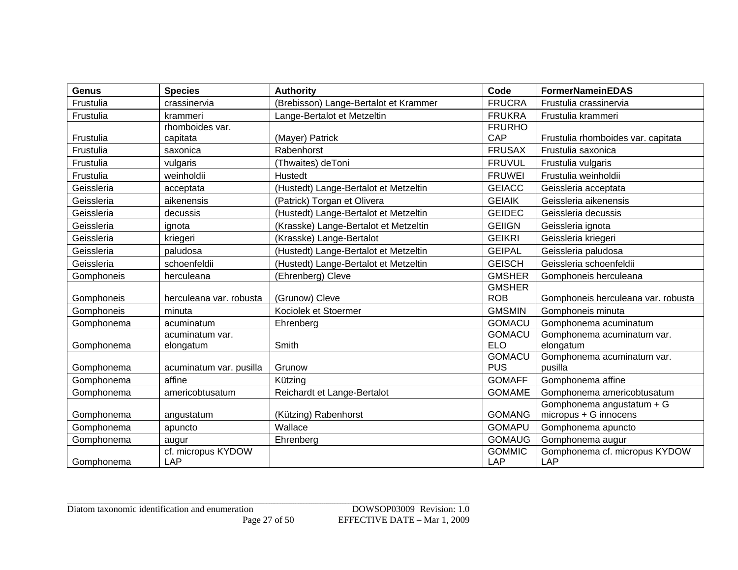| Genus | Species | Authority | Code | FormerNameinEDAS |
|---|---|---|---|---|
| Frustulia | crassinervia | (Brebisson) Lange-Bertalot et Krammer | FRUCRA | Frustulia crassinervia |
| Frustulia | krammeri | Lange-Bertalot et Metzeltin | FRUKRA | Frustulia krammeri |
| Frustulia | rhomboides var. capitata | (Mayer) Patrick | FRURHOCAP | Frustulia rhomboides var. capitata |
| Frustulia | saxonica | Rabenhorst | FRUSAX | Frustulia saxonica |
| Frustulia | vulgaris | (Thwaites) deToni | FRUVUL | Frustulia vulgaris |
| Frustulia | weinholdii | Hustedt | FRUWEI | Frustulia weinholdii |
| Geissleria | acceptata | (Hustedt) Lange-Bertalot et Metzeltin | GEIACC | Geissleria acceptata |
| Geissleria | aikenensis | (Patrick) Torgan et Olivera | GEIAIK | Geissleria aikenensis |
| Geissleria | decussis | (Hustedt) Lange-Bertalot et Metzeltin | GEIDEC | Geissleria decussis |
| Geissleria | ignota | (Krasske) Lange-Bertalot et Metzeltin | GEIIGN | Geissleria ignota |
| Geissleria | kriegeri | (Krasske) Lange-Bertalot | GEIKRI | Geissleria kriegeri |
| Geissleria | paludosa | (Hustedt) Lange-Bertalot et Metzeltin | GEIPAL | Geissleria paludosa |
| Geissleria | schoenfeldii | (Hustedt) Lange-Bertalot et Metzeltin | GEISCH | Geissleria schoenfeldii |
| Gomphoneis | herculeana | (Ehrenberg) Cleve | GMSHER | Gomphoneis herculeana |
| Gomphoneis | herculeana var. robusta | (Grunow) Cleve | GMSHERROB | Gomphoneis herculeana var. robusta |
| Gomphoneis | minuta | Kociolek et Stoermer | GMSMIN | Gomphoneis minuta |
| Gomphonema | acuminatum | Ehrenberg | GOMACU | Gomphonema acuminatum |
| Gomphonema | acuminatum var. elongatum | Smith | GOMACUELO | Gomphonema acuminatum var. elongatum |
| Gomphonema | acuminatum var. pusilla | Grunow | GOMACUPUS | Gomphonema acuminatum var. pusilla |
| Gomphonema | affine | Kützing | GOMAFF | Gomphonema affine |
| Gomphonema | americobtusatum | Reichardt et Lange-Bertalot | GOMAME | Gomphonema americobtusatum |
| Gomphonema | angustatum | (Kützing) Rabenhorst | GOMANG | Gomphonema angustatum + G micropus + G innocens |
| Gomphonema | apuncto | Wallace | GOMAPU | Gomphonema apuncto |
| Gomphonema | augur | Ehrenberg | GOMAUG | Gomphonema augur |
| Gomphonema | cf. micropus KYDOW LAP | | GOMMICLAP | Gomphonema cf. micropus KYDOW LAP |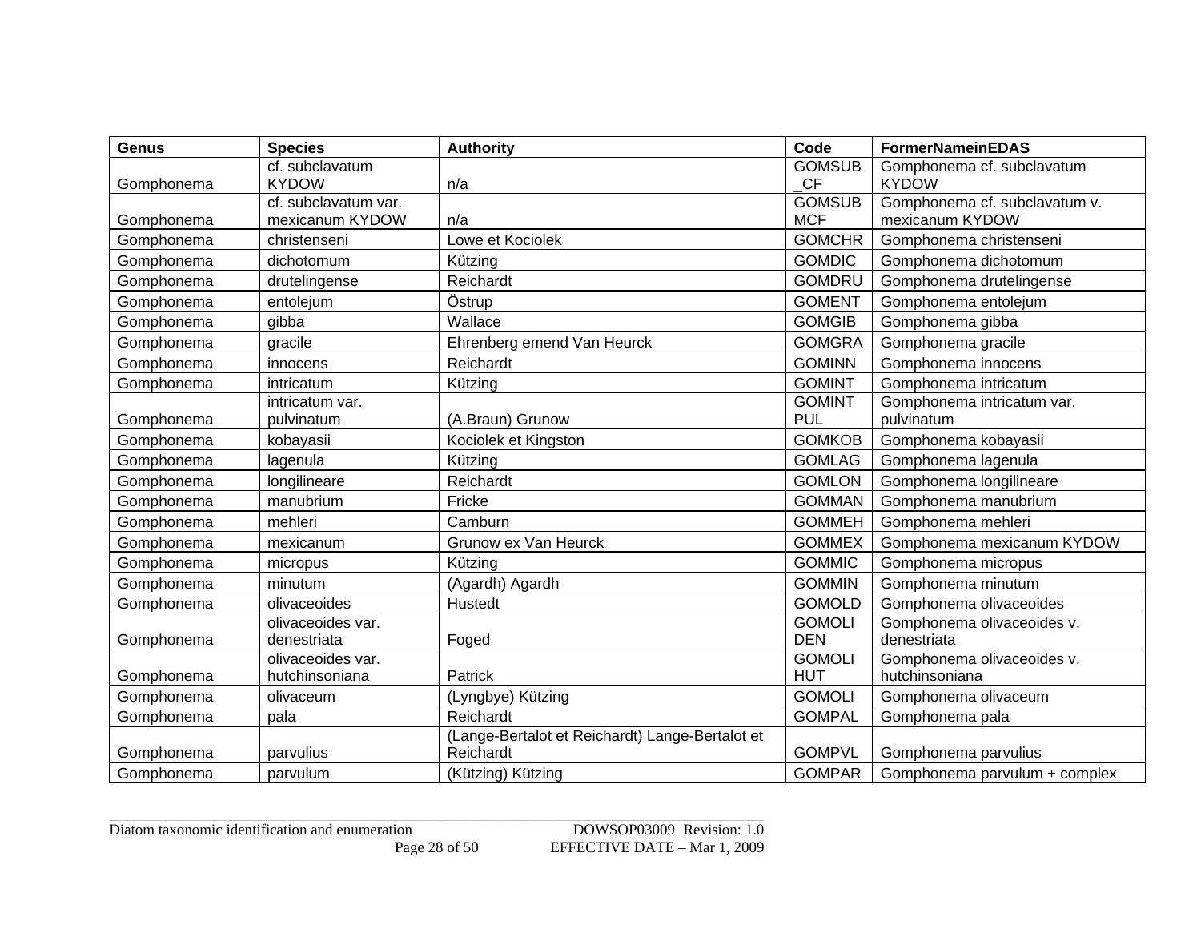| Genus | Species | Authority | Code | FormerNameinEDAS |
|---|---|---|---|---|
| Gomphonema | cf. subclavatum KYDOW | n/a | GOMSUB_CF | Gomphonema cf. subclavatum KYDOW |
| Gomphonema | cf. subclavatum var. mexicanum KYDOW | n/a | GOMSUBMCF | Gomphonema cf. subclavatum v. mexicanum KYDOW |
| Gomphonema | christenseni | Lowe et Kociolek | GOMCHR | Gomphonema christenseni |
| Gomphonema | dichotomum | Kützing | GOMDIC | Gomphonema dichotomum |
| Gomphonema | drutelingense | Reichardt | GOMDRU | Gomphonema drutelingense |
| Gomphonema | entolejum | Östrup | GOMENT | Gomphonema entolejum |
| Gomphonema | gibba | Wallace | GOMGIB | Gomphonema gibba |
| Gomphonema | gracile | Ehrenberg emend Van Heurck | GOMGRA | Gomphonema gracile |
| Gomphonema | innocens | Reichardt | GOMINN | Gomphonema innocens |
| Gomphonema | intricatum | Kützing | GOMINT | Gomphonema intricatum |
| Gomphonema | intricatum var. pulvinatum | (A.Braun) Grunow | GOMINTPUL | Gomphonema intricatum var. pulvinatum |
| Gomphonema | kobayasii | Kociolek et Kingston | GOMKOB | Gomphonema kobayasii |
| Gomphonema | lagenula | Kützing | GOMLAG | Gomphonema lagenula |
| Gomphonema | longilineare | Reichardt | GOMLON | Gomphonema longilineare |
| Gomphonema | manubrium | Fricke | GOMMAN | Gomphonema manubrium |
| Gomphonema | mehleri | Camburn | GOMMEH | Gomphonema mehleri |
| Gomphonema | mexicanum | Grunow ex Van Heurck | GOMMEX | Gomphonema mexicanum KYDOW |
| Gomphonema | micropus | Kützing | GOMMIC | Gomphonema micropus |
| Gomphonema | minutum | (Agardh) Agardh | GOMMIN | Gomphonema minutum |
| Gomphonema | olivaceoides | Hustedt | GOMOLD | Gomphonema olivaceoides |
| Gomphonema | olivaceoides var. denestriata | Foged | GOMOLIDEN | Gomphonema olivaceoides v. denestriata |
| Gomphonema | olivaceoides var. hutchinsoniana | Patrick | GOMOLIHUT | Gomphonema olivaceoides v. hutchinsoniana |
| Gomphonema | olivaceum | (Lyngbye) Kützing | GOMOLI | Gomphonema olivaceum |
| Gomphonema | pala | Reichardt | GOMPAL | Gomphonema pala |
| Gomphonema | parvulius | (Lange-Bertalot et Reichardt) Lange-Bertalot et Reichardt | GOMPVL | Gomphonema parvulius |
| Gomphonema | parvulum | (Kützing) Kützing | GOMPAR | Gomphonema parvulum + complex |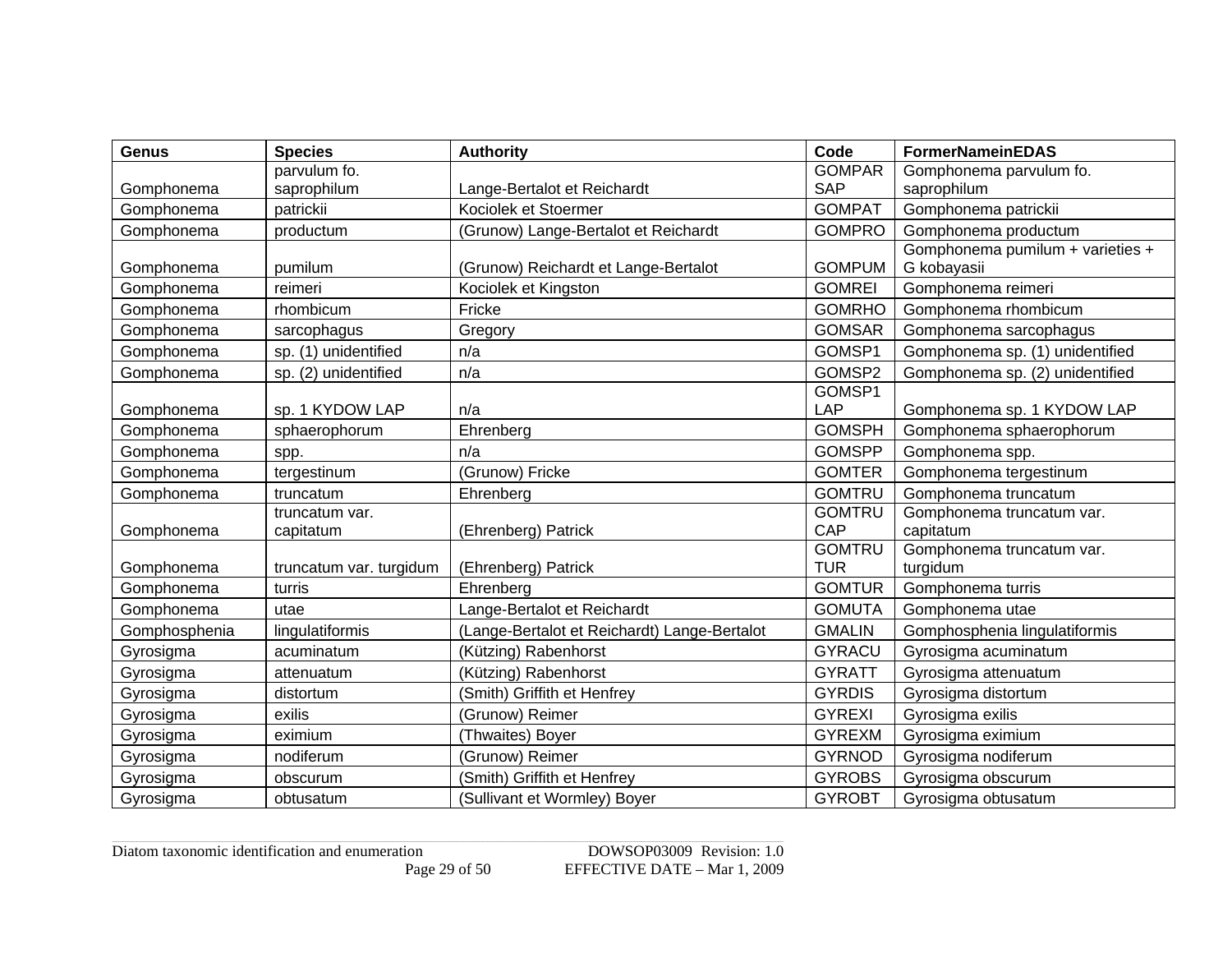| Genus | Species | Authority | Code | FormerNameinEDAS |
|---|---|---|---|---|
| Gomphonema | parvulum fo. saprophilum | Lange-Bertalot et Reichardt | GOMPARSAP | Gomphonema parvulum fo. saprophilum |
| Gomphonema | patrickii | Kociolek et Stoermer | GOMPAT | Gomphonema patrickii |
| Gomphonema | productum | (Grunow) Lange-Bertalot et Reichardt | GOMPRO | Gomphonema productum |
| Gomphonema | pumilum | (Grunow) Reichardt et Lange-Bertalot | GOMPUM | Gomphonema pumilum + varieties + G kobayasii |
| Gomphonema | reimeri | Kociolek et Kingston | GOMREI | Gomphonema reimeri |
| Gomphonema | rhombicum | Fricke | GOMRHO | Gomphonema rhombicum |
| Gomphonema | sarcophagus | Gregory | GOMSAR | Gomphonema sarcophagus |
| Gomphonema | sp. (1) unidentified | n/a | GOMSP1 | Gomphonema sp. (1) unidentified |
| Gomphonema | sp. (2) unidentified | n/a | GOMSP2 | Gomphonema sp. (2) unidentified |
| Gomphonema | sp. 1 KYDOW LAP | n/a | GOMSP1LAP | Gomphonema sp. 1 KYDOW LAP |
| Gomphonema | sphaerophorum | Ehrenberg | GOMSPH | Gomphonema sphaerophorum |
| Gomphonema | spp. | n/a | GOMSPP | Gomphonema spp. |
| Gomphonema | tergestinum | (Grunow) Fricke | GOMTER | Gomphonema tergestinum |
| Gomphonema | truncatum | Ehrenberg | GOMTRU | Gomphonema truncatum |
| Gomphonema | truncatum var. capitatum | (Ehrenberg) Patrick | GOMTRUCAP | Gomphonema truncatum var. capitatum |
| Gomphonema | truncatum var. turgidum | (Ehrenberg) Patrick | GOMTRUTUR | Gomphonema truncatum var. turgidum |
| Gomphonema | turris | Ehrenberg | GOMTUR | Gomphonema turris |
| Gomphonema | utae | Lange-Bertalot et Reichardt | GOMUTA | Gomphonema utae |
| Gomphosphenia | lingulatiformis | (Lange-Bertalot et Reichardt) Lange-Bertalot | GMALIN | Gomphosphenia lingulatiformis |
| Gyrosigma | acuminatum | (Kützing) Rabenhorst | GYRACU | Gyrosigma acuminatum |
| Gyrosigma | attenuatum | (Kützing) Rabenhorst | GYRATT | Gyrosigma attenuatum |
| Gyrosigma | distortum | (Smith) Griffith et Henfrey | GYRDIS | Gyrosigma distortum |
| Gyrosigma | exilis | (Grunow) Reimer | GYREXI | Gyrosigma exilis |
| Gyrosigma | eximium | (Thwaites) Boyer | GYREXM | Gyrosigma eximium |
| Gyrosigma | nodiferum | (Grunow) Reimer | GYRNOD | Gyrosigma nodiferum |
| Gyrosigma | obscurum | (Smith) Griffith et Henfrey | GYROBS | Gyrosigma obscurum |
| Gyrosigma | obtusatum | (Sullivant et Wormley) Boyer | GYROBT | Gyrosigma obtusatum |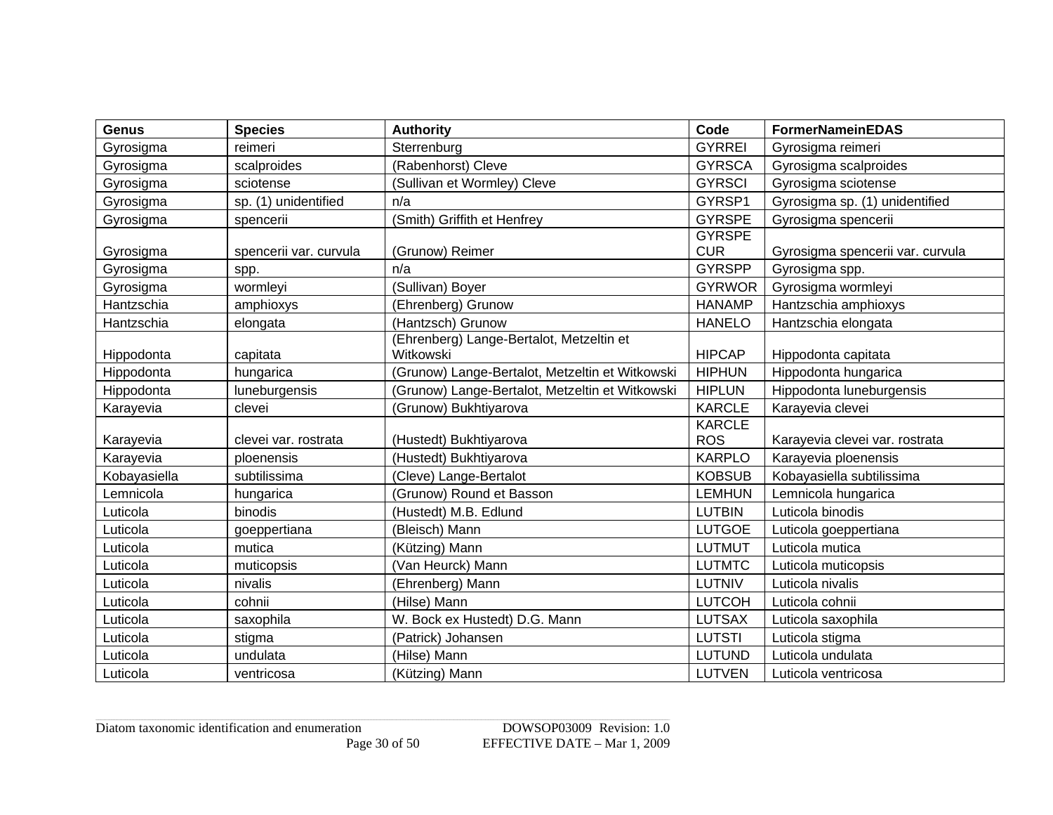| Genus | Species | Authority | Code | FormerNameinEDAS |
|---|---|---|---|---|
| Gyrosigma | reimeri | Sterrenburg | GYRREI | Gyrosigma reimeri |
| Gyrosigma | scalproides | (Rabenhorst) Cleve | GYRSCA | Gyrosigma scalproides |
| Gyrosigma | sciotense | (Sullivan et Wormley) Cleve | GYRSCI | Gyrosigma sciotense |
| Gyrosigma | sp. (1) unidentified | n/a | GYRSP1 | Gyrosigma sp. (1) unidentified |
| Gyrosigma | spencerii | (Smith) Griffith et Henfrey | GYRSPE | Gyrosigma spencerii |
| Gyrosigma | spencerii var. curvula | (Grunow) Reimer | GYRSPECUR | Gyrosigma spencerii var. curvula |
| Gyrosigma | spp. | n/a | GYRSPP | Gyrosigma spp. |
| Gyrosigma | wormleyi | (Sullivan) Boyer | GYRWOR | Gyrosigma wormleyi |
| Hantzschia | amphioxys | (Ehrenberg) Grunow | HANAMP | Hantzschia amphioxys |
| Hantzschia | elongata | (Hantzsch) Grunow | HANELO | Hantzschia elongata |
| Hippodonta | capitata | (Ehrenberg) Lange-Bertalot, Metzeltin et Witkowski | HIPCAP | Hippodonta capitata |
| Hippodonta | hungarica | (Grunow) Lange-Bertalot, Metzeltin et Witkowski | HIPHUN | Hippodonta hungarica |
| Hippodonta | luneburgensis | (Grunow) Lange-Bertalot, Metzeltin et Witkowski | HIPLUN | Hippodonta luneburgensis |
| Karayevia | clevei | (Grunow) Bukhtiyarova | KARCLE | Karayevia clevei |
| Karayevia | clevei var. rostrata | (Hustedt) Bukhtiyarova | KARCLEROS | Karayevia clevei var. rostrata |
| Karayevia | ploenensis | (Hustedt) Bukhtiyarova | KARPLO | Karayevia ploenensis |
| Kobayasiella | subtilissima | (Cleve) Lange-Bertalot | KOBSUB | Kobayasiella subtilissima |
| Lemnicola | hungarica | (Grunow) Round et Basson | LEMHUN | Lemnicola hungarica |
| Luticola | binodis | (Hustedt) M.B. Edlund | LUTBIN | Luticola binodis |
| Luticola | goeppertiana | (Bleisch) Mann | LUTGOE | Luticola goeppertiana |
| Luticola | mutica | (Kützing) Mann | LUTMUT | Luticola mutica |
| Luticola | muticopsis | (Van Heurck) Mann | LUTMTC | Luticola muticopsis |
| Luticola | nivalis | (Ehrenberg) Mann | LUTNIV | Luticola nivalis |
| Luticola | cohnii | (Hilse) Mann | LUTCOH | Luticola cohnii |
| Luticola | saxophila | W. Bock ex Hustedt) D.G. Mann | LUTSAX | Luticola saxophila |
| Luticola | stigma | (Patrick) Johansen | LUTSTI | Luticola stigma |
| Luticola | undulata | (Hilse) Mann | LUTUND | Luticola undulata |
| Luticola | ventricosa | (Kützing) Mann | LUTVEN | Luticola ventricosa |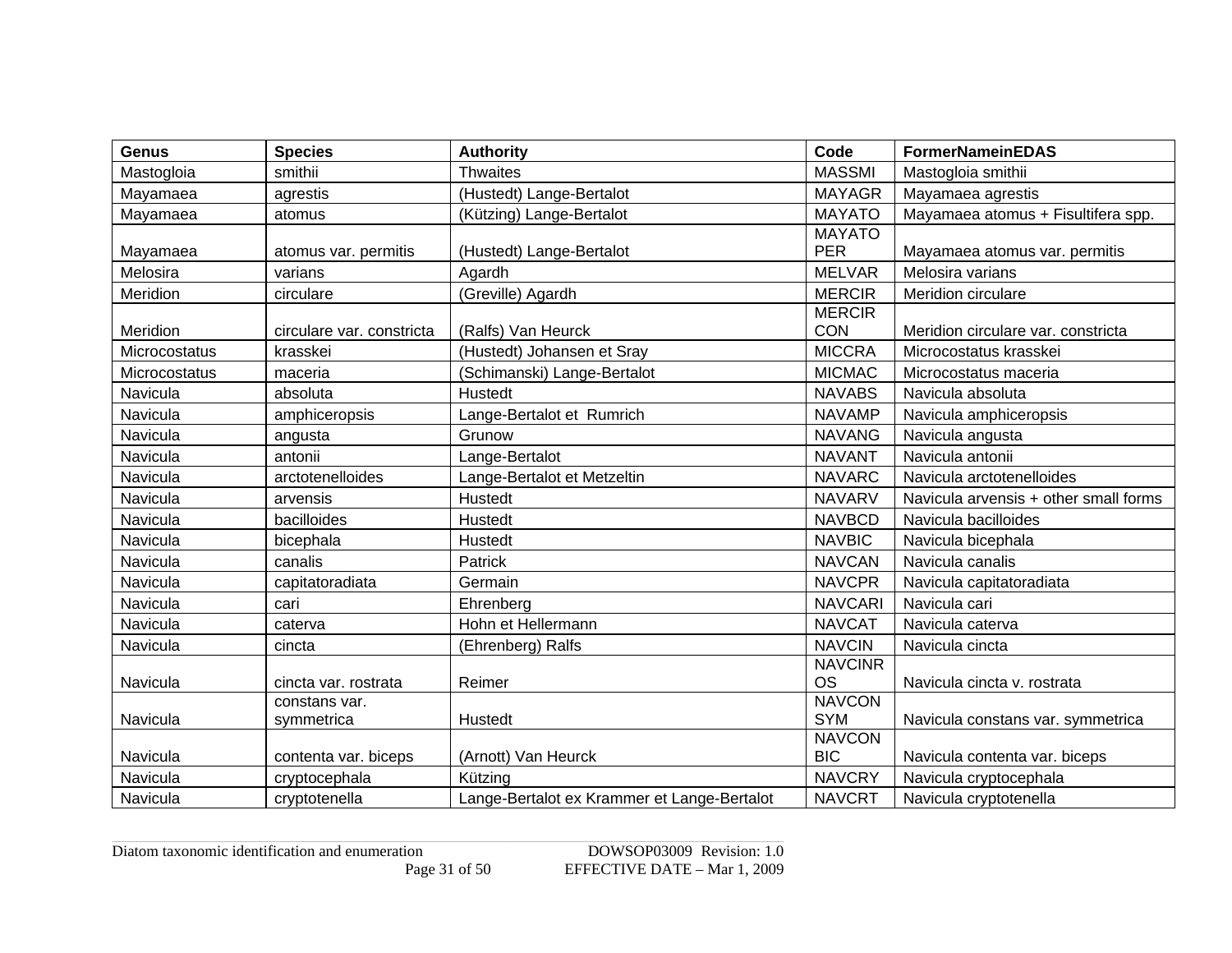| Genus | Species | Authority | Code | FormerNameinEDAS |
|---|---|---|---|---|
| Mastogloia | smithii | Thwaites | MASSMI | Mastogloia smithii |
| Mayamaea | agrestis | (Hustedt) Lange-Bertalot | MAYAGR | Mayamaea agrestis |
| Mayamaea | atomus | (Kützing) Lange-Bertalot | MAYATO | Mayamaea atomus + Fisultifera spp. |
| Mayamaea | atomus var. permitis | (Hustedt) Lange-Bertalot | MAYATOPER | Mayamaea atomus var. permitis |
| Melosira | varians | Agardh | MELVAR | Melosira varians |
| Meridion | circulare | (Greville) Agardh | MERCIR | Meridion circulare |
| Meridion | circulare var. constricta | (Ralfs) Van Heurck | MERCIRCON | Meridion circulare var. constricta |
| Microcostatus | krasskei | (Hustedt) Johansen et Sray | MICCRA | Microcostatus krasskei |
| Microcostatus | maceria | (Schimanski) Lange-Bertalot | MICMAC | Microcostatus maceria |
| Navicula | absoluta | Hustedt | NAVABS | Navicula absoluta |
| Navicula | amphiceropsis | Lange-Bertalot et Rumrich | NAVAMP | Navicula amphiceropsis |
| Navicula | angusta | Grunow | NAVANG | Navicula angusta |
| Navicula | antonii | Lange-Bertalot | NAVANT | Navicula antonii |
| Navicula | arctotenelloides | Lange-Bertalot et Metzeltin | NAVARC | Navicula arctotenelloides |
| Navicula | arvensis | Hustedt | NAVARV | Navicula arvensis + other small forms |
| Navicula | bacilloides | Hustedt | NAVBCD | Navicula bacilloides |
| Navicula | bicephala | Hustedt | NAVBIC | Navicula bicephala |
| Navicula | canalis | Patrick | NAVCAN | Navicula canalis |
| Navicula | capitatoradiata | Germain | NAVCPR | Navicula capitatoradiata |
| Navicula | cari | Ehrenberg | NAVCARI | Navicula cari |
| Navicula | caterva | Hohn et Hellermann | NAVCAT | Navicula caterva |
| Navicula | cincta | (Ehrenberg) Ralfs | NAVCIN | Navicula cincta |
| Navicula | cincta var. rostrata | Reimer | NAVCINROS | Navicula cincta v. rostrata |
| Navicula | constans var. symmetrica | Hustedt | NAVCONSYM | Navicula constans var. symmetrica |
| Navicula | contenta var. biceps | (Arnott) Van Heurck | NAVCONBIC | Navicula contenta var. biceps |
| Navicula | cryptocephala | Kützing | NAVCRY | Navicula cryptocephala |
| Navicula | cryptotenella | Lange-Bertalot ex Krammer et Lange-Bertalot | NAVCRT | Navicula cryptotenella |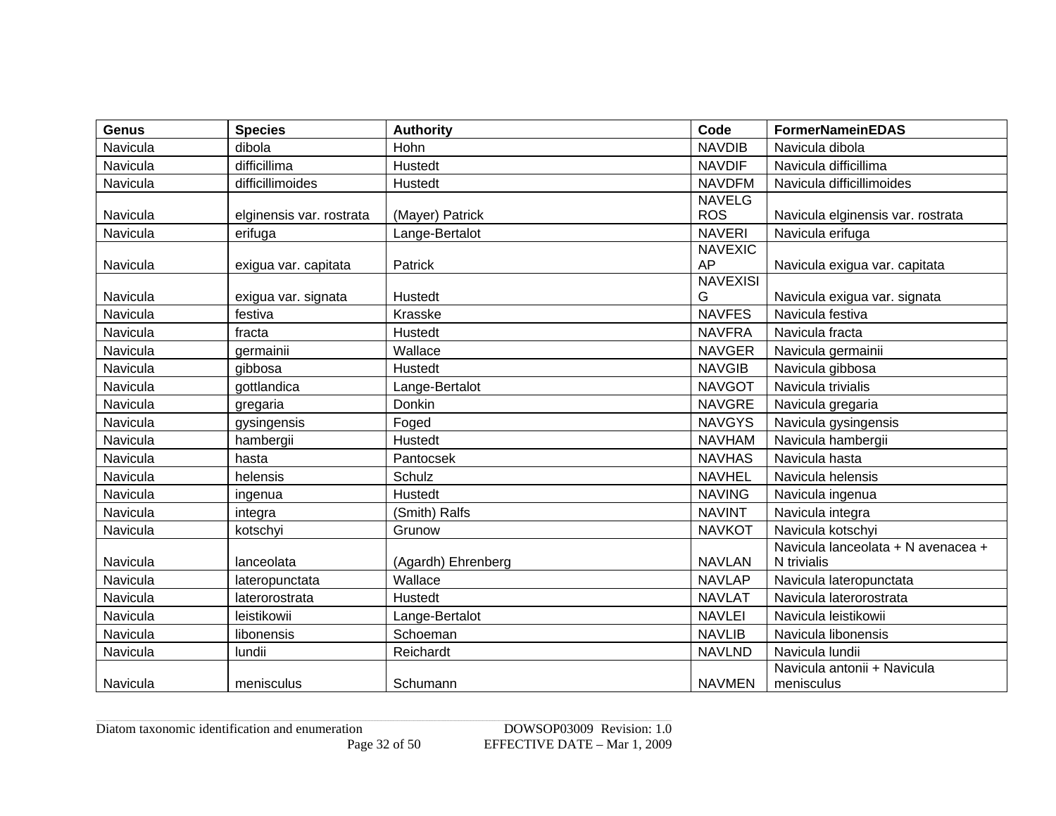| Genus | Species | Authority | Code | FormerNameinEDAS |
|---|---|---|---|---|
| Navicula | dibola | Hohn | NAVDIB | Navicula dibola |
| Navicula | difficillima | Hustedt | NAVDIF | Navicula difficillima |
| Navicula | difficillimoides | Hustedt | NAVDFM | Navicula difficillimoides |
| Navicula | elginensis var. rostrata | (Mayer) Patrick | NAVELGROS | Navicula elginensis var. rostrata |
| Navicula | erifuga | Lange-Bertalot | NAVERI | Navicula erifuga |
| Navicula | exigua var. capitata | Patrick | NAVEXICAP | Navicula exigua var. capitata |
| Navicula | exigua var. signata | Hustedt | NAVEXISIG | Navicula exigua var. signata |
| Navicula | festiva | Krasske | NAVFES | Navicula festiva |
| Navicula | fracta | Hustedt | NAVFRA | Navicula fracta |
| Navicula | germainii | Wallace | NAVGER | Navicula germainii |
| Navicula | gibbosa | Hustedt | NAVGIB | Navicula gibbosa |
| Navicula | gottlandica | Lange-Bertalot | NAVGOT | Navicula trivialis |
| Navicula | gregaria | Donkin | NAVGRE | Navicula gregaria |
| Navicula | gysingensis | Foged | NAVGYS | Navicula gysingensis |
| Navicula | hambergii | Hustedt | NAVHAM | Navicula hambergii |
| Navicula | hasta | Pantocsek | NAVHAS | Navicula hasta |
| Navicula | helensis | Schulz | NAVHEL | Navicula helensis |
| Navicula | ingenua | Hustedt | NAVING | Navicula ingenua |
| Navicula | integra | (Smith) Ralfs | NAVINT | Navicula integra |
| Navicula | kotschyi | Grunow | NAVKOT | Navicula kotschyi |
| Navicula | lanceolata | (Agardh) Ehrenberg | NAVLAN | Navicula lanceolata + N avenacea + N trivialis |
| Navicula | lateropunctata | Wallace | NAVLAP | Navicula lateropunctata |
| Navicula | laterorostrata | Hustedt | NAVLAT | Navicula laterorostrata |
| Navicula | leistikowii | Lange-Bertalot | NAVLEI | Navicula leistikowii |
| Navicula | libonensis | Schoeman | NAVLIB | Navicula libonensis |
| Navicula | lundii | Reichardt | NAVLND | Navicula lundii |
| Navicula | menisculus | Schumann | NAVMEN | Navicula antonii + Navicula menisculus |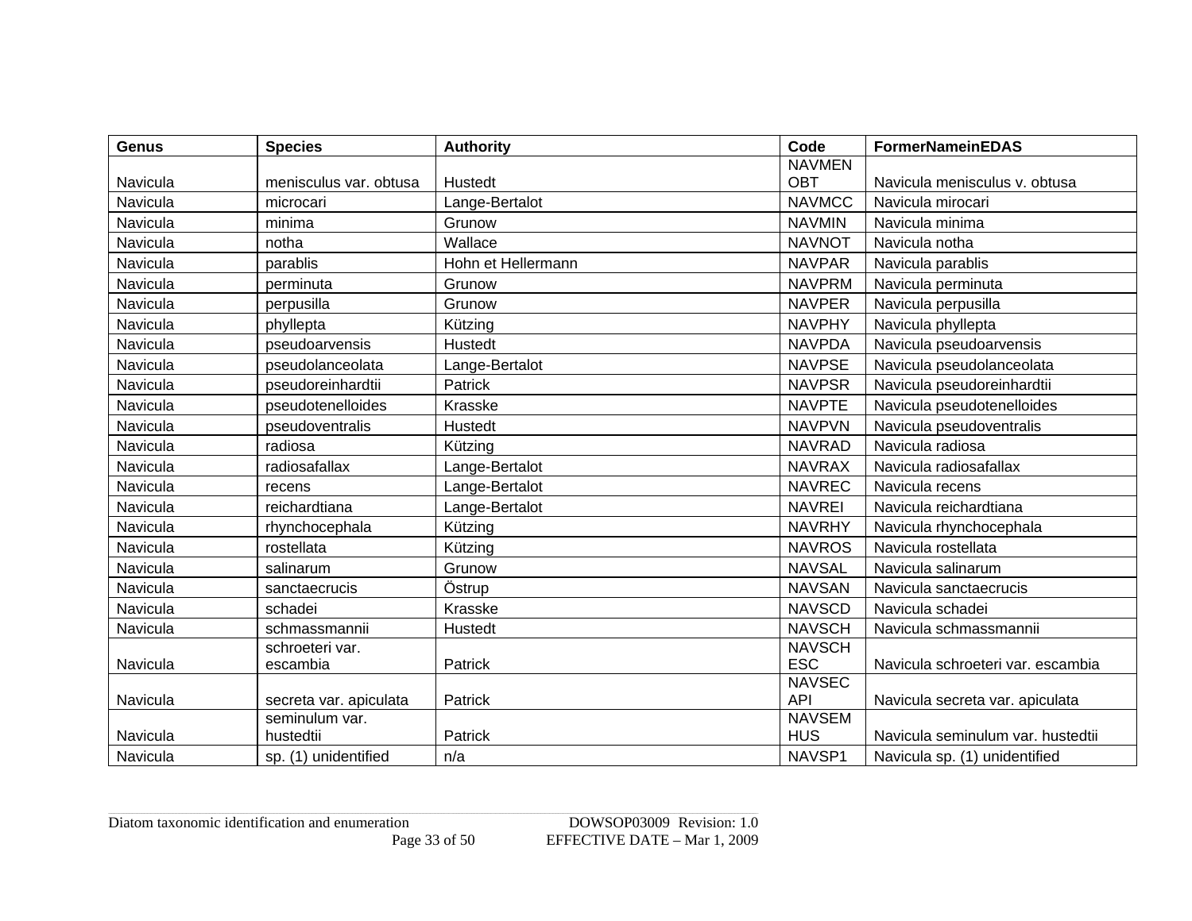| Genus | Species | Authority | Code | FormerNameinEDAS |
|---|---|---|---|---|
| Navicula | menisculus var. obtusa | Hustedt | NAVMENOBT | Navicula menisculus v. obtusa |
| Navicula | microcari | Lange-Bertalot | NAVMCC | Navicula mirocari |
| Navicula | minima | Grunow | NAVMIN | Navicula minima |
| Navicula | notha | Wallace | NAVNOT | Navicula notha |
| Navicula | parablis | Hohn et Hellermann | NAVPAR | Navicula parablis |
| Navicula | perminuta | Grunow | NAVPRM | Navicula perminuta |
| Navicula | perpusilla | Grunow | NAVPER | Navicula perpusilla |
| Navicula | phyllepta | Kützing | NAVPHY | Navicula phyllepta |
| Navicula | pseudoarvensis | Hustedt | NAVPDA | Navicula pseudoarvensis |
| Navicula | pseudolanceolata | Lange-Bertalot | NAVPSE | Navicula pseudolanceolata |
| Navicula | pseudoreinhardtii | Patrick | NAVPSR | Navicula pseudoreinhardtii |
| Navicula | pseudotenelloides | Krasske | NAVPTE | Navicula pseudotenelloides |
| Navicula | pseudoventralis | Hustedt | NAVPVN | Navicula pseudoventralis |
| Navicula | radiosa | Kützing | NAVRAD | Navicula radiosa |
| Navicula | radiosafallax | Lange-Bertalot | NAVRAX | Navicula radiosafallax |
| Navicula | recens | Lange-Bertalot | NAVREC | Navicula recens |
| Navicula | reichardtiana | Lange-Bertalot | NAVREI | Navicula reichardtiana |
| Navicula | rhynchocephala | Kützing | NAVRHY | Navicula rhynchocephala |
| Navicula | rostellata | Kützing | NAVROS | Navicula rostellata |
| Navicula | salinarum | Grunow | NAVSAL | Navicula salinarum |
| Navicula | sanctaecrucis | Östrup | NAVSAN | Navicula sanctaecrucis |
| Navicula | schadei | Krasske | NAVSCD | Navicula schadei |
| Navicula | schmassmannii | Hustedt | NAVSCH | Navicula schmassmannii |
| Navicula | schroeteri var. escambia | Patrick | NAVSCHESC | Navicula schroeteri var. escambia |
| Navicula | secreta var. apiculata | Patrick | NAVSECAPI | Navicula secreta var. apiculata |
| Navicula | seminulum var. hustedtii | Patrick | NAVSEMHUS | Navicula seminulum var. hustedtii |
| Navicula | sp. (1) unidentified | n/a | NAVSP1 | Navicula sp. (1) unidentified |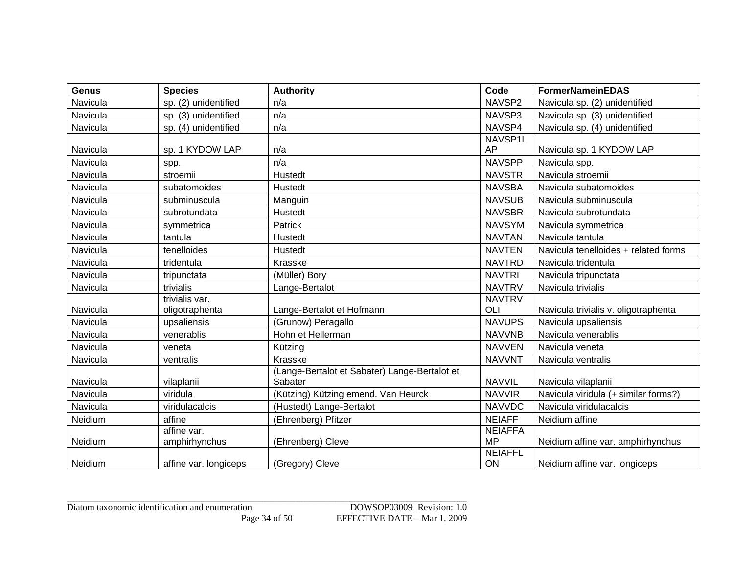| Genus | Species | Authority | Code | FormerNameinEDAS |
|---|---|---|---|---|
| Navicula | sp. (2) unidentified | n/a | NAVSP2 | Navicula sp. (2) unidentified |
| Navicula | sp. (3) unidentified | n/a | NAVSP3 | Navicula sp. (3) unidentified |
| Navicula | sp. (4) unidentified | n/a | NAVSP4 | Navicula sp. (4) unidentified |
| Navicula | sp. 1 KYDOW LAP | n/a | NAVSP1LAP | Navicula sp. 1 KYDOW LAP |
| Navicula | spp. | n/a | NAVSPP | Navicula spp. |
| Navicula | stroemii | Hustedt | NAVSTR | Navicula stroemii |
| Navicula | subatomoides | Hustedt | NAVSBA | Navicula subatomoides |
| Navicula | subminuscula | Manguin | NAVSUB | Navicula subminuscula |
| Navicula | subrotundata | Hustedt | NAVSBR | Navicula subrotundata |
| Navicula | symmetrica | Patrick | NAVSYM | Navicula symmetrica |
| Navicula | tantula | Hustedt | NAVTAN | Navicula tantula |
| Navicula | tenelloides | Hustedt | NAVTEN | Navicula tenelloides + related forms |
| Navicula | tridentula | Krasske | NAVTRD | Navicula tridentula |
| Navicula | tripunctata | (Müller) Bory | NAVTRI | Navicula tripunctata |
| Navicula | trivialis | Lange-Bertalot | NAVTRV | Navicula trivialis |
| Navicula | trivialis var. oligotraphenta | Lange-Bertalot et Hofmann | NAVTRVOLI | Navicula trivialis v. oligotraphenta |
| Navicula | upsaliensis | (Grunow) Peragallo | NAVUPS | Navicula upsaliensis |
| Navicula | venerablis | Hohn et Hellerman | NAVVNB | Navicula venerablis |
| Navicula | veneta | Kützing | NAVVEN | Navicula veneta |
| Navicula | ventralis | Krasske | NAVVNT | Navicula ventralis |
| Navicula | vilaplanii | (Lange-Bertalot et Sabater) Lange-Bertalot et Sabater | NAVVIL | Navicula vilaplanii |
| Navicula | viridula | (Kützing) Kützing emend. Van Heurck | NAVVIR | Navicula viridula (+ similar forms?) |
| Navicula | viridulacalcis | (Hustedt) Lange-Bertalot | NAVVDC | Navicula viridulacalcis |
| Neidium | affine | (Ehrenberg) Pfitzer | NEIAFF | Neidium affine |
| Neidium | affine var. amphirhynchus | (Ehrenberg) Cleve | NEIAFFAMP | Neidium affine var. amphirhynchus |
| Neidium | affine var. longiceps | (Gregory) Cleve | NEIAFFLON | Neidium affine var. longiceps |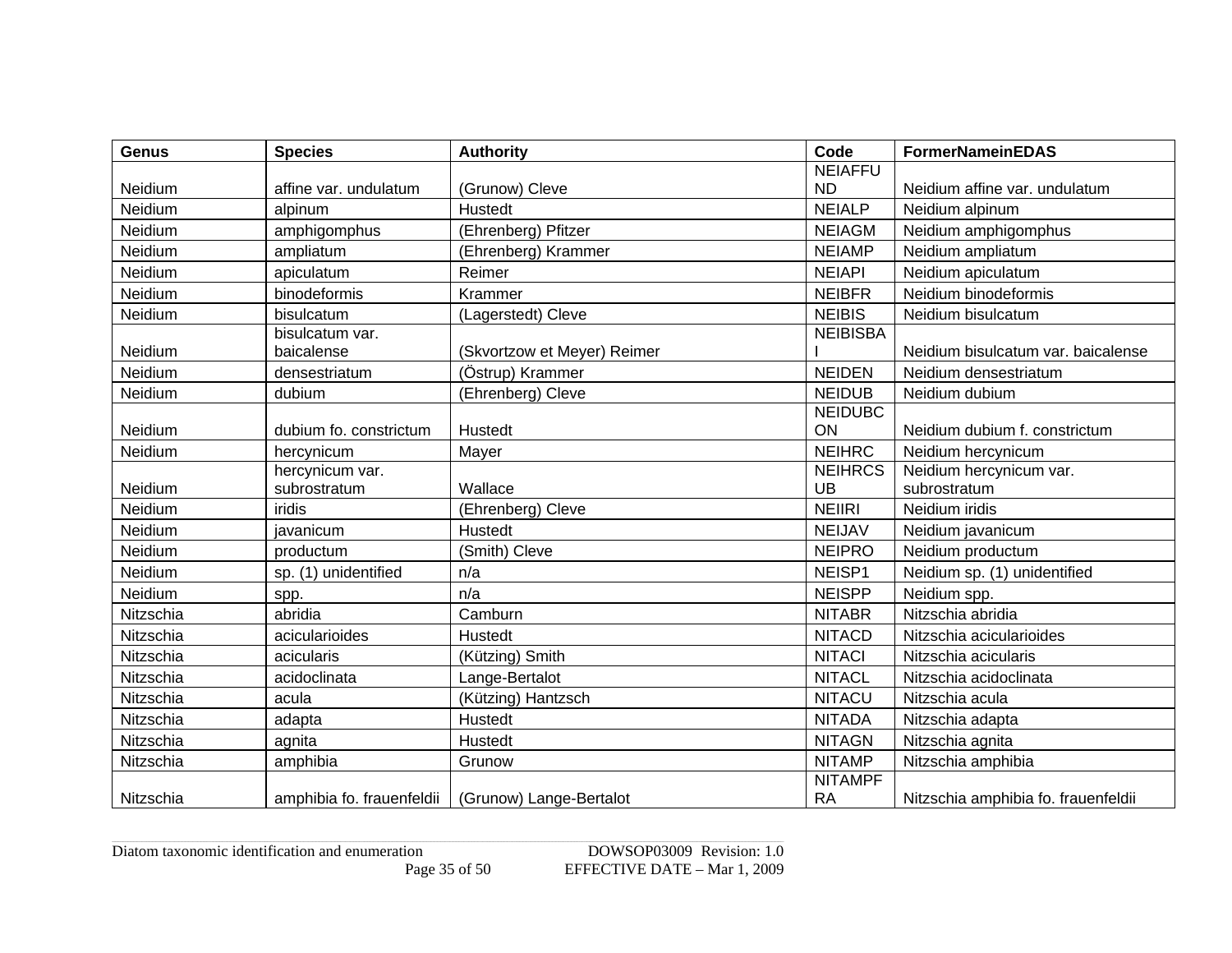| Genus | Species | Authority | Code | FormerNameinEDAS |
| --- | --- | --- | --- | --- |
| Neidium | affine var. undulatum | (Grunow) Cleve | NEIAFFUND | Neidium affine var. undulatum |
| Neidium | alpinum | Hustedt | NEIALP | Neidium alpinum |
| Neidium | amphigomphus | (Ehrenberg) Pfitzer | NEIAGM | Neidium amphigomphus |
| Neidium | ampliatum | (Ehrenberg) Krammer | NEIAMP | Neidium ampliatum |
| Neidium | apiculatum | Reimer | NEIAPI | Neidium apiculatum |
| Neidium | binodeformis | Krammer | NEIBFR | Neidium binodeformis |
| Neidium | bisulcatum | (Lagerstedt) Cleve | NEIBIS | Neidium bisulcatum |
| Neidium | bisulcatum var. baicalense | (Skvortzow et Meyer) Reimer | NEIBISBAI | Neidium bisulcatum var. baicalense |
| Neidium | densestriatum | (Östrup) Krammer | NEIDEN | Neidium densestriatum |
| Neidium | dubium | (Ehrenberg) Cleve | NEIDUB | Neidium dubium |
| Neidium | dubium fo. constrictum | Hustedt | NEIDUBCON | Neidium dubium f. constrictum |
| Neidium | hercynicum | Mayer | NEIHRC | Neidium hercynicum |
| Neidium | hercynicum var. subrostratum | Wallace | NEIHRCSUB | Neidium hercynicum var. subrostratum |
| Neidium | iridis | (Ehrenberg) Cleve | NEIIRI | Neidium iridis |
| Neidium | javanicum | Hustedt | NEIJAV | Neidium javanicum |
| Neidium | productum | (Smith) Cleve | NEIPRO | Neidium productum |
| Neidium | sp. (1) unidentified | n/a | NEISP1 | Neidium sp. (1) unidentified |
| Neidium | spp. | n/a | NEISPP | Neidium spp. |
| Nitzschia | abridia | Camburn | NITABR | Nitzschia abridia |
| Nitzschia | acicularioides | Hustedt | NITACD | Nitzschia acicularioides |
| Nitzschia | acicularis | (Kützing) Smith | NITACI | Nitzschia acicularis |
| Nitzschia | acidoclinata | Lange-Bertalot | NITACL | Nitzschia acidoclinata |
| Nitzschia | acula | (Kützing) Hantzsch | NITACU | Nitzschia acula |
| Nitzschia | adapta | Hustedt | NITADA | Nitzschia adapta |
| Nitzschia | agnita | Hustedt | NITAGN | Nitzschia agnita |
| Nitzschia | amphibia | Grunow | NITAMP | Nitzschia amphibia |
| Nitzschia | amphibia fo. frauenfeldii | (Grunow) Lange-Bertalot | NITAMPFRA | Nitzschia amphibia fo. frauenfeldii |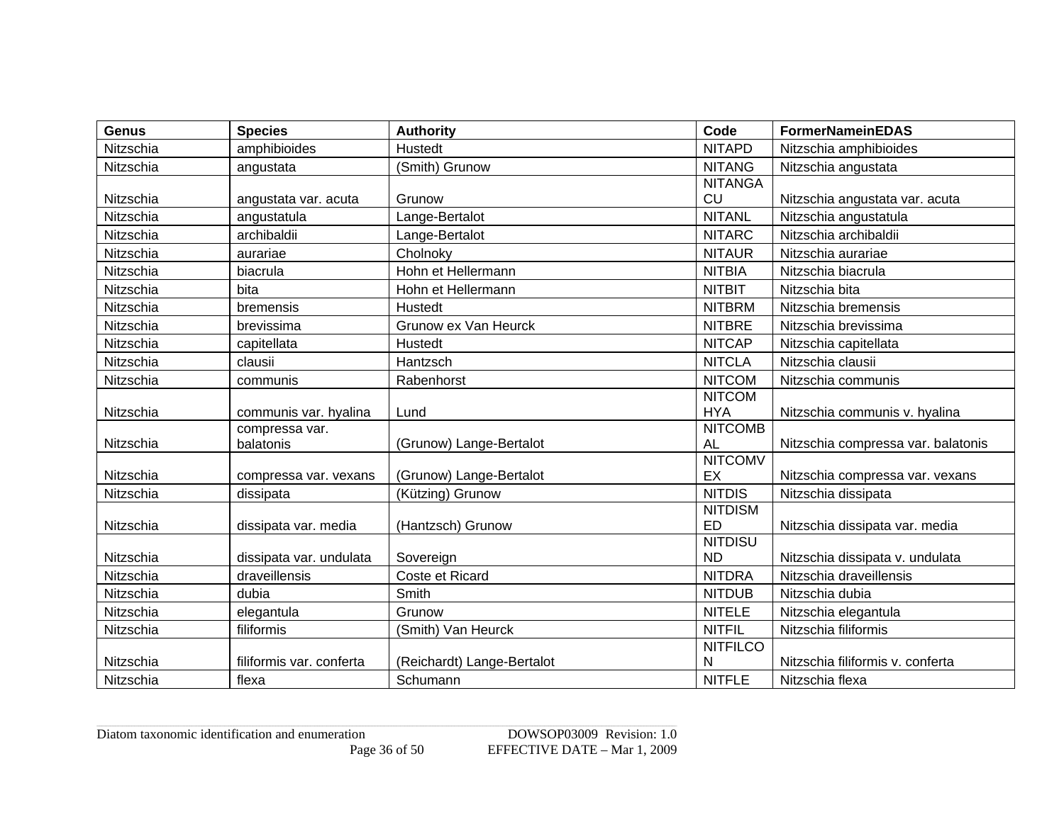| Genus | Species | Authority | Code | FormerNameinEDAS |
|---|---|---|---|---|
| Nitzschia | amphibioides | Hustedt | NITAPD | Nitzschia amphibioides |
| Nitzschia | angustata | (Smith) Grunow | NITANG | Nitzschia angustata |
| Nitzschia | angustata var. acuta | Grunow | NITANGACU | Nitzschia angustata var. acuta |
| Nitzschia | angustatula | Lange-Bertalot | NITANL | Nitzschia angustatula |
| Nitzschia | archibaldii | Lange-Bertalot | NITARC | Nitzschia archibaldii |
| Nitzschia | aurariae | Cholnoky | NITAUR | Nitzschia aurariae |
| Nitzschia | biacrula | Hohn et Hellermann | NITBIA | Nitzschia biacrula |
| Nitzschia | bita | Hohn et Hellermann | NITBIT | Nitzschia bita |
| Nitzschia | bremensis | Hustedt | NITBRM | Nitzschia bremensis |
| Nitzschia | brevissima | Grunow ex Van Heurck | NITBRE | Nitzschia brevissima |
| Nitzschia | capitellata | Hustedt | NITCAP | Nitzschia capitellata |
| Nitzschia | clausii | Hantzsch | NITCLA | Nitzschia clausii |
| Nitzschia | communis | Rabenhorst | NITCOM | Nitzschia communis |
| Nitzschia | communis var. hyalina | Lund | NITCOMHYA | Nitzschia communis v. hyalina |
| Nitzschia | compressa var. balatonis | (Grunow) Lange-Bertalot | NITCOMBAL | Nitzschia compressa var. balatonis |
| Nitzschia | compressa var. vexans | (Grunow) Lange-Bertalot | NITCOMVEX | Nitzschia compressa var. vexans |
| Nitzschia | dissipata | (Kützing) Grunow | NITDIS | Nitzschia dissipata |
| Nitzschia | dissipata var. media | (Hantzsch) Grunow | NITDISMED | Nitzschia dissipata var. media |
| Nitzschia | dissipata var. undulata | Sovereign | NITDISUND | Nitzschia dissipata v. undulata |
| Nitzschia | draveillensis | Coste et Ricard | NITDRA | Nitzschia draveillensis |
| Nitzschia | dubia | Smith | NITDUB | Nitzschia dubia |
| Nitzschia | elegantula | Grunow | NITELE | Nitzschia elegantula |
| Nitzschia | filiformis | (Smith) Van Heurck | NITFIL | Nitzschia filiformis |
| Nitzschia | filiformis var. conferta | (Reichardt) Lange-Bertalot | NITFILCON | Nitzschia filiformis v. conferta |
| Nitzschia | flexa | Schumann | NITFLE | Nitzschia flexa |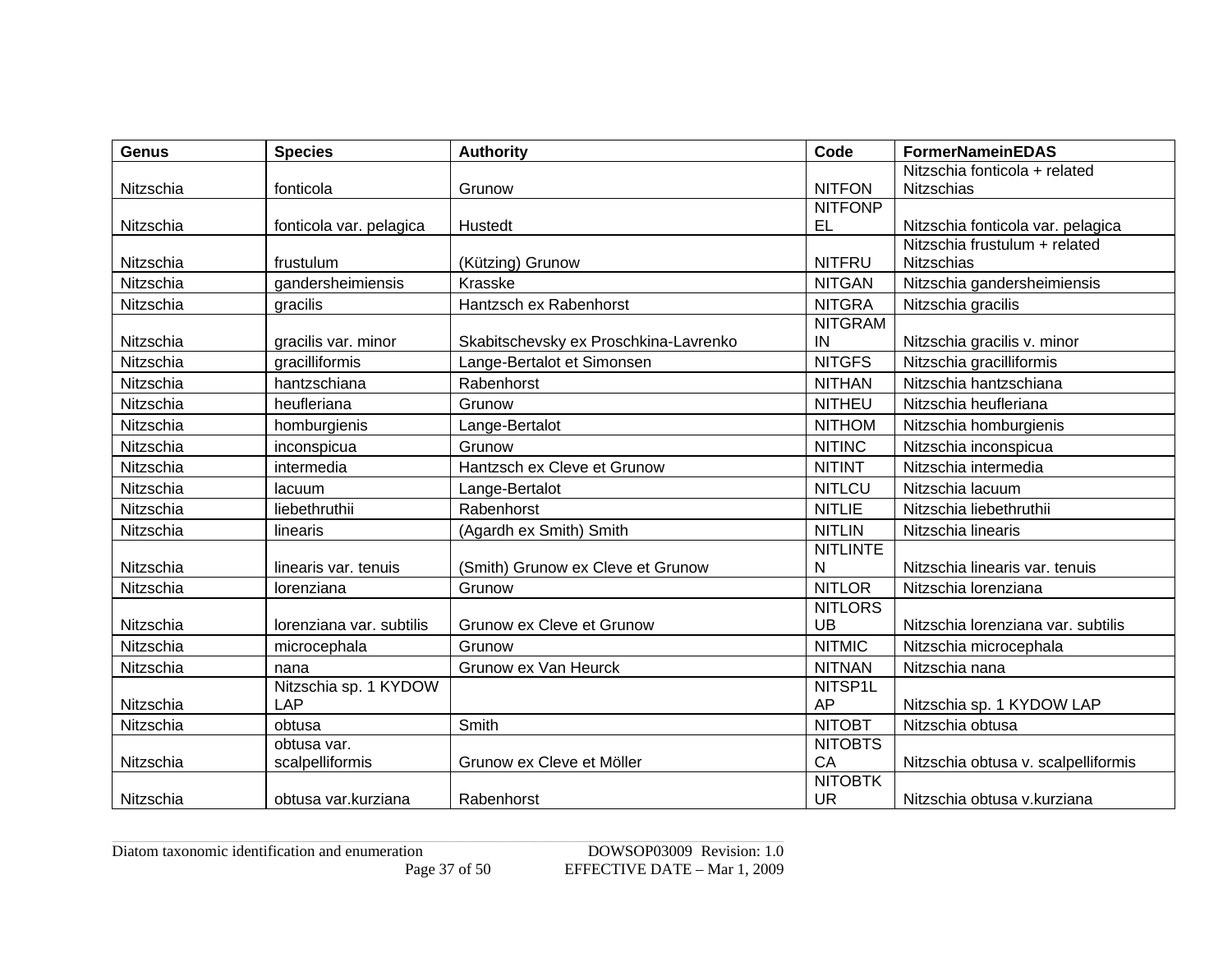| Genus | Species | Authority | Code | FormerNameinEDAS |
| --- | --- | --- | --- | --- |
| Nitzschia | fonticola | Grunow | NITFON | Nitzschia fonticola + related Nitzschias |
| Nitzschia | fonticola var. pelagica | Hustedt | NITFONPEL | Nitzschia fonticola var. pelagica |
| Nitzschia | frustulum | (Kützing) Grunow | NITFRU | Nitzschia frustulum + related Nitzschias |
| Nitzschia | gandersheimiensis | Krasske | NITGAN | Nitzschia gandersheimiensis |
| Nitzschia | gracilis | Hantzsch ex Rabenhorst | NITGRA | Nitzschia gracilis |
| Nitzschia | gracilis var. minor | Skabitschevsky ex Proschkina-Lavrenko | NITGRAMIN | Nitzschia gracilis v. minor |
| Nitzschia | gracilliformis | Lange-Bertalot et Simonsen | NITGFS | Nitzschia gracilliformis |
| Nitzschia | hantzschiana | Rabenhorst | NITHAN | Nitzschia hantzschiana |
| Nitzschia | heufleriana | Grunow | NITHEU | Nitzschia heufleriana |
| Nitzschia | homburgienis | Lange-Bertalot | NITHOM | Nitzschia homburgienis |
| Nitzschia | inconspicua | Grunow | NITINC | Nitzschia inconspicua |
| Nitzschia | intermedia | Hantzsch ex Cleve et Grunow | NITINT | Nitzschia intermedia |
| Nitzschia | lacuum | Lange-Bertalot | NITLCU | Nitzschia lacuum |
| Nitzschia | liebethruthii | Rabenhorst | NITLIE | Nitzschia liebethruthii |
| Nitzschia | linearis | (Agardh ex Smith) Smith | NITLIN | Nitzschia linearis |
| Nitzschia | linearis var. tenuis | (Smith) Grunow ex Cleve et Grunow | NITLINTEN | Nitzschia linearis var. tenuis |
| Nitzschia | lorenziana | Grunow | NITLOR | Nitzschia lorenziana |
| Nitzschia | lorenziana var. subtilis | Grunow ex Cleve et Grunow | NITLORSUB | Nitzschia lorenziana var. subtilis |
| Nitzschia | microcephala | Grunow | NITMIC | Nitzschia microcephala |
| Nitzschia | nana | Grunow ex Van Heurck | NITNAN | Nitzschia nana |
| Nitzschia | Nitzschia sp. 1 KYDOW LAP | | NITSP1LAP | Nitzschia sp. 1 KYDOW LAP |
| Nitzschia | obtusa | Smith | NITOBT | Nitzschia obtusa |
| Nitzschia | obtusa var. scalpelliformis | Grunow ex Cleve et Möller | NITOBTSCA | Nitzschia obtusa v. scalpelliformis |
| Nitzschia | obtusa var.kurziana | Rabenhorst | NITOBTKUR | Nitzschia obtusa v.kurziana |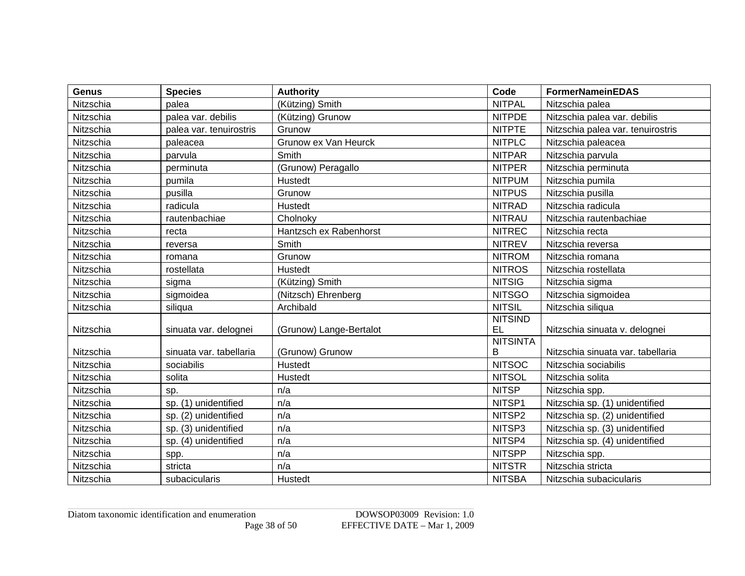| Genus | Species | Authority | Code | FormerNameinEDAS |
|---|---|---|---|---|
| Nitzschia | palea | (Kützing) Smith | NITPAL | Nitzschia palea |
| Nitzschia | palea var. debilis | (Kützing) Grunow | NITPDE | Nitzschia palea var. debilis |
| Nitzschia | palea var. tenuirostris | Grunow | NITPTE | Nitzschia palea var. tenuirostris |
| Nitzschia | paleacea | Grunow ex Van Heurck | NITPLC | Nitzschia paleacea |
| Nitzschia | parvula | Smith | NITPAR | Nitzschia parvula |
| Nitzschia | perminuta | (Grunow) Peragallo | NITPER | Nitzschia perminuta |
| Nitzschia | pumila | Hustedt | NITPUM | Nitzschia pumila |
| Nitzschia | pusilla | Grunow | NITPUS | Nitzschia pusilla |
| Nitzschia | radicula | Hustedt | NITRAD | Nitzschia radicula |
| Nitzschia | rautenbachiae | Cholnoky | NITRAU | Nitzschia rautenbachiae |
| Nitzschia | recta | Hantzsch ex Rabenhorst | NITREC | Nitzschia recta |
| Nitzschia | reversa | Smith | NITREV | Nitzschia reversa |
| Nitzschia | romana | Grunow | NITROM | Nitzschia romana |
| Nitzschia | rostellata | Hustedt | NITROS | Nitzschia rostellata |
| Nitzschia | sigma | (Kützing) Smith | NITSIG | Nitzschia sigma |
| Nitzschia | sigmoidea | (Nitzsch) Ehrenberg | NITSGO | Nitzschia sigmoidea |
| Nitzschia | siliqua | Archibald | NITSIL | Nitzschia siliqua |
| Nitzschia | sinuata var. delognei | (Grunow) Lange-Bertalot | NITSINDEL | Nitzschia sinuata v. delognei |
| Nitzschia | sinuata var. tabellaria | (Grunow) Grunow | NITSINTAB | Nitzschia sinuata var. tabellaria |
| Nitzschia | sociabilis | Hustedt | NITSOC | Nitzschia sociabilis |
| Nitzschia | solita | Hustedt | NITSOL | Nitzschia solita |
| Nitzschia | sp. | n/a | NITSP | Nitzschia spp. |
| Nitzschia | sp. (1) unidentified | n/a | NITSP1 | Nitzschia sp. (1) unidentified |
| Nitzschia | sp. (2) unidentified | n/a | NITSP2 | Nitzschia sp. (2) unidentified |
| Nitzschia | sp. (3) unidentified | n/a | NITSP3 | Nitzschia sp. (3) unidentified |
| Nitzschia | sp. (4) unidentified | n/a | NITSP4 | Nitzschia sp. (4) unidentified |
| Nitzschia | spp. | n/a | NITSPP | Nitzschia spp. |
| Nitzschia | stricta | n/a | NITSTR | Nitzschia stricta |
| Nitzschia | subacicularis | Hustedt | NITSBA | Nitzschia subacicularis |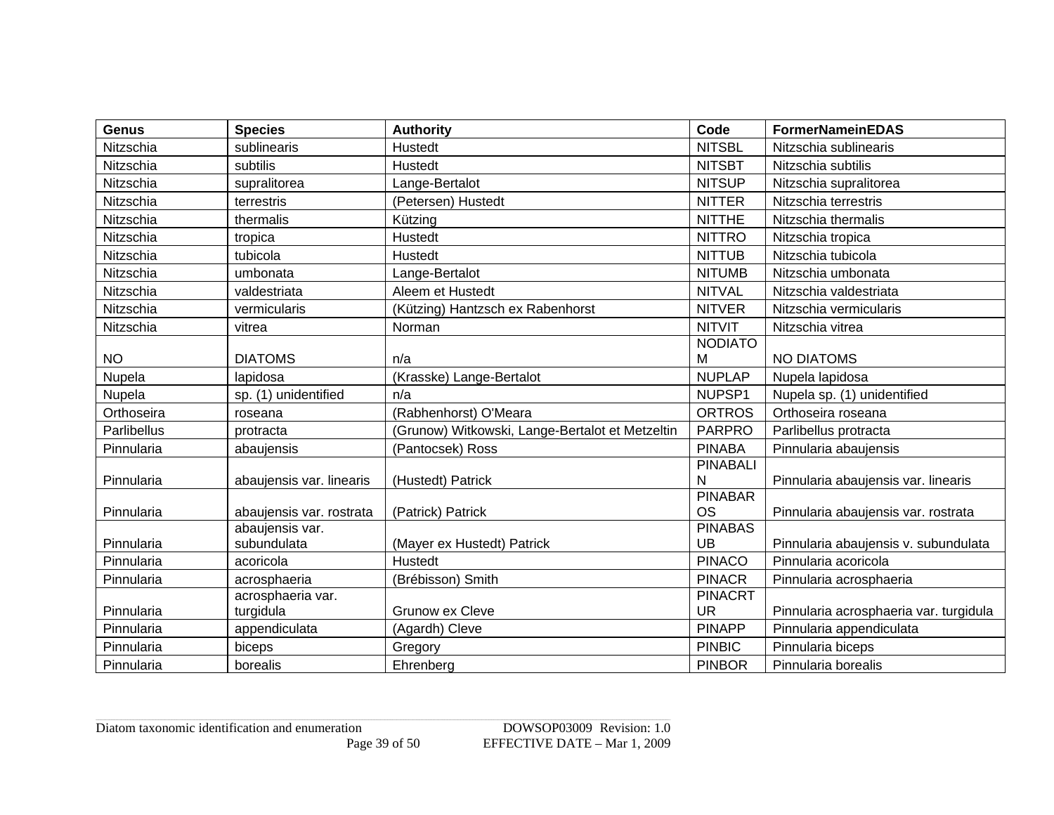| Genus | Species | Authority | Code | FormerNameinEDAS |
|---|---|---|---|---|
| Nitzschia | sublinearis | Hustedt | NITSBL | Nitzschia sublinearis |
| Nitzschia | subtilis | Hustedt | NITSBT | Nitzschia subtilis |
| Nitzschia | supralitorea | Lange-Bertalot | NITSUP | Nitzschia supralitorea |
| Nitzschia | terrestris | (Petersen) Hustedt | NITTER | Nitzschia terrestris |
| Nitzschia | thermalis | Kützing | NITTHE | Nitzschia thermalis |
| Nitzschia | tropica | Hustedt | NITTRO | Nitzschia tropica |
| Nitzschia | tubicola | Hustedt | NITTUB | Nitzschia tubicola |
| Nitzschia | umbonata | Lange-Bertalot | NITUMB | Nitzschia umbonata |
| Nitzschia | valdestriata | Aleem et Hustedt | NITVAL | Nitzschia valdestriata |
| Nitzschia | vermicularis | (Kützing) Hantzsch ex Rabenhorst | NITVER | Nitzschia vermicularis |
| Nitzschia | vitrea | Norman | NITVIT | Nitzschia vitrea |
| NO | DIATOMS | n/a | NODIATOM | NO DIATOMS |
| Nupela | lapidosa | (Krasske) Lange-Bertalot | NUPLAP | Nupela lapidosa |
| Nupela | sp. (1) unidentified | n/a | NUPSP1 | Nupela sp. (1) unidentified |
| Orthoseira | roseana | (Rabhenhorst) O'Meara | ORTROS | Orthoseira roseana |
| Parlibellus | protracta | (Grunow) Witkowski, Lange-Bertalot et Metzeltin | PARPRO | Parlibellus protracta |
| Pinnularia | abaujensis | (Pantocsek) Ross | PINABA | Pinnularia abaujensis |
| Pinnularia | abaujensis var. linearis | (Hustedt) Patrick | PINABALIN | Pinnularia abaujensis var. linearis |
| Pinnularia | abaujensis var. rostrata | (Patrick) Patrick | PINABAROS | Pinnularia abaujensis var. rostrata |
| Pinnularia | abaujensis var. subundulata | (Mayer ex Hustedt) Patrick | PINABASUB | Pinnularia abaujensis v. subundulata |
| Pinnularia | acoricola | Hustedt | PINACO | Pinnularia acoricola |
| Pinnularia | acrosphaeria | (Brébisson) Smith | PINACR | Pinnularia acrosphaeria |
| Pinnularia | acrosphaeria var. turgidula | Grunow ex Cleve | PINACRTUR | Pinnularia acrosphaeria var. turgidula |
| Pinnularia | appendiculata | (Agardh) Cleve | PINAPP | Pinnularia appendiculata |
| Pinnularia | biceps | Gregory | PINBIC | Pinnularia biceps |
| Pinnularia | borealis | Ehrenberg | PINBOR | Pinnularia borealis |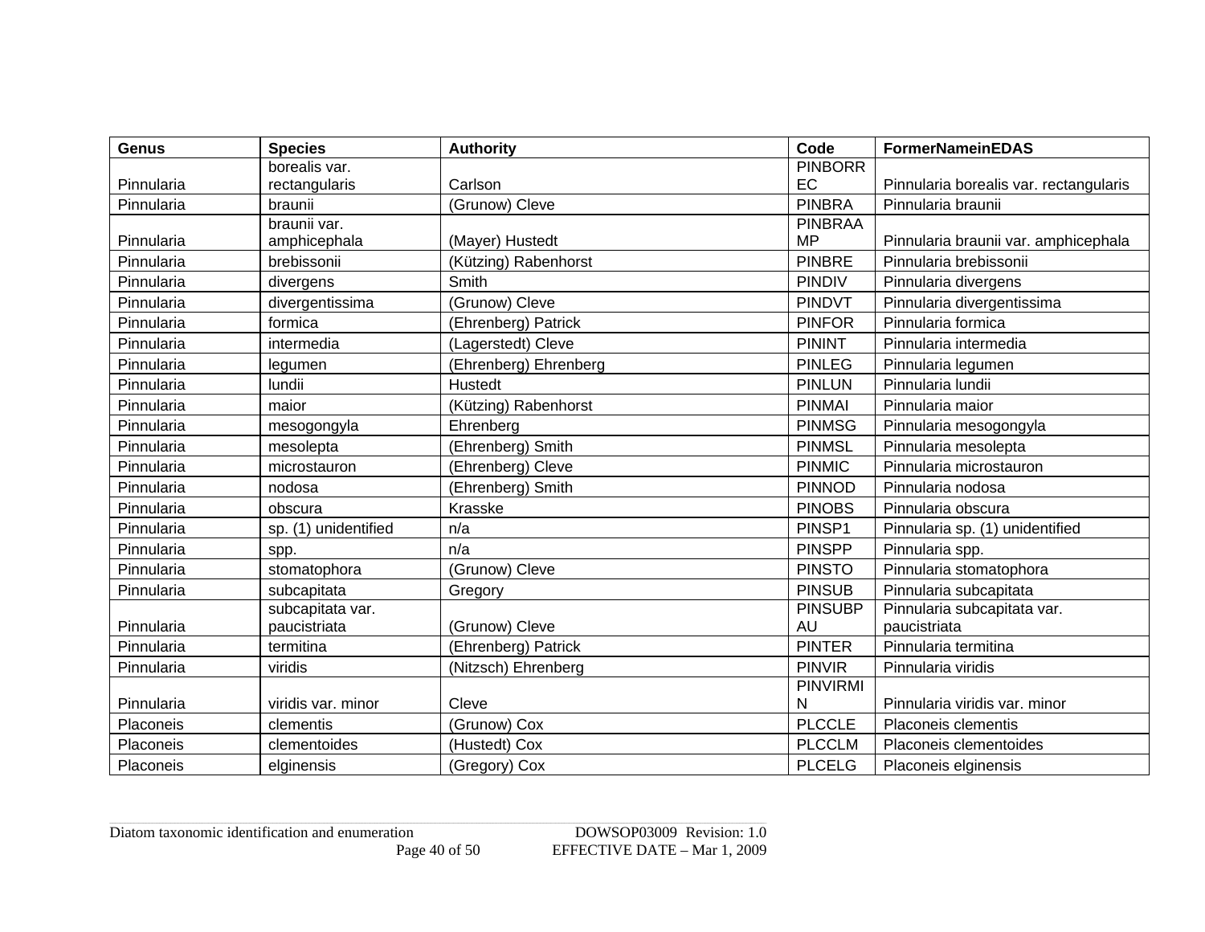| Genus | Species | Authority | Code | FormerNameinEDAS |
| --- | --- | --- | --- | --- |
| Pinnularia | borealis var. rectangularis | Carlson | PINBORREC | Pinnularia borealis var. rectangularis |
| Pinnularia | braunii | (Grunow) Cleve | PINBRA | Pinnularia braunii |
| Pinnularia | braunii var. amphicephala | (Mayer) Hustedt | PINBRAAMP | Pinnularia braunii var. amphicephala |
| Pinnularia | brebissonii | (Kützing) Rabenhorst | PINBRE | Pinnularia brebissonii |
| Pinnularia | divergens | Smith | PINDIV | Pinnularia divergens |
| Pinnularia | divergentissima | (Grunow) Cleve | PINDVT | Pinnularia divergentissima |
| Pinnularia | formica | (Ehrenberg) Patrick | PINFOR | Pinnularia formica |
| Pinnularia | intermedia | (Lagerstedt) Cleve | PININT | Pinnularia intermedia |
| Pinnularia | legumen | (Ehrenberg) Ehrenberg | PINLEG | Pinnularia legumen |
| Pinnularia | lundii | Hustedt | PINLUN | Pinnularia lundii |
| Pinnularia | maior | (Kützing) Rabenhorst | PINMAI | Pinnularia maior |
| Pinnularia | mesogongyla | Ehrenberg | PINMSG | Pinnularia mesogongyla |
| Pinnularia | mesolepta | (Ehrenberg) Smith | PINMSL | Pinnularia mesolepta |
| Pinnularia | microstauron | (Ehrenberg) Cleve | PINMIC | Pinnularia microstauron |
| Pinnularia | nodosa | (Ehrenberg) Smith | PINNOD | Pinnularia nodosa |
| Pinnularia | obscura | Krasske | PINOBS | Pinnularia obscura |
| Pinnularia | sp. (1) unidentified | n/a | PINSP1 | Pinnularia sp. (1) unidentified |
| Pinnularia | spp. | n/a | PINSPP | Pinnularia spp. |
| Pinnularia | stomatophora | (Grunow) Cleve | PINSTO | Pinnularia stomatophora |
| Pinnularia | subcapitata | Gregory | PINSUB | Pinnularia subcapitata |
| Pinnularia | subcapitata var. paucistriata | (Grunow) Cleve | PINSUBPAU | Pinnularia subcapitata var. paucistriata |
| Pinnularia | termitina | (Ehrenberg) Patrick | PINTER | Pinnularia termitina |
| Pinnularia | viridis | (Nitzsch) Ehrenberg | PINVIR | Pinnularia viridis |
| Pinnularia | viridis var. minor | Cleve | PINVIRMIN | Pinnularia viridis var. minor |
| Placoneis | clementis | (Grunow) Cox | PLCCLE | Placoneis clementis |
| Placoneis | clementoides | (Hustedt) Cox | PLCCLM | Placoneis clementoides |
| Placoneis | elginensis | (Gregory) Cox | PLCELG | Placoneis elginensis |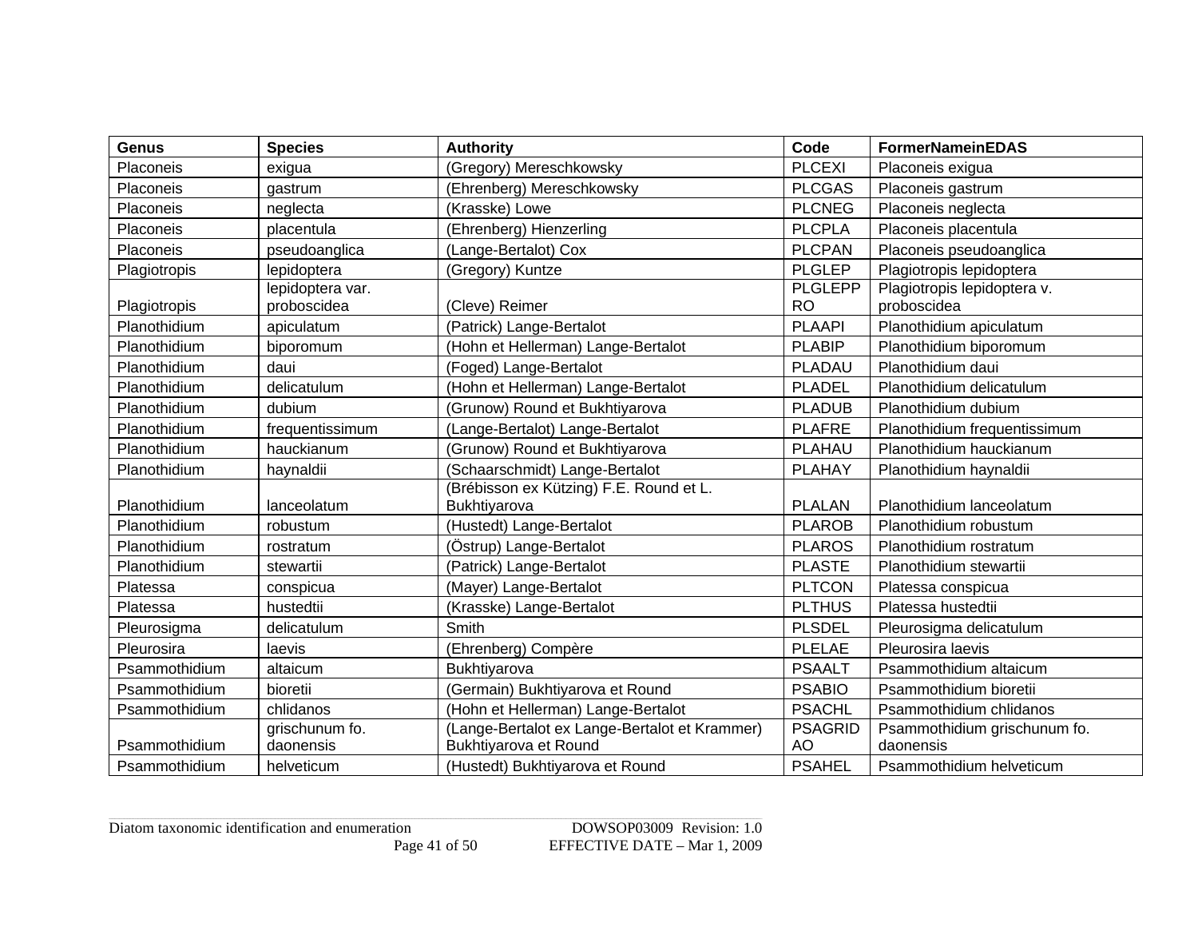| Genus | Species | Authority | Code | FormerNameinEDAS |
|---|---|---|---|---|
| Placoneis | exigua | (Gregory) Mereschkowsky | PLCEXI | Placoneis exigua |
| Placoneis | gastrum | (Ehrenberg) Mereschkowsky | PLCGAS | Placoneis gastrum |
| Placoneis | neglecta | (Krasske) Lowe | PLCNEG | Placoneis neglecta |
| Placoneis | placentula | (Ehrenberg) Hienzerling | PLCPLA | Placoneis placentula |
| Placoneis | pseudoanglica | (Lange-Bertalot) Cox | PLCPAN | Placoneis pseudoanglica |
| Plagiotropis | lepidoptera | (Gregory) Kuntze | PLGLEP | Plagiotropis lepidoptera |
| Plagiotropis | lepidoptera var. proboscidea | (Cleve) Reimer | PLGLEPPRO | Plagiotropis lepidoptera v. proboscidea |
| Planothidium | apiculatum | (Patrick) Lange-Bertalot | PLAAPI | Planothidium apiculatum |
| Planothidium | biporomum | (Hohn et Hellerman) Lange-Bertalot | PLABIP | Planothidium biporomum |
| Planothidium | daui | (Foged) Lange-Bertalot | PLADAU | Planothidium daui |
| Planothidium | delicatulum | (Hohn et Hellerman) Lange-Bertalot | PLADEL | Planothidium delicatulum |
| Planothidium | dubium | (Grunow) Round et Bukhtiyarova | PLADUB | Planothidium dubium |
| Planothidium | frequentissimum | (Lange-Bertalot) Lange-Bertalot | PLAFRE | Planothidium frequentissimum |
| Planothidium | hauckianum | (Grunow) Round et Bukhtiyarova | PLAHAU | Planothidium hauckianum |
| Planothidium | haynaldii | (Schaarschmidt) Lange-Bertalot | PLAHAY | Planothidium haynaldii |
| Planothidium | lanceolatum | (Brébisson ex Kützing) F.E. Round et L. Bukhtiyarova | PLALAN | Planothidium lanceolatum |
| Planothidium | robustum | (Hustedt) Lange-Bertalot | PLAROB | Planothidium robustum |
| Planothidium | rostratum | (Östrup) Lange-Bertalot | PLAROS | Planothidium rostratum |
| Planothidium | stewartii | (Patrick) Lange-Bertalot | PLASTE | Planothidium stewartii |
| Platessa | conspicua | (Mayer) Lange-Bertalot | PLTCON | Platessa conspicua |
| Platessa | hustedtii | (Krasske) Lange-Bertalot | PLTHUS | Platessa hustedtii |
| Pleurosigma | delicatulum | Smith | PLSDEL | Pleurosigma delicatulum |
| Pleurosira | laevis | (Ehrenberg) Compère | PLELAE | Pleurosira laevis |
| Psammothidium | altaicum | Bukhtiyarova | PSAALT | Psammothidium altaicum |
| Psammothidium | bioretii | (Germain) Bukhtiyarova et Round | PSABIO | Psammothidium bioretii |
| Psammothidium | chlidanos | (Hohn et Hellerman) Lange-Bertalot | PSACHL | Psammothidium chlidanos |
| Psammothidium | grischunum fo. daonensis | (Lange-Bertalot ex Lange-Bertalot et Krammer) Bukhtiyarova et Round | PSAGRIDAO | Psammothidium grischunum fo. daonensis |
| Psammothidium | helveticum | (Hustedt) Bukhtiyarova et Round | PSAHEL | Psammothidium helveticum |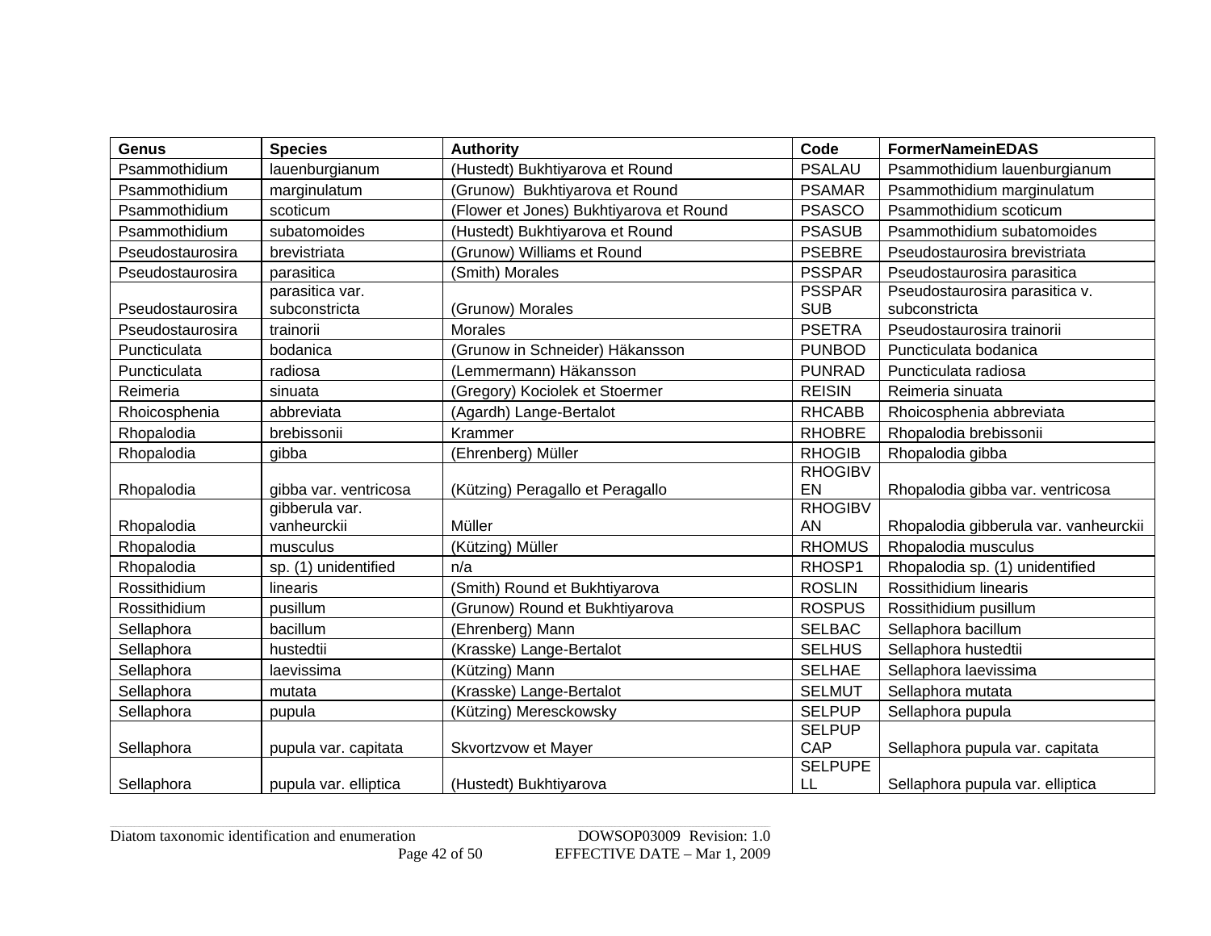| Genus | Species | Authority | Code | FormerNameinEDAS |
|---|---|---|---|---|
| Psammothidium | lauenburgianum | (Hustedt) Bukhtiyarova et Round | PSALAU | Psammothidium lauenburgianum |
| Psammothidium | marginulatum | (Grunow) Bukhtiyarova et Round | PSAMAR | Psammothidium marginulatum |
| Psammothidium | scoticum | (Flower et Jones) Bukhtiyarova et Round | PSASCO | Psammothidium scoticum |
| Psammothidium | subatomoides | (Hustedt) Bukhtiyarova et Round | PSASUB | Psammothidium subatomoides |
| Pseudostaurosira | brevistriata | (Grunow) Williams et Round | PSEBRE | Pseudostaurosira brevistriata |
| Pseudostaurosira | parasitica | (Smith) Morales | PSSPAR | Pseudostaurosira parasitica |
| Pseudostaurosira | parasitica var. subconstricta | (Grunow) Morales | PSSPAR SUB | Pseudostaurosira parasitica v. subconstricta |
| Pseudostaurosira | trainorii | Morales | PSETRA | Pseudostaurosira trainorii |
| Puncticulata | bodanica | (Grunow in Schneider) Häkansson | PUNBOD | Puncticulata bodanica |
| Puncticulata | radiosa | (Lemmermann) Häkansson | PUNRAD | Puncticulata radiosa |
| Reimeria | sinuata | (Gregory) Kociolek et Stoermer | REISIN | Reimeria sinuata |
| Rhoicosphenia | abbreviata | (Agardh) Lange-Bertalot | RHCABB | Rhoicosphenia abbreviata |
| Rhopalodia | brebissonii | Krammer | RHOBRE | Rhopalodia brebissonii |
| Rhopalodia | gibba | (Ehrenberg) Müller | RHOGIB | Rhopalodia gibba |
| Rhopalodia | gibba var. ventricosa | (Kützing) Peragallo et Peragallo | RHOGIBV EN | Rhopalodia gibba var. ventricosa |
| Rhopalodia | gibberula var. vanheurckii | Müller | RHOGIBV AN | Rhopalodia gibberula var. vanheurckii |
| Rhopalodia | musculus | (Kützing) Müller | RHOMUS | Rhopalodia musculus |
| Rhopalodia | sp. (1) unidentified | n/a | RHOSP1 | Rhopalodia sp. (1) unidentified |
| Rossithidium | linearis | (Smith) Round et Bukhtiyarova | ROSLIN | Rossithidium linearis |
| Rossithidium | pusillum | (Grunow) Round et Bukhtiyarova | ROSPUS | Rossithidium pusillum |
| Sellaphora | bacillum | (Ehrenberg) Mann | SELBAC | Sellaphora bacillum |
| Sellaphora | hustedtii | (Krasske) Lange-Bertalot | SELHUS | Sellaphora hustedtii |
| Sellaphora | laevissima | (Kützing) Mann | SELHAE | Sellaphora laevissima |
| Sellaphora | mutata | (Krasske) Lange-Bertalot | SELMUT | Sellaphora mutata |
| Sellaphora | pupula | (Kützing) Meresckowsky | SELPUP | Sellaphora pupula |
| Sellaphora | pupula var. capitata | Skvortzvow et Mayer | SELPUP CAP | Sellaphora pupula var. capitata |
| Sellaphora | pupula var. elliptica | (Hustedt) Bukhtiyarova | SELPUPE LL | Sellaphora pupula var. elliptica |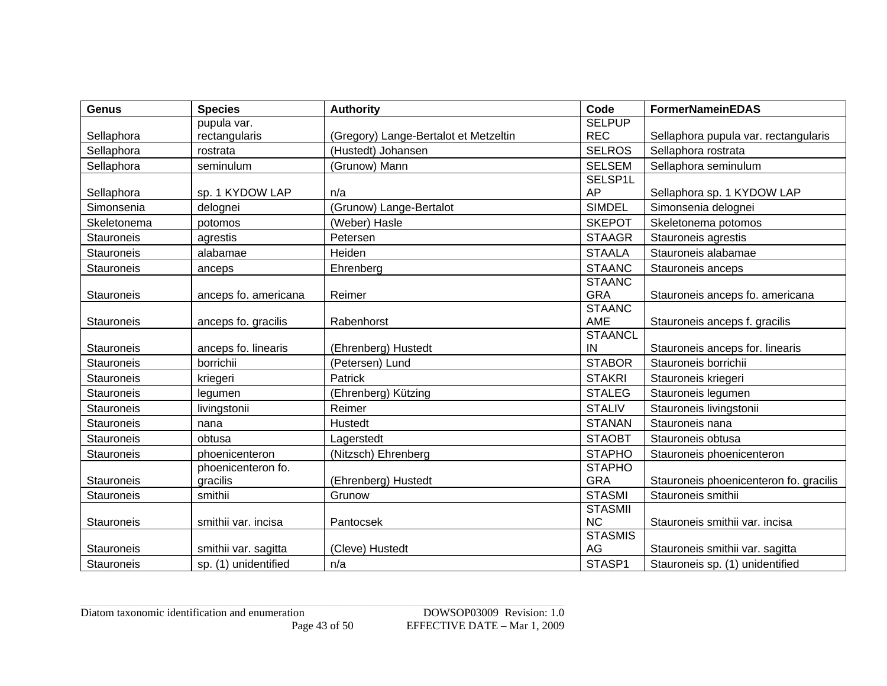| Genus | Species | Authority | Code | FormerNameinEDAS |
|---|---|---|---|---|
| Sellaphora | pupula var. rectangularis | (Gregory) Lange-Bertalot et Metzeltin | SELPUPREC | Sellaphora pupula var. rectangularis |
| Sellaphora | rostrata | (Hustedt) Johansen | SELROS | Sellaphora rostrata |
| Sellaphora | seminulum | (Grunow) Mann | SELSEM | Sellaphora seminulum |
| Sellaphora | sp. 1 KYDOW LAP | n/a | SELSP1LAP | Sellaphora sp. 1 KYDOW LAP |
| Simonsenia | delognei | (Grunow) Lange-Bertalot | SIMDEL | Simonsenia delognei |
| Skeletonema | potomos | (Weber) Hasle | SKEPOT | Skeletonema potomos |
| Stauroneis | agrestis | Petersen | STAAGR | Stauroneis agrestis |
| Stauroneis | alabamae | Heiden | STAALA | Stauroneis alabamae |
| Stauroneis | anceps | Ehrenberg | STAANC | Stauroneis anceps |
| Stauroneis | anceps fo. americana | Reimer | STAANCGRA | Stauroneis anceps fo. americana |
| Stauroneis | anceps fo. gracilis | Rabenhorst | STAANCAME | Stauroneis anceps f. gracilis |
| Stauroneis | anceps fo. linearis | (Ehrenberg) Hustedt | STAANCLIN | Stauroneis anceps for. linearis |
| Stauroneis | borrichii | (Petersen) Lund | STABOR | Stauroneis borrichii |
| Stauroneis | kriegeri | Patrick | STAKRI | Stauroneis kriegeri |
| Stauroneis | legumen | (Ehrenberg) Kützing | STALEG | Stauroneis legumen |
| Stauroneis | livingstonii | Reimer | STALIV | Stauroneis livingstonii |
| Stauroneis | nana | Hustedt | STANAN | Stauroneis nana |
| Stauroneis | obtusa | Lagerstedt | STAOBT | Stauroneis obtusa |
| Stauroneis | phoenicenteron | (Nitzsch) Ehrenberg | STAPHO | Stauroneis phoenicenteron |
| Stauroneis | phoenicenteron fo. gracilis | (Ehrenberg) Hustedt | STAPHOGRA | Stauroneis phoenicenteron fo. gracilis |
| Stauroneis | smithii | Grunow | STASMI | Stauroneis smithii |
| Stauroneis | smithii var. incisa | Pantocsek | STASMIINC | Stauroneis smithii var. incisa |
| Stauroneis | smithii var. sagitta | (Cleve) Hustedt | STASMISAG | Stauroneis smithii var. sagitta |
| Stauroneis | sp. (1) unidentified | n/a | STASP1 | Stauroneis sp. (1) unidentified |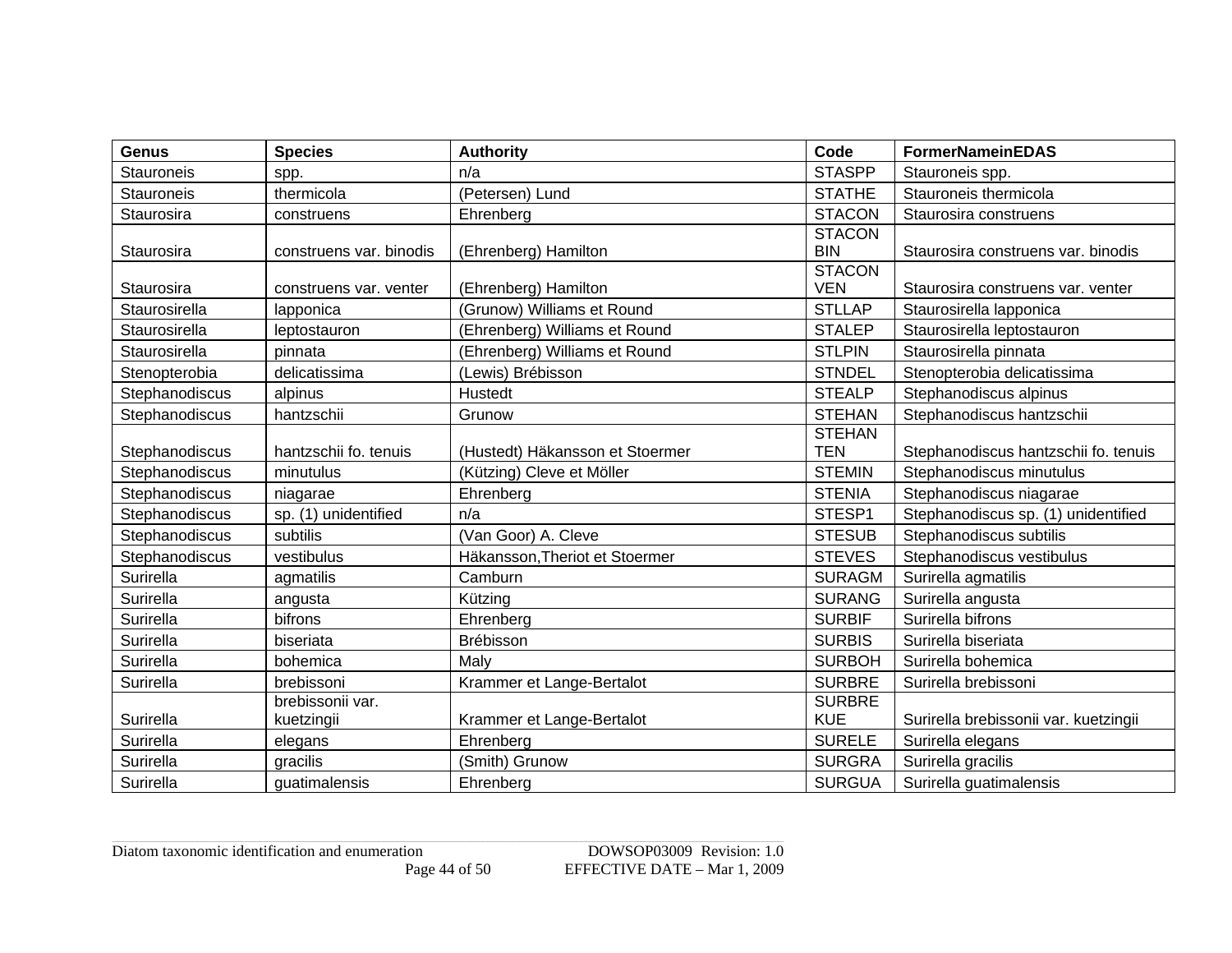| Genus | Species | Authority | Code | FormerNameinEDAS |
|---|---|---|---|---|
| Stauroneis | spp. | n/a | STASPP | Stauroneis spp. |
| Stauroneis | thermicola | (Petersen) Lund | STATHE | Stauroneis thermicola |
| Staurosira | construens | Ehrenberg | STACON | Staurosira construens |
| Staurosira | construens var. binodis | (Ehrenberg) Hamilton | STACONBIN | Staurosira construens var. binodis |
| Staurosira | construens var. venter | (Ehrenberg) Hamilton | STACONVEN | Staurosira construens var. venter |
| Staurosirella | lapponica | (Grunow) Williams et Round | STLLAP | Staurosirella lapponica |
| Staurosirella | leptostauron | (Ehrenberg) Williams et Round | STALEP | Staurosirella leptostauron |
| Staurosirella | pinnata | (Ehrenberg) Williams et Round | STLPIN | Staurosirella pinnata |
| Stenopterobia | delicatissima | (Lewis) Brébisson | STNDEL | Stenopterobia delicatissima |
| Stephanodiscus | alpinus | Hustedt | STEALP | Stephanodiscus alpinus |
| Stephanodiscus | hantzschii | Grunow | STEHAN | Stephanodiscus hantzschii |
| Stephanodiscus | hantzschii fo. tenuis | (Hustedt) Häkansson et Stoermer | STEHANTEN | Stephanodiscus hantzschii fo. tenuis |
| Stephanodiscus | minutulus | (Kützing) Cleve et Möller | STEMIN | Stephanodiscus minutulus |
| Stephanodiscus | niagarae | Ehrenberg | STENIA | Stephanodiscus niagarae |
| Stephanodiscus | sp. (1) unidentified | n/a | STESP1 | Stephanodiscus sp. (1) unidentified |
| Stephanodiscus | subtilis | (Van Goor) A. Cleve | STESUB | Stephanodiscus subtilis |
| Stephanodiscus | vestibulus | Häkansson,Theriot et Stoermer | STEVES | Stephanodiscus vestibulus |
| Surirella | agmatilis | Camburn | SURAGM | Surirella agmatilis |
| Surirella | angusta | Kützing | SURANG | Surirella angusta |
| Surirella | bifrons | Ehrenberg | SURBIF | Surirella bifrons |
| Surirella | biseriata | Brébisson | SURBIS | Surirella biseriata |
| Surirella | bohemica | Maly | SURBOH | Surirella bohemica |
| Surirella | brebissoni | Krammer et Lange-Bertalot | SURBRE | Surirella brebissoni |
| Surirella | brebissonii var. kuetzingii | Krammer et Lange-Bertalot | SURBREKUE | Surirella brebissonii var. kuetzingii |
| Surirella | elegans | Ehrenberg | SURELE | Surirella elegans |
| Surirella | gracilis | (Smith) Grunow | SURGRA | Surirella gracilis |
| Surirella | guatimalensis | Ehrenberg | SURGUA | Surirella guatimalensis |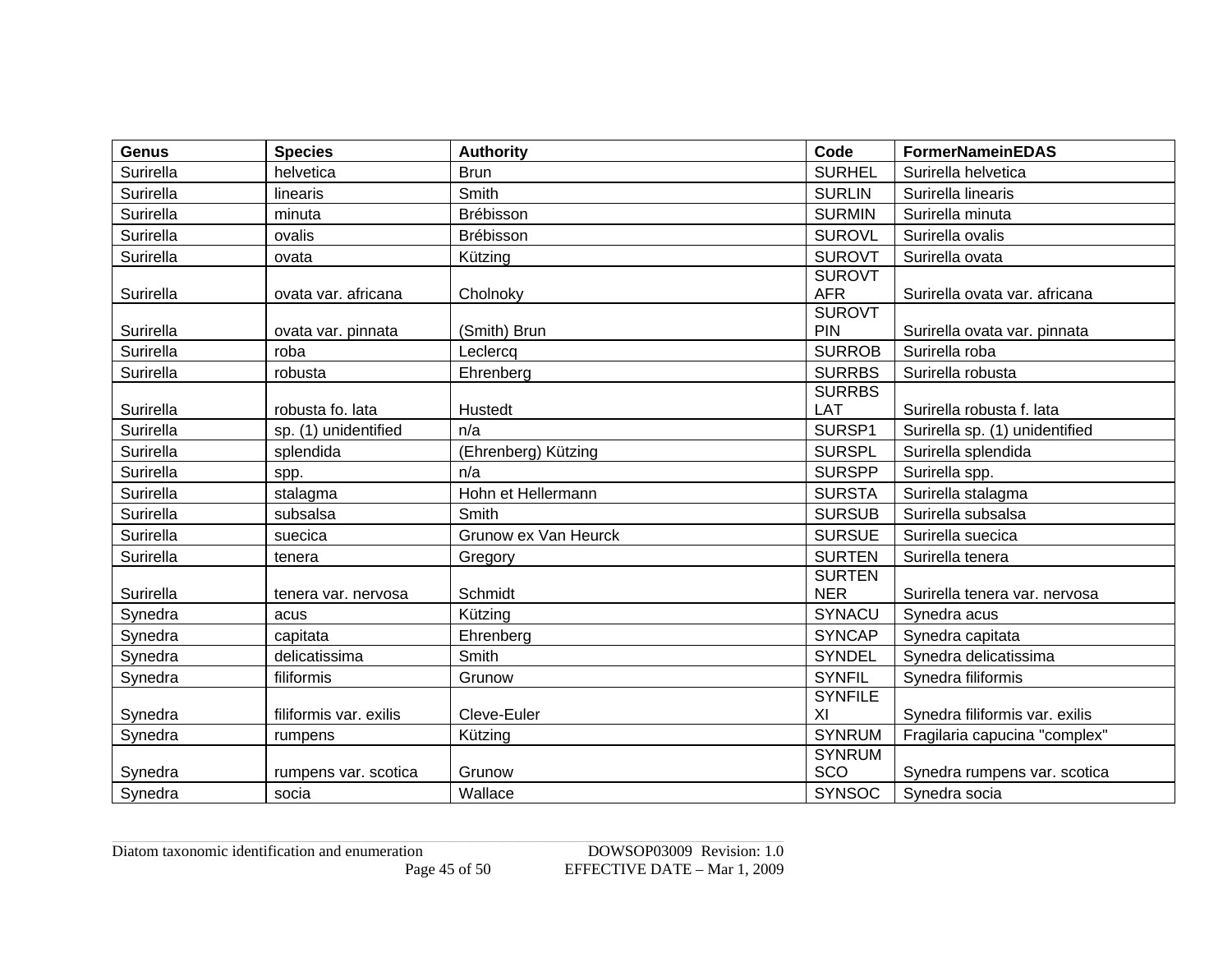| Genus | Species | Authority | Code | FormerNameinEDAS |
|---|---|---|---|---|
| Surirella | helvetica | Brun | SURHEL | Surirella helvetica |
| Surirella | linearis | Smith | SURLIN | Surirella linearis |
| Surirella | minuta | Brébisson | SURMIN | Surirella minuta |
| Surirella | ovalis | Brébisson | SUROVL | Surirella ovalis |
| Surirella | ovata | Kützing | SUROVT | Surirella ovata |
| Surirella | ovata var. africana | Cholnoky | SUROVTAFR | Surirella ovata var. africana |
| Surirella | ovata var. pinnata | (Smith) Brun | SUROVTPIN | Surirella ovata var. pinnata |
| Surirella | roba | Leclercq | SURROB | Surirella roba |
| Surirella | robusta | Ehrenberg | SURRBS | Surirella robusta |
| Surirella | robusta fo. lata | Hustedt | SURRBSLAT | Surirella robusta f. lata |
| Surirella | sp. (1) unidentified | n/a | SURSP1 | Surirella sp. (1) unidentified |
| Surirella | splendida | (Ehrenberg) Kützing | SURSPL | Surirella splendida |
| Surirella | spp. | n/a | SURSPP | Surirella spp. |
| Surirella | stalagma | Hohn et Hellermann | SURSTA | Surirella stalagma |
| Surirella | subsalsa | Smith | SURSUB | Surirella subsalsa |
| Surirella | suecica | Grunow ex Van Heurck | SURSUE | Surirella suecica |
| Surirella | tenera | Gregory | SURTEN | Surirella tenera |
| Surirella | tenera var. nervosa | Schmidt | SURTENNER | Surirella tenera var. nervosa |
| Synedra | acus | Kützing | SYNACU | Synedra acus |
| Synedra | capitata | Ehrenberg | SYNCAP | Synedra capitata |
| Synedra | delicatissima | Smith | SYNDEL | Synedra delicatissima |
| Synedra | filiformis | Grunow | SYNFIL | Synedra filiformis |
| Synedra | filiformis var. exilis | Cleve-Euler | SYNFILEXI | Synedra filiformis var. exilis |
| Synedra | rumpens | Kützing | SYNRUM | Fragilaria capucina "complex" |
| Synedra | rumpens var. scotica | Grunow | SYNRUMSCO | Synedra rumpens var. scotica |
| Synedra | socia | Wallace | SYNSOC | Synedra socia |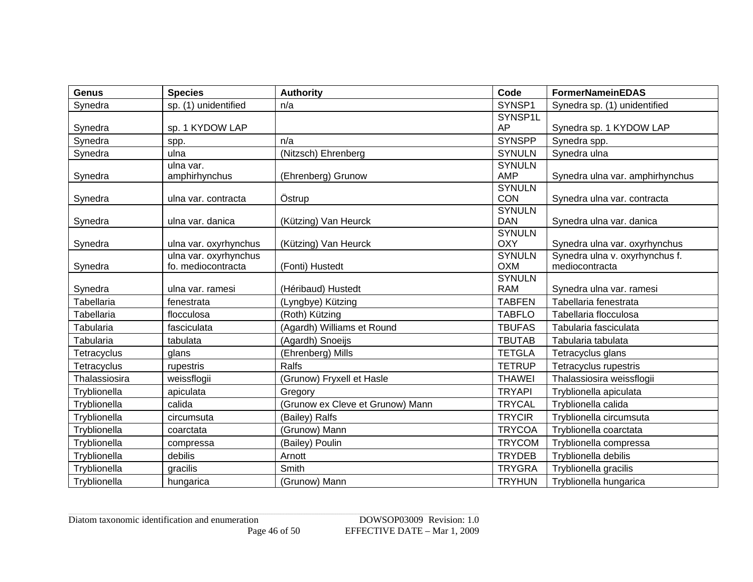| Genus | Species | Authority | Code | FormerNameinEDAS |
|---|---|---|---|---|
| Synedra | sp. (1) unidentified | n/a | SYNSP1 | Synedra sp. (1) unidentified |
| Synedra | sp. 1 KYDOW LAP | | SYNSP1LAP | Synedra sp. 1 KYDOW LAP |
| Synedra | spp. | n/a | SYNSPP | Synedra spp. |
| Synedra | ulna | (Nitzsch) Ehrenberg | SYNULN | Synedra ulna |
| Synedra | ulna var. amphirhynchus | (Ehrenberg) Grunow | SYNULNAMP | Synedra ulna var. amphirhynchus |
| Synedra | ulna var. contracta | Östrup | SYNULNCON | Synedra ulna var. contracta |
| Synedra | ulna var. danica | (Kützing) Van Heurck | SYNULNDAN | Synedra ulna var. danica |
| Synedra | ulna var. oxyrhynchus | (Kützing) Van Heurck | SYNULNOXY | Synedra ulna var. oxyrhynchus |
| Synedra | ulna var. oxyrhynchus fo. mediocontracta | (Fonti) Hustedt | SYNULNOXM | Synedra ulna v. oxyrhynchus f. mediocontracta |
| Synedra | ulna var. ramesi | (Héribaud) Hustedt | SYNULNRAM | Synedra ulna var. ramesi |
| Tabellaria | fenestrata | (Lyngbye) Kützing | TABFEN | Tabellaria fenestrata |
| Tabellaria | flocculosa | (Roth) Kützing | TABFLO | Tabellaria flocculosa |
| Tabularia | fasciculata | (Agardh) Williams et Round | TBUFAS | Tabularia fasciculata |
| Tabularia | tabulata | (Agardh) Snoeijs | TBUTAB | Tabularia tabulata |
| Tetracyclus | glans | (Ehrenberg) Mills | TETGLA | Tetracyclus glans |
| Tetracyclus | rupestris | Ralfs | TETRUP | Tetracyclus rupestris |
| Thalassiosira | weissflogii | (Grunow) Fryxell et Hasle | THAWEI | Thalassiosira weissflogii |
| Tryblionella | apiculata | Gregory | TRYAPI | Tryblionella apiculata |
| Tryblionella | calida | (Grunow ex Cleve et Grunow) Mann | TRYCAL | Tryblionella calida |
| Tryblionella | circumsuta | (Bailey) Ralfs | TRYCIR | Tryblionella circumsuta |
| Tryblionella | coarctata | (Grunow) Mann | TRYCOA | Tryblionella coarctata |
| Tryblionella | compressa | (Bailey) Poulin | TRYCOM | Tryblionella compressa |
| Tryblionella | debilis | Arnott | TRYDEB | Tryblionella debilis |
| Tryblionella | gracilis | Smith | TRYGRA | Tryblionella gracilis |
| Tryblionella | hungarica | (Grunow) Mann | TRYHUN | Tryblionella hungarica |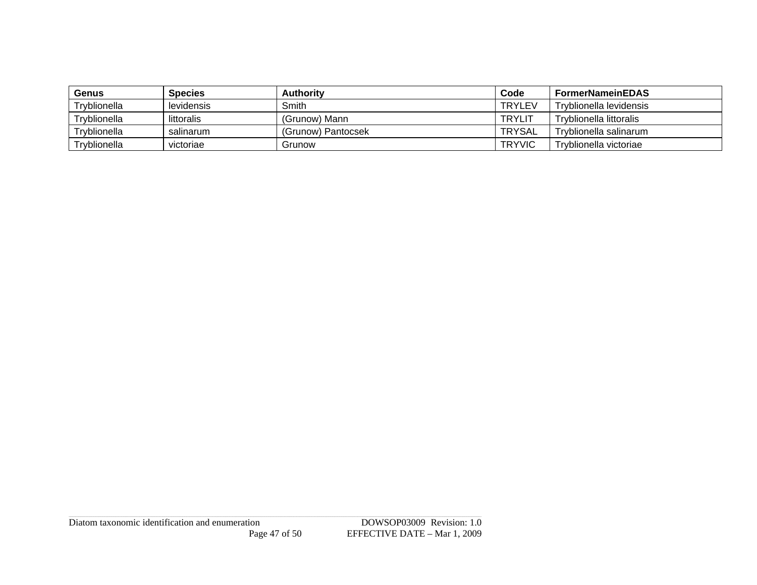| Genus | Species | Authority | Code | FormerNameinEDAS |
|---|---|---|---|---|
| Tryblionella | levidensis | Smith | TRYLEV | Tryblionella levidensis |
| Tryblionella | littoralis | (Grunow) Mann | TRYLIT | Tryblionella littoralis |
| Tryblionella | salinarum | (Grunow) Pantocsek | TRYSAL | Tryblionella salinarum |
| Tryblionella | victoriae | Grunow | TRYVIC | Tryblionella victoriae |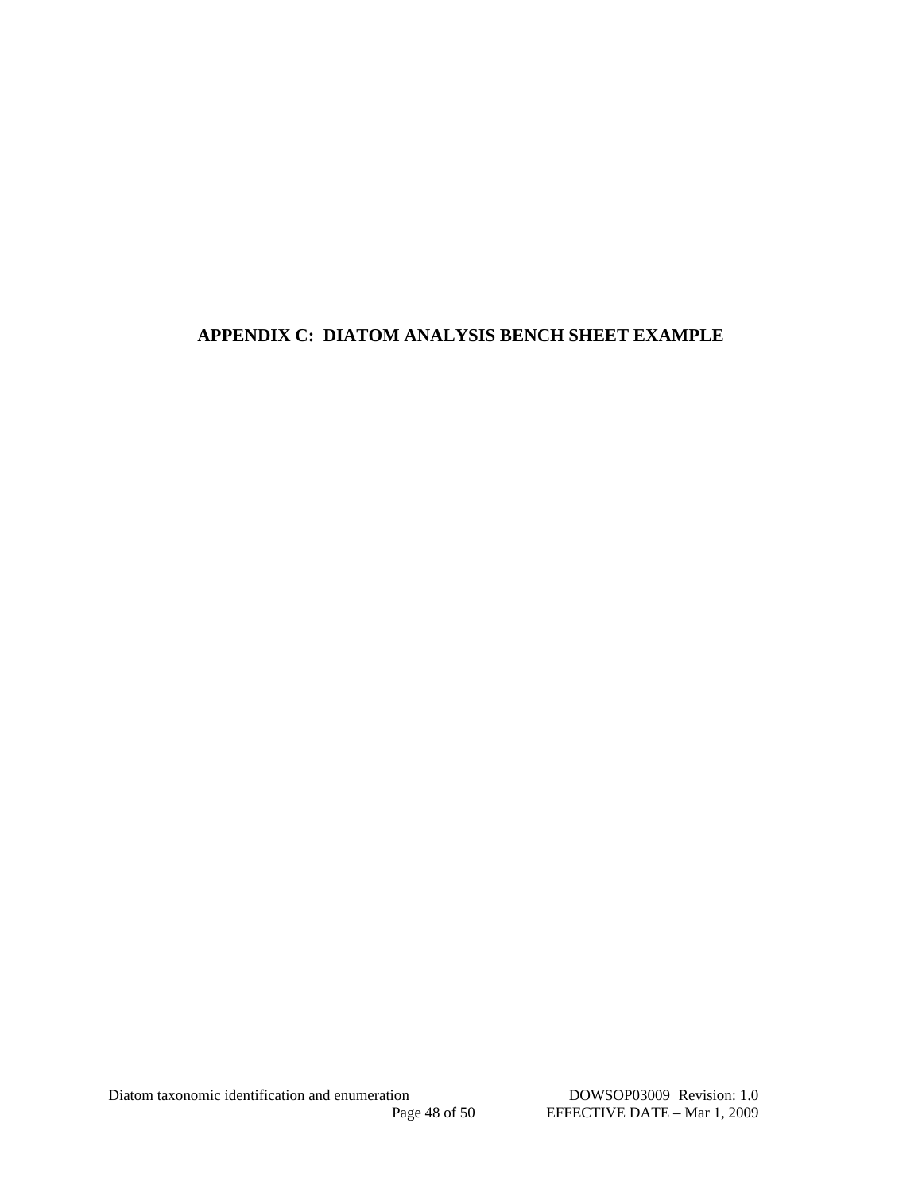# APPENDIX C: DIATOM ANALYSIS BENCH SHEET EXAMPLE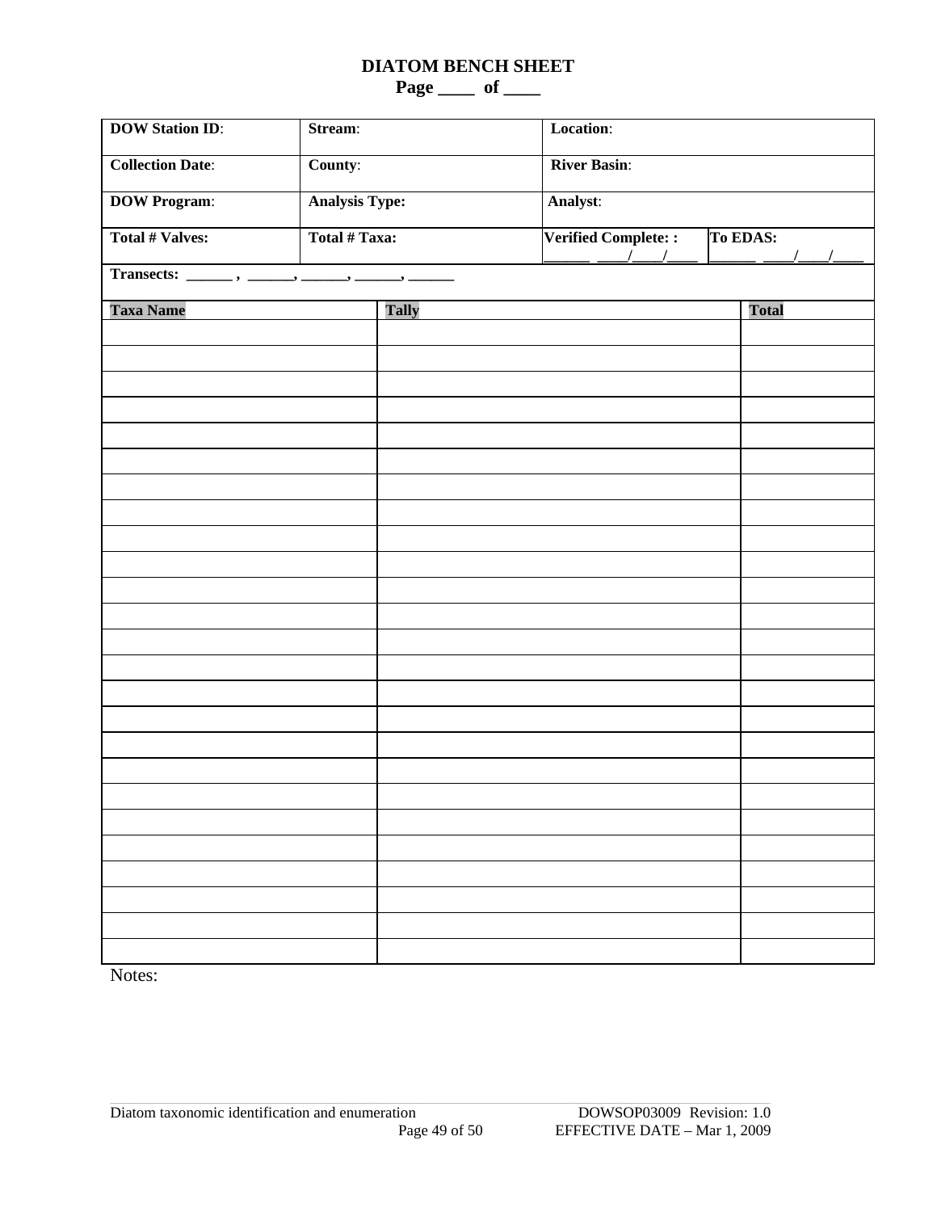# DIATOM BENCH SHEET

**Page ____ of ____**

| **DOW Station ID**: | **Stream**: | **Location**: | |
|---|---|---|---|
| **Collection Date**: | **County**: | **River Basin**: | |
| **DOW Program**: | **Analysis Type:** | **Analyst**: | |
| **Total # Valves:** | **Total # Taxa:** | **Verified Complete: :** ______ ____/____/____ | **To EDAS:** ______ ____/____/____ |
| **Transects: ______ , ______, ______, ______, ______** | | | |

| **Taxa Name** | **Tally** | **Total** |
|---|---|---|
| | | |
| | | |
| | | |
| | | |
| | | |
| | | |
| | | |
| | | |
| | | |
| | | |
| | | |
| | | |
| | | |
| | | |
| | | |
| | | |
| | | |
| | | |
| | | |
| | | |
| | | |
| | | |
| | | |
| | | |
| | | |

Notes: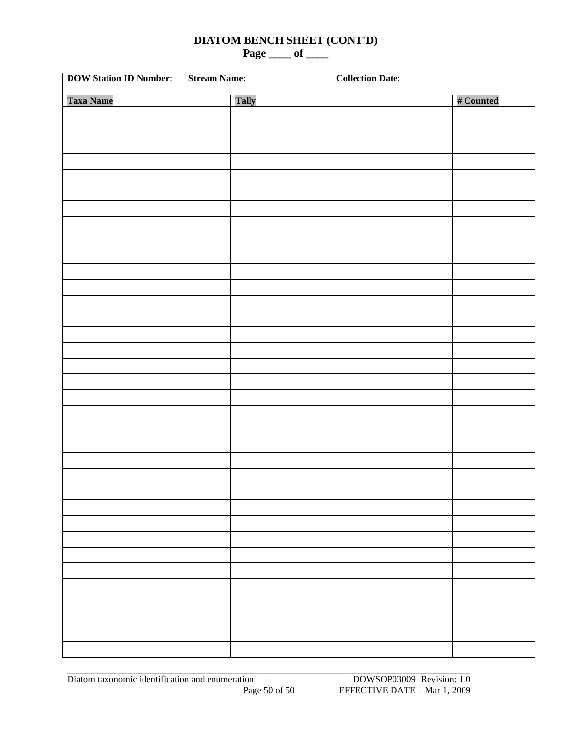## DIATOM BENCH SHEET (CONT'D)

**Page \_\_\_\_ of \_\_\_\_**

| **DOW Station ID Number**: | **Stream Name**: | **Collection Date**: |
|---|---|---|

| **Taxa Name** | **Tally** | **# Counted** |
|---|---|---|
| | | |
| | | |
| | | |
| | | |
| | | |
| | | |
| | | |
| | | |
| | | |
| | | |
| | | |
| | | |
| | | |
| | | |
| | | |
| | | |
| | | |
| | | |
| | | |
| | | |
| | | |
| | | |
| | | |
| | | |
| | | |
| | | |
| | | |
| | | |
| | | |
| | | |
| | | |
| | | |
| | | |
| | | |
| | | |
| | | |
| | | |